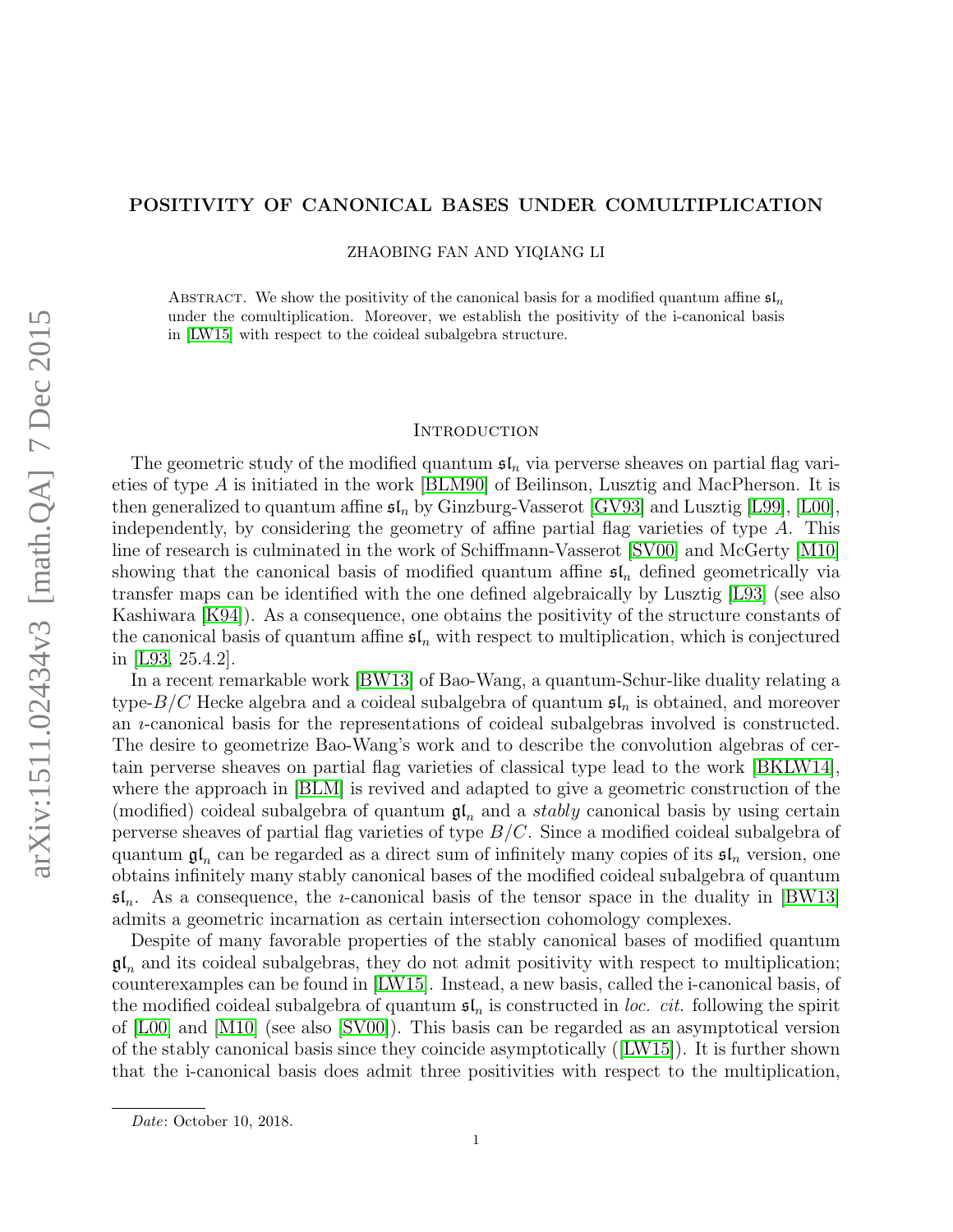# POSITIVITY OF CANONICAL BASES UNDER COMULTIPLICATION

ZHAOBING FAN AND YIQIANG LI

ABSTRACT. We show the positivity of the canonical basis for a modified quantum affine $\mathfrak{sl}_n$ under the comultiplication. Moreover, we establish the positivity of the i-canonical basis in [LW15] with respect to the coideal subalgebra structure.

## INTRODUCTION

The geometric study of the modified quantum $\mathfrak{sl}_n$ via perverse sheaves on partial flag varieties of type $A$ is initiated in the work [BLM90] of Beilinson, Lusztig and MacPherson. It is then generalized to quantum affine $\mathfrak{sl}_n$ by Ginzburg-Vasserot [GV93] and Lusztig [L99], [L00], independently, by considering the geometry of affine partial flag varieties of type $A$. This line of research is culminated in the work of Schiffmann-Vasserot [SV00] and McGerty [M10] showing that the canonical basis of modified quantum affine $\mathfrak{sl}_n$ defined geometrically via transfer maps can be identified with the one defined algebraically by Lusztig [L93] (see also Kashiwara [K94]). As a consequence, one obtains the positivity of the structure constants of the canonical basis of quantum affine $\mathfrak{sl}_n$ with respect to multiplication, which is conjectured in [L93, 25.4.2].

In a recent remarkable work [BW13] of Bao-Wang, a quantum-Schur-like duality relating a type-$B/C$ Hecke algebra and a coideal subalgebra of quantum $\mathfrak{sl}_n$ is obtained, and moreover an $\imath$-canonical basis for the representations of coideal subalgebras involved is constructed. The desire to geometrize Bao-Wang's work and to describe the convolution algebras of certain perverse sheaves on partial flag varieties of classical type lead to the work [BKLW14], where the approach in [BLM] is revived and adapted to give a geometric construction of the (modified) coideal subalgebra of quantum $\mathfrak{gl}_n$ and a *stably* canonical basis by using certain perverse sheaves of partial flag varieties of type $B/C$. Since a modified coideal subalgebra of quantum $\mathfrak{gl}_n$ can be regarded as a direct sum of infinitely many copies of its $\mathfrak{sl}_n$ version, one obtains infinitely many stably canonical bases of the modified coideal subalgebra of quantum $\mathfrak{sl}_n$. As a consequence, the $\imath$-canonical basis of the tensor space in the duality in [BW13] admits a geometric incarnation as certain intersection cohomology complexes.

Despite of many favorable properties of the stably canonical bases of modified quantum $\mathfrak{gl}_n$ and its coideal subalgebras, they do not admit positivity with respect to multiplication; counterexamples can be found in [LW15]. Instead, a new basis, called the i-canonical basis, of the modified coideal subalgebra of quantum $\mathfrak{sl}_n$ is constructed in *loc. cit.* following the spirit of [L00] and [M10] (see also [SV00]). This basis can be regarded as an asymptotical version of the stably canonical basis since they coincide asymptotically ([LW15]). It is further shown that the i-canonical basis does admit three positivities with respect to the multiplication,

*Date*: October 10, 2018.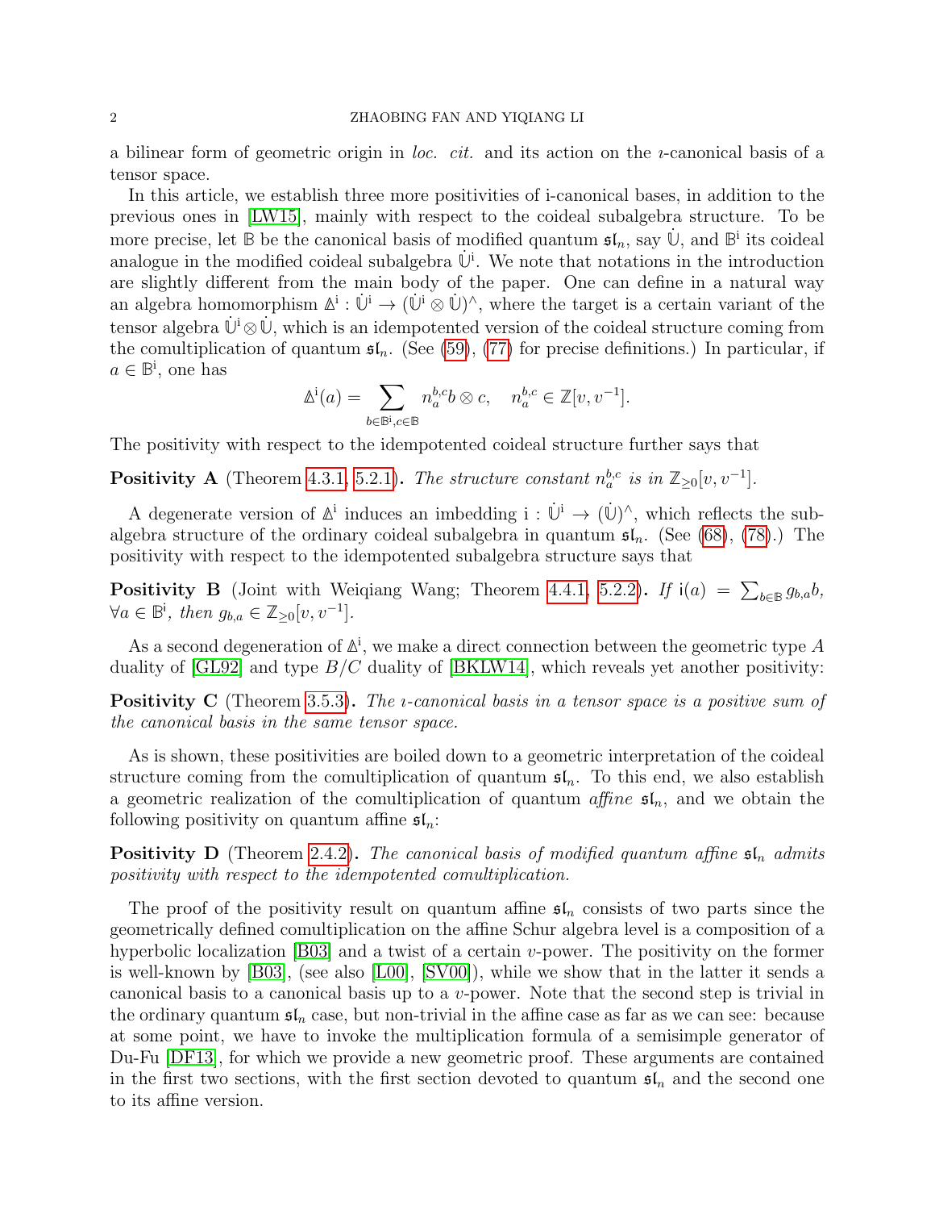a bilinear form of geometric origin in *loc. cit.* and its action on the $\imath$-canonical basis of a tensor space.

In this article, we establish three more positivities of i-canonical bases, in addition to the previous ones in [LW15], mainly with respect to the coideal subalgebra structure. To be more precise, let $\mathbb{B}$ be the canonical basis of modified quantum $\mathfrak{sl}_n$, say $\dot{\mathbb{U}}$, and $\mathbb{B}^{\mathrm{i}}$ its coideal analogue in the modified coideal subalgebra $\dot{\mathbb{U}}^{\mathrm{i}}$. We note that notations in the introduction are slightly different from the main body of the paper. One can define in a natural way an algebra homomorphism $\Delta^{\mathrm{i}} : \dot{\mathbb{U}}^{\mathrm{i}} \to (\dot{\mathbb{U}}^{\mathrm{i}} \otimes \dot{\mathbb{U}})^{\wedge}$, where the target is a certain variant of the tensor algebra $\dot{\mathbb{U}}^{\mathrm{i}} \otimes \dot{\mathbb{U}}$, which is an idempotented version of the coideal structure coming from the comultiplication of quantum $\mathfrak{sl}_n$. (See (59), (77) for precise definitions.) In particular, if $a \in \mathbb{B}^{\mathrm{i}}$, one has

$$\Delta^{\mathrm{i}}(a) = \sum_{b \in \mathbb{B}^{\mathrm{i}}, c \in \mathbb{B}} n_a^{b,c} b \otimes c, \quad n_a^{b,c} \in \mathbb{Z}[v, v^{-1}].$$

The positivity with respect to the idempotented coideal structure further says that

**Positivity A** (Theorem 4.3.1, 5.2.1)**.** *The structure constant $n_a^{b,c}$ is in $\mathbb{Z}_{\geq 0}[v, v^{-1}]$.*

A degenerate version of $\Delta^{\mathrm{i}}$ induces an imbedding $\mathfrak{i} : \dot{\mathbb{U}}^{\mathrm{i}} \to (\dot{\mathbb{U}})^{\wedge}$, which reflects the subalgebra structure of the ordinary coideal subalgebra in quantum $\mathfrak{sl}_n$. (See (68), (78).) The positivity with respect to the idempotented subalgebra structure says that

**Positivity B** (Joint with Weiqiang Wang; Theorem 4.4.1, 5.2.2)**.** *If $\mathfrak{i}(a) = \sum_{b \in \mathbb{B}} g_{b,a} b$, $\forall a \in \mathbb{B}^{\mathrm{i}}$, then $g_{b,a} \in \mathbb{Z}_{\geq 0}[v, v^{-1}]$.*

As a second degeneration of $\Delta^{\mathrm{i}}$, we make a direct connection between the geometric type $A$ duality of [GL92] and type $B/C$ duality of [BKLW14], which reveals yet another positivity:

**Positivity C** (Theorem 3.5.3)**.** *The $\imath$-canonical basis in a tensor space is a positive sum of the canonical basis in the same tensor space.*

As is shown, these positivities are boiled down to a geometric interpretation of the coideal structure coming from the comultiplication of quantum $\mathfrak{sl}_n$. To this end, we also establish a geometric realization of the comultiplication of quantum *affine* $\mathfrak{sl}_n$, and we obtain the following positivity on quantum affine $\mathfrak{sl}_n$:

**Positivity D** (Theorem 2.4.2)**.** *The canonical basis of modified quantum affine $\mathfrak{sl}_n$ admits positivity with respect to the idempotented comultiplication.*

The proof of the positivity result on quantum affine $\mathfrak{sl}_n$ consists of two parts since the geometrically defined comultiplication on the affine Schur algebra level is a composition of a hyperbolic localization [B03] and a twist of a certain $v$-power. The positivity on the former is well-known by [B03], (see also [L00], [SV00]), while we show that in the latter it sends a canonical basis to a canonical basis up to a $v$-power. Note that the second step is trivial in the ordinary quantum $\mathfrak{sl}_n$ case, but non-trivial in the affine case as far as we can see: because at some point, we have to invoke the multiplication formula of a semisimple generator of Du-Fu [DF13], for which we provide a new geometric proof. These arguments are contained in the first two sections, with the first section devoted to quantum $\mathfrak{sl}_n$ and the second one to its affine version.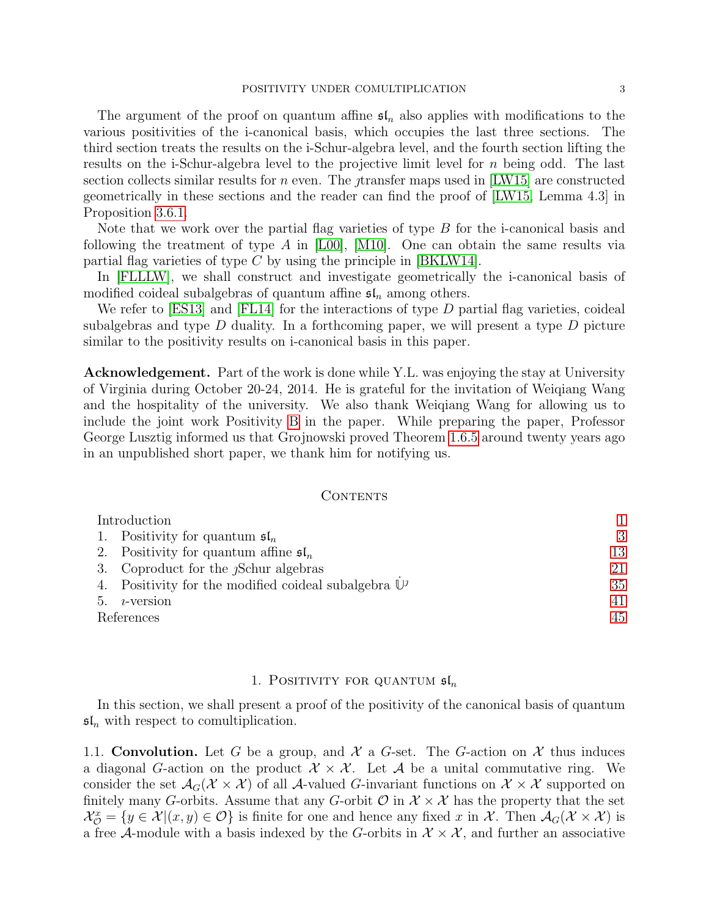The argument of the proof on quantum affine $\mathfrak{sl}_n$ also applies with modifications to the various positivities of the i-canonical basis, which occupies the last three sections. The third section treats the results on the i-Schur-algebra level, and the fourth section lifting the results on the i-Schur-algebra level to the projective limit level for $n$ being odd. The last section collects similar results for $n$ even. The $\jmath$transfer maps used in [LW15] are constructed geometrically in these sections and the reader can find the proof of [LW15, Lemma 4.3] in Proposition 3.6.1.

Note that we work over the partial flag varieties of type $B$ for the i-canonical basis and following the treatment of type $A$ in [L00], [M10]. One can obtain the same results via partial flag varieties of type $C$ by using the principle in [BKLW14].

In [FLLLW], we shall construct and investigate geometrically the i-canonical basis of modified coideal subalgebras of quantum affine $\mathfrak{sl}_n$ among others.

We refer to [ES13] and [FL14] for the interactions of type $D$ partial flag varieties, coideal subalgebras and type $D$ duality. In a forthcoming paper, we will present a type $D$ picture similar to the positivity results on i-canonical basis in this paper.

**Acknowledgement.** Part of the work is done while Y.L. was enjoying the stay at University of Virginia during October 20-24, 2014. He is grateful for the invitation of Weiqiang Wang and the hospitality of the university. We also thank Weiqiang Wang for allowing us to include the joint work Positivity B in the paper. While preparing the paper, Professor George Lusztig informed us that Grojnowski proved Theorem 1.6.5 around twenty years ago in an unpublished short paper, we thank him for notifying us.

## Contents

| | |
|---|---|
| Introduction | 1 |
| 1. Positivity for quantum $\mathfrak{sl}_n$ | 3 |
| 2. Positivity for quantum affine $\mathfrak{sl}_n$ | 13 |
| 3. Coproduct for the $\jmath$Schur algebras | 21 |
| 4. Positivity for the modified coideal subalgebra $\dot{\mathbb{U}}^{\jmath}$ | 35 |
| 5. $\imath$-version | 41 |
| References | 45 |

## 1. Positivity for quantum $\mathfrak{sl}_n$

In this section, we shall present a proof of the positivity of the canonical basis of quantum $\mathfrak{sl}_n$ with respect to comultiplication.

1.1. **Convolution.** Let $G$ be a group, and $\mathcal{X}$ a $G$-set. The $G$-action on $\mathcal{X}$ thus induces a diagonal $G$-action on the product $\mathcal{X} \times \mathcal{X}$. Let $\mathcal{A}$ be a unital commutative ring. We consider the set $\mathcal{A}_G(\mathcal{X} \times \mathcal{X})$ of all $\mathcal{A}$-valued $G$-invariant functions on $\mathcal{X} \times \mathcal{X}$ supported on finitely many $G$-orbits. Assume that any $G$-orbit $\mathcal{O}$ in $\mathcal{X} \times \mathcal{X}$ has the property that the set $\mathcal{X}^x_{\mathcal{O}} = \{y \in \mathcal{X} | (x, y) \in \mathcal{O}\}$ is finite for one and hence any fixed $x$ in $\mathcal{X}$. Then $\mathcal{A}_G(\mathcal{X} \times \mathcal{X})$ is a free $\mathcal{A}$-module with a basis indexed by the $G$-orbits in $\mathcal{X} \times \mathcal{X}$, and further an associative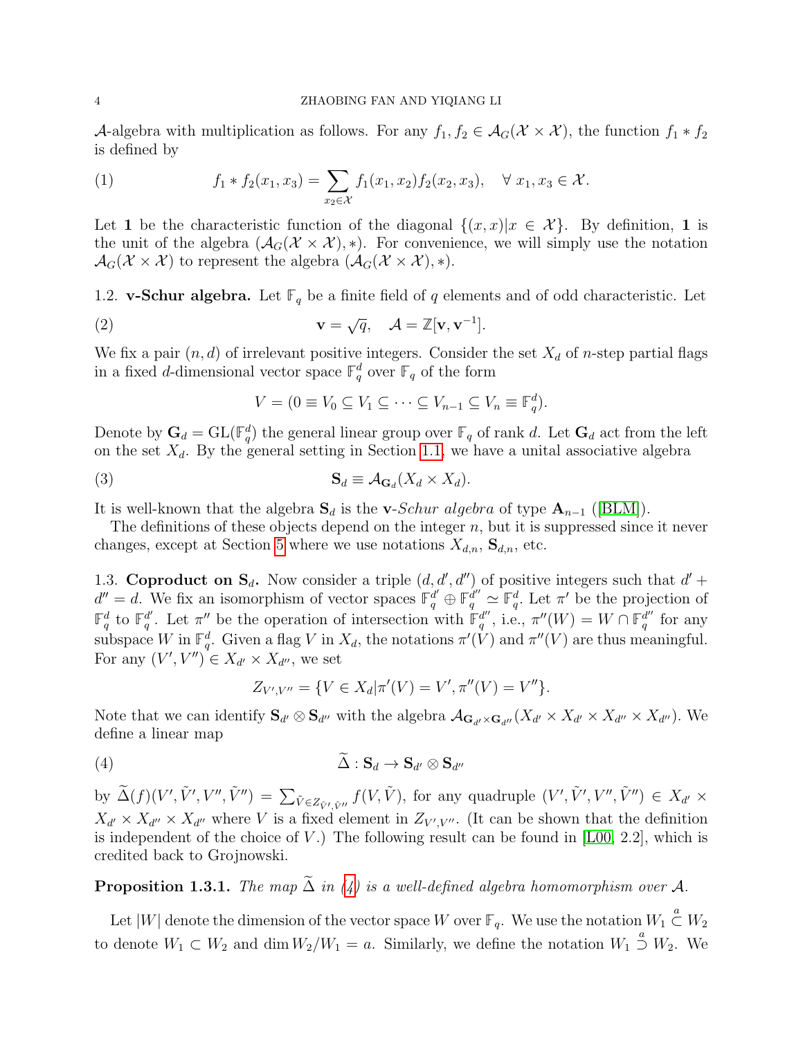$\mathcal{A}$-algebra with multiplication as follows. For any $f_1, f_2 \in \mathcal{A}_G(\mathcal{X} \times \mathcal{X})$, the function $f_1 * f_2$ is defined by

$$f_1 * f_2(x_1, x_3) = \sum_{x_2 \in \mathcal{X}} f_1(x_1, x_2) f_2(x_2, x_3), \quad \forall\, x_1, x_3 \in \mathcal{X}. \tag{1}$$

Let $\mathbf{1}$ be the characteristic function of the diagonal $\{(x,x) | x \in \mathcal{X}\}$. By definition, $\mathbf{1}$ is the unit of the algebra $(\mathcal{A}_G(\mathcal{X} \times \mathcal{X}), *)$. For convenience, we will simply use the notation $\mathcal{A}_G(\mathcal{X} \times \mathcal{X})$ to represent the algebra $(\mathcal{A}_G(\mathcal{X} \times \mathcal{X}), *)$.

1.2. **v-Schur algebra.** Let $\mathbb{F}_q$ be a finite field of $q$ elements and of odd characteristic. Let

$$\mathbf{v} = \sqrt{q}, \quad \mathcal{A} = \mathbb{Z}[\mathbf{v}, \mathbf{v}^{-1}]. \tag{2}$$

We fix a pair $(n, d)$ of irrelevant positive integers. Consider the set $X_d$ of $n$-step partial flags in a fixed $d$-dimensional vector space $\mathbb{F}_q^d$ over $\mathbb{F}_q$ of the form

$$V = (0 \equiv V_0 \subseteq V_1 \subseteq \cdots \subseteq V_{n-1} \subseteq V_n \equiv \mathbb{F}_q^d).$$

Denote by $\mathbf{G}_d = \mathrm{GL}(\mathbb{F}_q^d)$ the general linear group over $\mathbb{F}_q$ of rank $d$. Let $\mathbf{G}_d$ act from the left on the set $X_d$. By the general setting in Section 1.1, we have a unital associative algebra

$$\mathbf{S}_d \equiv \mathcal{A}_{\mathbf{G}_d}(X_d \times X_d). \tag{3}$$

It is well-known that the algebra $\mathbf{S}_d$ is the **v**-*Schur algebra* of type $\mathbf{A}_{n-1}$ ([BLM]).

The definitions of these objects depend on the integer $n$, but it is suppressed since it never changes, except at Section 5 where we use notations $X_{d,n}$, $\mathbf{S}_{d,n}$, etc.

1.3. **Coproduct on $\mathbf{S}_d$.** Now consider a triple $(d, d', d'')$ of positive integers such that $d' + d'' = d$. We fix an isomorphism of vector spaces $\mathbb{F}_q^{d'} \oplus \mathbb{F}_q^{d''} \simeq \mathbb{F}_q^d$. Let $\pi'$ be the projection of $\mathbb{F}_q^d$ to $\mathbb{F}_q^{d'}$. Let $\pi''$ be the operation of intersection with $\mathbb{F}_q^{d''}$, i.e., $\pi''(W) = W \cap \mathbb{F}_q^{d''}$ for any subspace $W$ in $\mathbb{F}_q^d$. Given a flag $V$ in $X_d$, the notations $\pi'(V)$ and $\pi''(V)$ are thus meaningful. For any $(V', V'') \in X_{d'} \times X_{d''}$, we set

$$Z_{V',V''} = \{V \in X_d | \pi'(V) = V', \pi''(V) = V''\}.$$

Note that we can identify $\mathbf{S}_{d'} \otimes \mathbf{S}_{d''}$ with the algebra $\mathcal{A}_{\mathbf{G}_{d'} \times \mathbf{G}_{d''}}(X_{d'} \times X_{d'} \times X_{d''} \times X_{d''})$. We define a linear map

$$\widetilde{\Delta} : \mathbf{S}_d \to \mathbf{S}_{d'} \otimes \mathbf{S}_{d''} \tag{4}$$

by $\widetilde{\Delta}(f)(V', \tilde{V}', V'', \tilde{V}'') = \sum_{\tilde{V} \in Z_{\tilde{V}', \tilde{V}''}} f(V, \tilde{V})$, for any quadruple $(V', \tilde{V}', V'', \tilde{V}'') \in X_{d'} \times X_{d'} \times X_{d''} \times X_{d''}$ where $V$ is a fixed element in $Z_{V',V''}$. (It can be shown that the definition is independent of the choice of $V$.) The following result can be found in [L00, 2.2], which is credited back to Grojnowski.

**Proposition 1.3.1.** *The map $\widetilde{\Delta}$ in (4) is a well-defined algebra homomorphism over $\mathcal{A}$.*

Let $|W|$ denote the dimension of the vector space $W$ over $\mathbb{F}_q$. We use the notation $W_1 \overset{a}{\subset} W_2$ to denote $W_1 \subset W_2$ and $\dim W_2/W_1 = a$. Similarly, we define the notation $W_1 \overset{a}{\supset} W_2$. We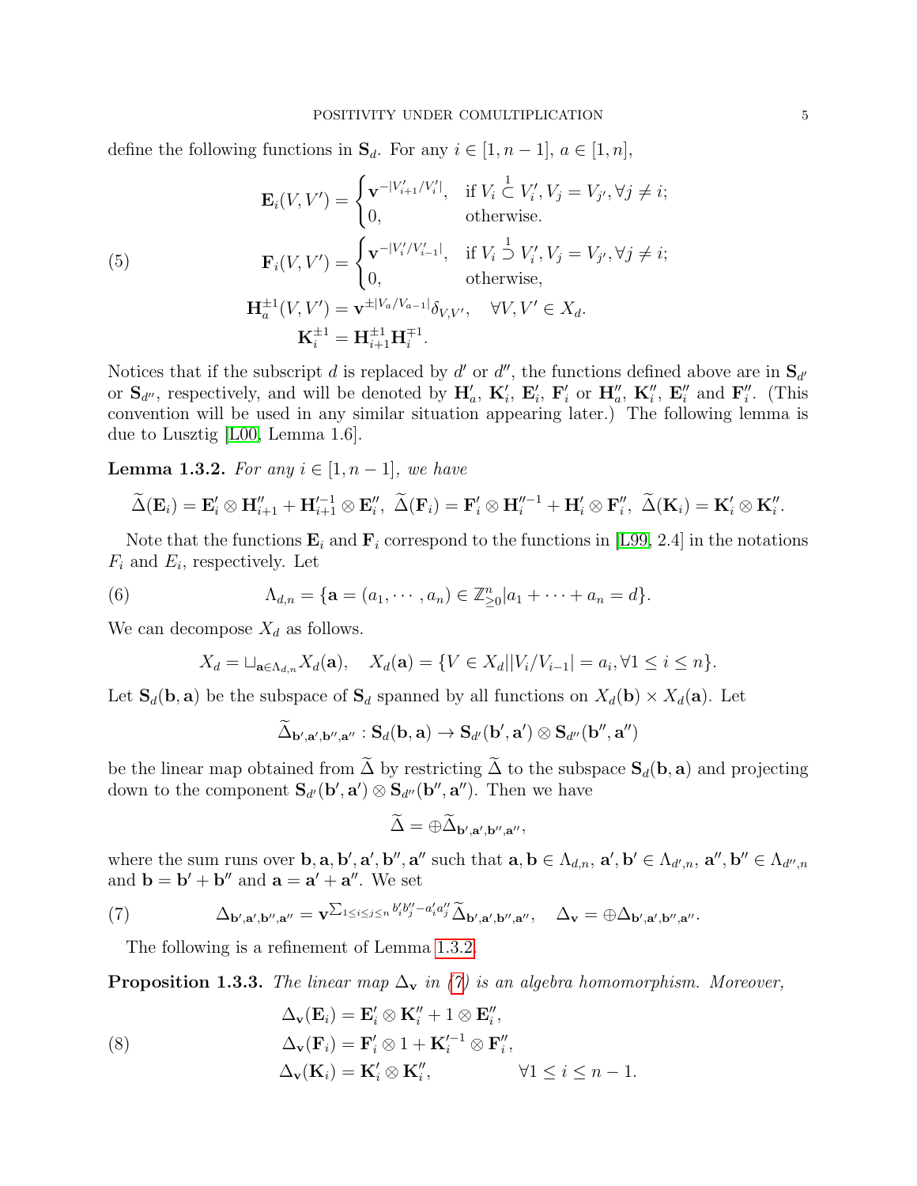define the following functions in $\mathbf{S}_d$. For any $i \in [1, n-1]$, $a \in [1, n]$,

$$
\tag{5}
\begin{aligned}
\mathbf{E}_i(V, V') &= \begin{cases} \mathbf{v}^{-|V'_{i+1}/V'_i|}, & \text{if } V_i \overset{1}{\subset} V'_i, V_j = V_{j'}, \forall j \neq i; \\ 0, & \text{otherwise.} \end{cases} \\
\mathbf{F}_i(V, V') &= \begin{cases} \mathbf{v}^{-|V'_i/V'_{i-1}|}, & \text{if } V_i \overset{1}{\supset} V'_i, V_j = V_{j'}, \forall j \neq i; \\ 0, & \text{otherwise,} \end{cases} \\
\mathbf{H}_a^{\pm 1}(V, V') &= \mathbf{v}^{\pm |V_a/V_{a-1}|} \delta_{V,V'}, \quad \forall V, V' \in X_d. \\
\mathbf{K}_i^{\pm 1} &= \mathbf{H}_{i+1}^{\pm 1} \mathbf{H}_i^{\mp 1}.
\end{aligned}
$$

Notices that if the subscript $d$ is replaced by $d'$ or $d''$, the functions defined above are in $\mathbf{S}_{d'}$ or $\mathbf{S}_{d''}$, respectively, and will be denoted by $\mathbf{H}'_a$, $\mathbf{K}'_i$, $\mathbf{E}'_i$, $\mathbf{F}'_i$ or $\mathbf{H}''_a$, $\mathbf{K}''_i$, $\mathbf{E}''_i$ and $\mathbf{F}''_i$. (This convention will be used in any similar situation appearing later.) The following lemma is due to Lusztig [L00, Lemma 1.6].

**Lemma 1.3.2.** *For any $i \in [1, n-1]$, we have*

$$
\widetilde{\Delta}(\mathbf{E}_i) = \mathbf{E}'_i \otimes \mathbf{H}''_{i+1} + \mathbf{H}'^{-1}_{i+1} \otimes \mathbf{E}''_i, \; \widetilde{\Delta}(\mathbf{F}_i) = \mathbf{F}'_i \otimes \mathbf{H}''^{-1}_i + \mathbf{H}'_i \otimes \mathbf{F}''_i, \; \widetilde{\Delta}(\mathbf{K}_i) = \mathbf{K}'_i \otimes \mathbf{K}''_i.
$$

Note that the functions $\mathbf{E}_i$ and $\mathbf{F}_i$ correspond to the functions in [L99, 2.4] in the notations $F_i$ and $E_i$, respectively. Let

$$
\tag{6}
\Lambda_{d,n} = \{\mathbf{a} = (a_1, \cdots, a_n) \in \mathbb{Z}^n_{\geq 0} | a_1 + \cdots + a_n = d\}.
$$

We can decompose $X_d$ as follows.

$$
X_d = \sqcup_{\mathbf{a} \in \Lambda_{d,n}} X_d(\mathbf{a}), \quad X_d(\mathbf{a}) = \{V \in X_d | |V_i/V_{i-1}| = a_i, \forall 1 \leq i \leq n\}.
$$

Let $\mathbf{S}_d(\mathbf{b}, \mathbf{a})$ be the subspace of $\mathbf{S}_d$ spanned by all functions on $X_d(\mathbf{b}) \times X_d(\mathbf{a})$. Let

$$
\widetilde{\Delta}_{\mathbf{b}', \mathbf{a}', \mathbf{b}'', \mathbf{a}''} : \mathbf{S}_d(\mathbf{b}, \mathbf{a}) \to \mathbf{S}_{d'}(\mathbf{b}', \mathbf{a}') \otimes \mathbf{S}_{d''}(\mathbf{b}'', \mathbf{a}'')
$$

be the linear map obtained from $\widetilde{\Delta}$ by restricting $\widetilde{\Delta}$ to the subspace $\mathbf{S}_d(\mathbf{b}, \mathbf{a})$ and projecting down to the component $\mathbf{S}_{d'}(\mathbf{b}', \mathbf{a}') \otimes \mathbf{S}_{d''}(\mathbf{b}'', \mathbf{a}'')$. Then we have

$$
\widetilde{\Delta} = \oplus \widetilde{\Delta}_{\mathbf{b}', \mathbf{a}', \mathbf{b}'', \mathbf{a}''},
$$

where the sum runs over $\mathbf{b}, \mathbf{a}, \mathbf{b}', \mathbf{a}', \mathbf{b}'', \mathbf{a}''$ such that $\mathbf{a}, \mathbf{b} \in \Lambda_{d,n}$, $\mathbf{a}', \mathbf{b}' \in \Lambda_{d',n}$, $\mathbf{a}'', \mathbf{b}'' \in \Lambda_{d'',n}$ and $\mathbf{b} = \mathbf{b}' + \mathbf{b}''$ and $\mathbf{a} = \mathbf{a}' + \mathbf{a}''$. We set

$$
\tag{7}
\Delta_{\mathbf{b}', \mathbf{a}', \mathbf{b}'', \mathbf{a}''} = \mathbf{v}^{\sum_{1 \leq i \leq j \leq n} b'_i b''_j - a'_i a''_j} \widetilde{\Delta}_{\mathbf{b}', \mathbf{a}', \mathbf{b}'', \mathbf{a}''}, \quad \Delta_{\mathbf{v}} = \oplus \Delta_{\mathbf{b}', \mathbf{a}', \mathbf{b}'', \mathbf{a}''}.
$$

The following is a refinement of Lemma 1.3.2.

**Proposition 1.3.3.** *The linear map $\Delta_{\mathbf{v}}$ in (7) is an algebra homomorphism. Moreover,*

$$
\tag{8}
\begin{aligned}
\Delta_{\mathbf{v}}(\mathbf{E}_i) &= \mathbf{E}'_i \otimes \mathbf{K}''_i + 1 \otimes \mathbf{E}''_i, \\
\Delta_{\mathbf{v}}(\mathbf{F}_i) &= \mathbf{F}'_i \otimes 1 + \mathbf{K}'^{-1}_i \otimes \mathbf{F}''_i, \\
\Delta_{\mathbf{v}}(\mathbf{K}_i) &= \mathbf{K}'_i \otimes \mathbf{K}''_i, \qquad \forall 1 \leq i \leq n-1.
\end{aligned}
$$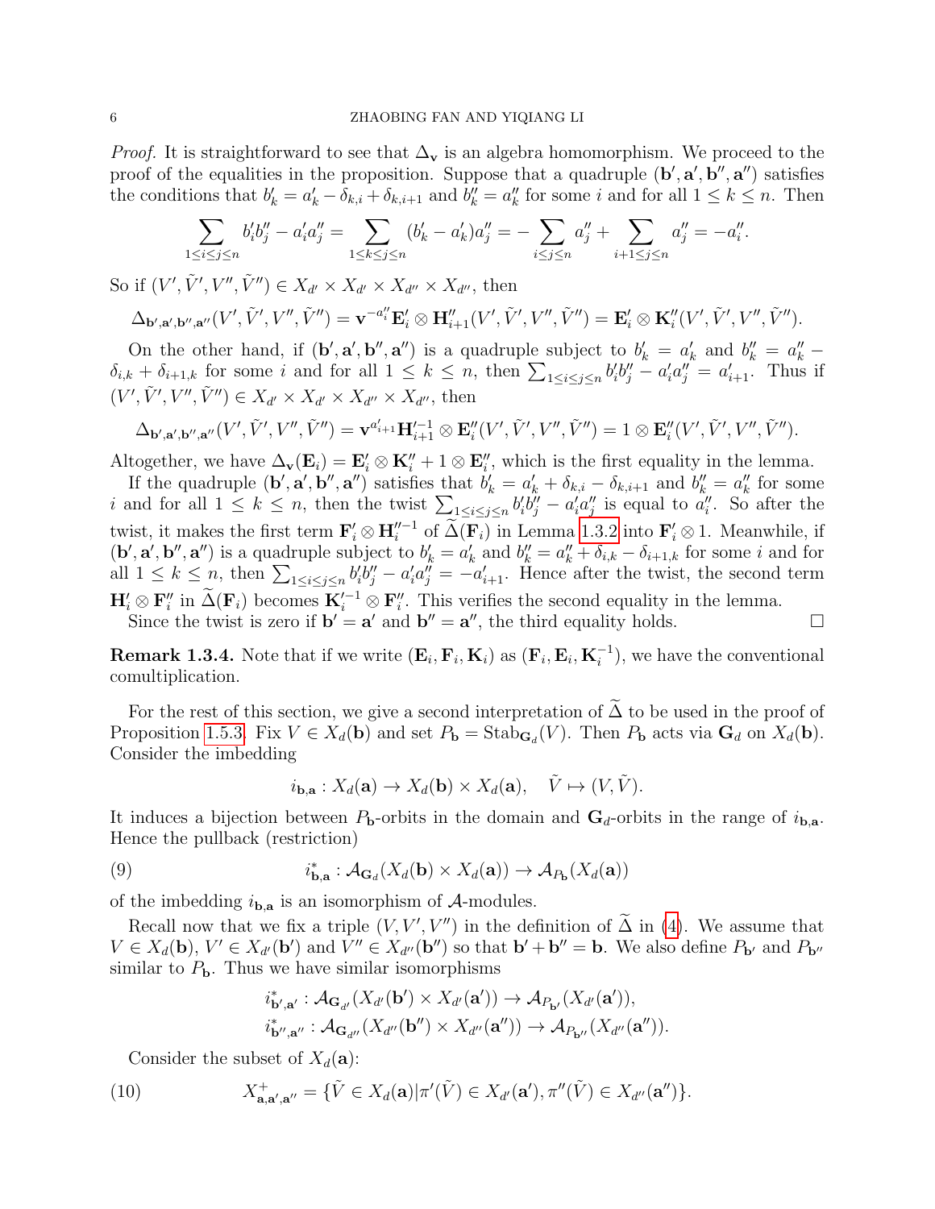*Proof.* It is straightforward to see that $\Delta_{\mathbf{v}}$ is an algebra homomorphism. We proceed to the proof of the equalities in the proposition. Suppose that a quadruple $(\mathbf{b}', \mathbf{a}', \mathbf{b}'', \mathbf{a}'')$ satisfies the conditions that $b'_k = a'_k - \delta_{k,i} + \delta_{k,i+1}$ and $b''_k = a''_k$ for some $i$ and for all $1 \le k \le n$. Then

$$\sum_{1\le i\le j\le n} b'_i b''_j - a'_i a''_j = \sum_{1\le k\le j\le n} (b'_k - a'_k) a''_j = -\sum_{i\le j\le n} a''_j + \sum_{i+1\le j\le n} a''_j = -a''_i.$$

So if $(V', \tilde{V}', V'', \tilde{V}'') \in X_{d'} \times X_{d'} \times X_{d''} \times X_{d''}$, then

$$\Delta_{\mathbf{b}',\mathbf{a}',\mathbf{b}'',\mathbf{a}''}(V', \tilde{V}', V'', \tilde{V}'') = \mathbf{v}^{-a''_i} \mathbf{E}'_i \otimes \mathbf{H}''_{i+1}(V', \tilde{V}', V'', \tilde{V}'') = \mathbf{E}'_i \otimes \mathbf{K}''_i(V', \tilde{V}', V'', \tilde{V}'').$$

On the other hand, if $(\mathbf{b}', \mathbf{a}', \mathbf{b}'', \mathbf{a}'')$ is a quadruple subject to $b'_k = a'_k$ and $b''_k = a''_k - \delta_{i,k} + \delta_{i+1,k}$ for some $i$ and for all $1 \le k \le n$, then $\sum_{1\le i\le j\le n} b'_i b''_j - a'_i a''_j = a'_{i+1}$. Thus if $(V', \tilde{V}', V'', \tilde{V}'') \in X_{d'} \times X_{d'} \times X_{d''} \times X_{d''}$, then

$$\Delta_{\mathbf{b}',\mathbf{a}',\mathbf{b}'',\mathbf{a}''}(V', \tilde{V}', V'', \tilde{V}'') = \mathbf{v}^{a'_{i+1}} \mathbf{H}'^{-1}_{i+1} \otimes \mathbf{E}''_i(V', \tilde{V}', V'', \tilde{V}'') = 1 \otimes \mathbf{E}''_i(V', \tilde{V}', V'', \tilde{V}'').$$

Altogether, we have $\Delta_{\mathbf{v}}(\mathbf{E}_i) = \mathbf{E}'_i \otimes \mathbf{K}''_i + 1 \otimes \mathbf{E}''_i$, which is the first equality in the lemma.

If the quadruple $(\mathbf{b}', \mathbf{a}', \mathbf{b}'', \mathbf{a}'')$ satisfies that $b'_k = a'_k + \delta_{k,i} - \delta_{k,i+1}$ and $b''_k = a''_k$ for some $i$ and for all $1 \le k \le n$, then the twist $\sum_{1\le i\le j\le n} b'_i b''_j - a'_i a''_j$ is equal to $a''_i$. So after the twist, it makes the first term $\mathbf{F}'_i \otimes \mathbf{H}''^{-1}_i$ of $\widetilde{\Delta}(\mathbf{F}_i)$ in Lemma 1.3.2 into $\mathbf{F}'_i \otimes 1$. Meanwhile, if $(\mathbf{b}', \mathbf{a}', \mathbf{b}'', \mathbf{a}'')$ is a quadruple subject to $b'_k = a'_k$ and $b''_k = a''_k + \delta_{i,k} - \delta_{i+1,k}$ for some $i$ and for all $1 \le k \le n$, then $\sum_{1\le i\le j\le n} b'_i b''_j - a'_i a''_j = -a'_{i+1}$. Hence after the twist, the second term $\mathbf{H}'_i \otimes \mathbf{F}''_i$ in $\widetilde{\Delta}(\mathbf{F}_i)$ becomes $\mathbf{K}'^{-1}_i \otimes \mathbf{F}''_i$. This verifies the second equality in the lemma.

Since the twist is zero if $\mathbf{b}' = \mathbf{a}'$ and $\mathbf{b}'' = \mathbf{a}''$, the third equality holds. $\square$

**Remark 1.3.4.** Note that if we write $(\mathbf{E}_i, \mathbf{F}_i, \mathbf{K}_i)$ as $(\mathbf{F}_i, \mathbf{E}_i, \mathbf{K}_i^{-1})$, we have the conventional comultiplication.

For the rest of this section, we give a second interpretation of $\widetilde{\Delta}$ to be used in the proof of Proposition 1.5.3. Fix $V \in X_d(\mathbf{b})$ and set $P_{\mathbf{b}} = \mathrm{Stab}_{\mathbf{G}_d}(V)$. Then $P_{\mathbf{b}}$ acts via $\mathbf{G}_d$ on $X_d(\mathbf{b})$. Consider the imbedding

$$i_{\mathbf{b},\mathbf{a}} : X_d(\mathbf{a}) \to X_d(\mathbf{b}) \times X_d(\mathbf{a}), \quad \tilde{V} \mapsto (V, \tilde{V}).$$

It induces a bijection between $P_{\mathbf{b}}$-orbits in the domain and $\mathbf{G}_d$-orbits in the range of $i_{\mathbf{b},\mathbf{a}}$. Hence the pullback (restriction)

$$i^*_{\mathbf{b},\mathbf{a}} : \mathcal{A}_{\mathbf{G}_d}(X_d(\mathbf{b}) \times X_d(\mathbf{a})) \to \mathcal{A}_{P_{\mathbf{b}}}(X_d(\mathbf{a})) \tag{9}$$

of the imbedding $i_{\mathbf{b},\mathbf{a}}$ is an isomorphism of $\mathcal{A}$-modules.

Recall now that we fix a triple $(V, V', V'')$ in the definition of $\widetilde{\Delta}$ in (4). We assume that $V \in X_d(\mathbf{b})$, $V' \in X_{d'}(\mathbf{b}')$ and $V'' \in X_{d''}(\mathbf{b}'')$ so that $\mathbf{b}' + \mathbf{b}'' = \mathbf{b}$. We also define $P_{\mathbf{b}'}$ and $P_{\mathbf{b}''}$ similar to $P_{\mathbf{b}}$. Thus we have similar isomorphisms

$$i^*_{\mathbf{b}',\mathbf{a}'} : \mathcal{A}_{\mathbf{G}_{d'}}(X_{d'}(\mathbf{b}') \times X_{d'}(\mathbf{a}')) \to \mathcal{A}_{P_{\mathbf{b}'}}(X_{d'}(\mathbf{a}')),$$
$$i^*_{\mathbf{b}'',\mathbf{a}''} : \mathcal{A}_{\mathbf{G}_{d''}}(X_{d''}(\mathbf{b}'') \times X_{d''}(\mathbf{a}'')) \to \mathcal{A}_{P_{\mathbf{b}''}}(X_{d''}(\mathbf{a}'')).$$

Consider the subset of $X_d(\mathbf{a})$:

$$X^+_{\mathbf{a},\mathbf{a}',\mathbf{a}''} = \{\tilde{V} \in X_d(\mathbf{a}) | \pi'(\tilde{V}) \in X_{d'}(\mathbf{a}'), \pi''(\tilde{V}) \in X_{d''}(\mathbf{a}'')\}. \tag{10}$$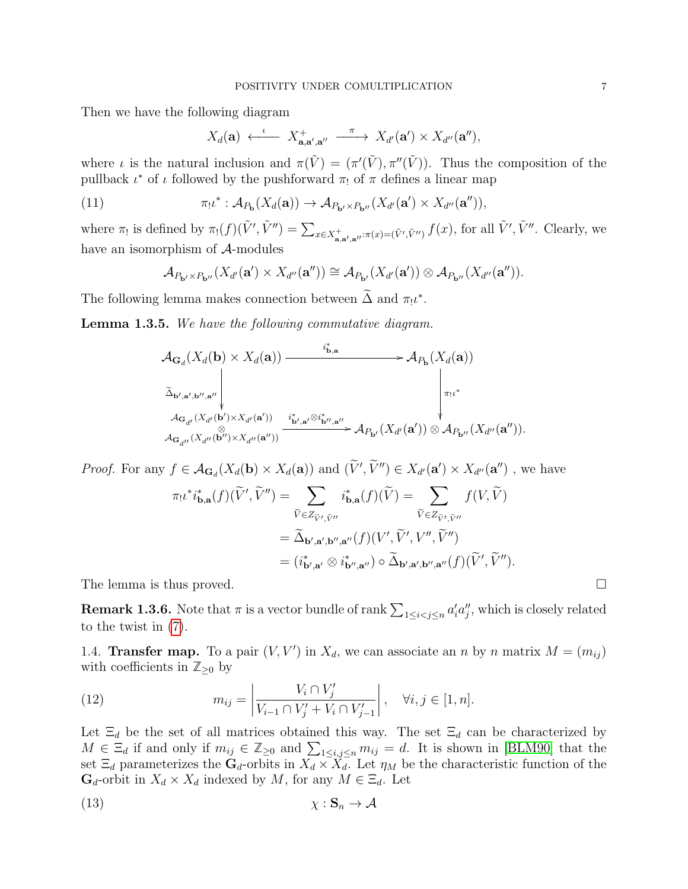Then we have the following diagram

$$X_d(\mathbf{a}) \xleftarrow{\ \iota\ } X^+_{\mathbf{a},\mathbf{a}',\mathbf{a}''} \xrightarrow{\ \pi\ } X_{d'}(\mathbf{a}') \times X_{d''}(\mathbf{a}''),$$

where $\iota$ is the natural inclusion and $\pi(\tilde{V}) = (\pi'(\tilde{V}), \pi''(\tilde{V}))$. Thus the composition of the pullback $\iota^*$ of $\iota$ followed by the pushforward $\pi_!$ of $\pi$ defines a linear map

$$\pi_!\iota^* : \mathcal{A}_{P_\mathbf{b}}(X_d(\mathbf{a})) \to \mathcal{A}_{P_{\mathbf{b}'} \times P_{\mathbf{b}''}}(X_{d'}(\mathbf{a}') \times X_{d''}(\mathbf{a}'')), \tag{11}$$

where $\pi_!$ is defined by $\pi_!(f)(\tilde{V}', \tilde{V}'') = \sum_{x \in X^+_{\mathbf{a},\mathbf{a}',\mathbf{a}''} : \pi(x) = (\tilde{V}', \tilde{V}'')} f(x)$, for all $\tilde{V}', \tilde{V}''$. Clearly, we have an isomorphism of $\mathcal{A}$-modules

$$\mathcal{A}_{P_{\mathbf{b}'} \times P_{\mathbf{b}''}}(X_{d'}(\mathbf{a}') \times X_{d''}(\mathbf{a}'')) \cong \mathcal{A}_{P_{\mathbf{b}'}}(X_{d'}(\mathbf{a}')) \otimes \mathcal{A}_{P_{\mathbf{b}''}}(X_{d''}(\mathbf{a}'')).$$

The following lemma makes connection between $\widetilde{\Delta}$ and $\pi_!\iota^*$.

**Lemma 1.3.5.** *We have the following commutative diagram.*

$$\begin{array}{ccc}
\mathcal{A}_{\mathbf{G}_d}(X_d(\mathbf{b}) \times X_d(\mathbf{a})) & \xrightarrow{\ i^*_{\mathbf{b},\mathbf{a}}\ } & \mathcal{A}_{P_\mathbf{b}}(X_d(\mathbf{a})) \\
\Big\downarrow {\scriptstyle \widetilde{\Delta}_{\mathbf{b}',\mathbf{a}',\mathbf{b}'',\mathbf{a}''}} & & \Big\downarrow {\scriptstyle \pi_!\iota^*} \\
\mathcal{A}_{\mathbf{G}_{d'}}(X_{d'}(\mathbf{b}') \times X_{d'}(\mathbf{a}')) \otimes \mathcal{A}_{\mathbf{G}_{d''}}(X_{d''}(\mathbf{b}'') \times X_{d''}(\mathbf{a}'')) & \xrightarrow{\ i^*_{\mathbf{b}',\mathbf{a}'} \otimes i^*_{\mathbf{b}'',\mathbf{a}''}\ } & \mathcal{A}_{P_{\mathbf{b}'}}(X_{d'}(\mathbf{a}')) \otimes \mathcal{A}_{P_{\mathbf{b}''}}(X_{d''}(\mathbf{a}'')).
\end{array}$$

*Proof.* For any $f \in \mathcal{A}_{\mathbf{G}_d}(X_d(\mathbf{b}) \times X_d(\mathbf{a}))$ and $(\widetilde{V}', \widetilde{V}'') \in X_{d'}(\mathbf{a}') \times X_{d''}(\mathbf{a}'')$ , we have

$$\begin{aligned}
\pi_!\iota^* i^*_{\mathbf{b},\mathbf{a}}(f)(\widetilde{V}', \widetilde{V}'') &= \sum_{\widetilde{V} \in Z_{\widetilde{V}',\widetilde{V}''}} i^*_{\mathbf{b},\mathbf{a}}(f)(\widetilde{V}) = \sum_{\widetilde{V} \in Z_{\widetilde{V}',\widetilde{V}''}} f(V, \widetilde{V}) \\
&= \widetilde{\Delta}_{\mathbf{b}',\mathbf{a}',\mathbf{b}'',\mathbf{a}''}(f)(V', \widetilde{V}', V'', \widetilde{V}'') \\
&= (i^*_{\mathbf{b}',\mathbf{a}'} \otimes i^*_{\mathbf{b}'',\mathbf{a}''}) \circ \widetilde{\Delta}_{\mathbf{b}',\mathbf{a}',\mathbf{b}'',\mathbf{a}''}(f)(\widetilde{V}', \widetilde{V}'').
\end{aligned}$$

The lemma is thus proved. $\square$

**Remark 1.3.6.** Note that $\pi$ is a vector bundle of rank $\sum_{1 \le i < j \le n} a'_i a''_j$, which is closely related to the twist in (7).

1.4. **Transfer map.** To a pair $(V, V')$ in $X_d$, we can associate an $n$ by $n$ matrix $M = (m_{ij})$ with coefficients in $\mathbb{Z}_{\ge 0}$ by

$$m_{ij} = \left| \frac{V_i \cap V'_j}{V_{i-1} \cap V'_j + V_i \cap V'_{j-1}} \right|, \quad \forall i, j \in [1, n]. \tag{12}$$

Let $\Xi_d$ be the set of all matrices obtained this way. The set $\Xi_d$ can be characterized by $M \in \Xi_d$ if and only if $m_{ij} \in \mathbb{Z}_{\ge 0}$ and $\sum_{1 \le i,j \le n} m_{ij} = d$. It is shown in [BLM90] that the set $\Xi_d$ parameterizes the $\mathbf{G}_d$-orbits in $X_d \times X_d$. Let $\eta_M$ be the characteristic function of the $\mathbf{G}_d$-orbit in $X_d \times X_d$ indexed by $M$, for any $M \in \Xi_d$. Let

$$\chi : \mathbf{S}_n \to \mathcal{A} \tag{13}$$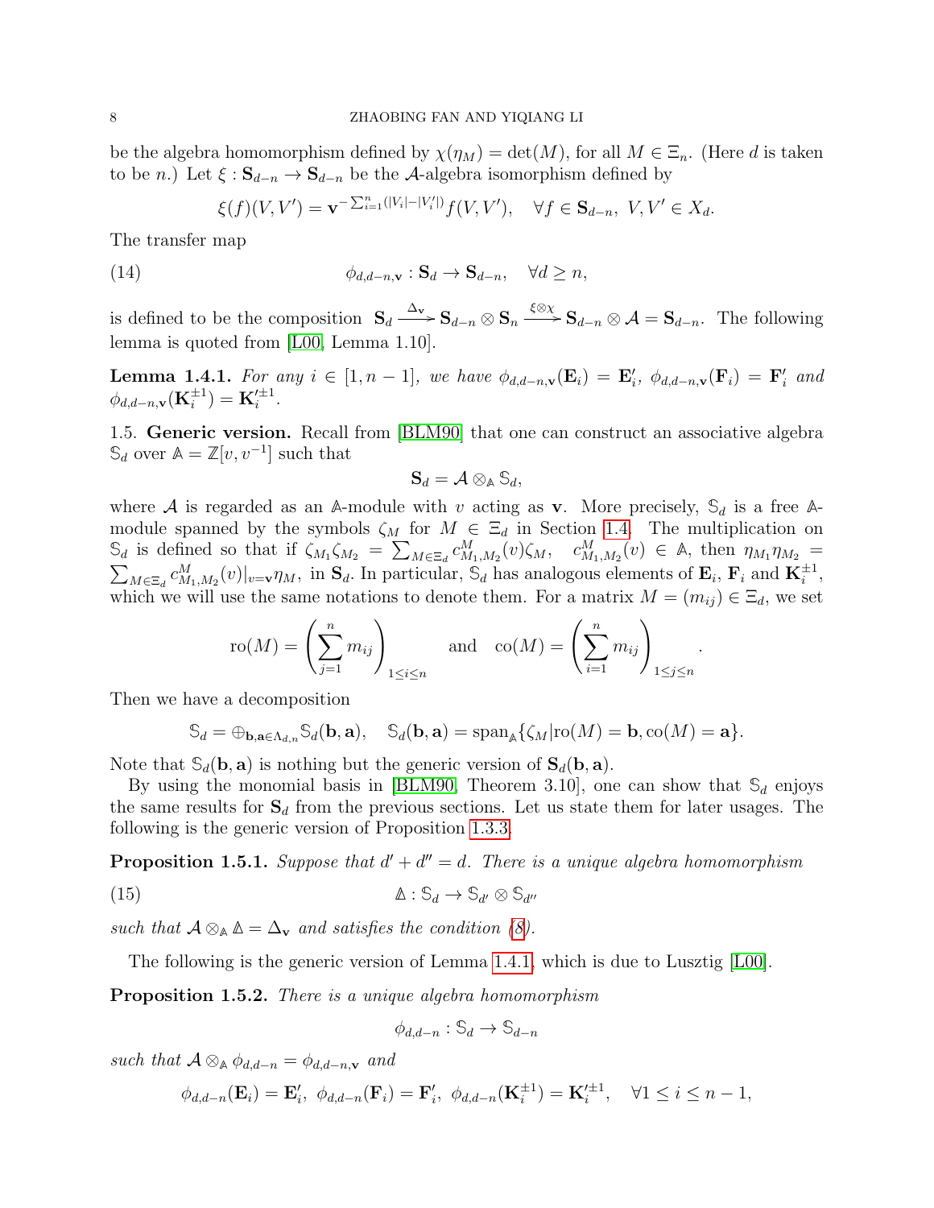be the algebra homomorphism defined by $\chi(\eta_M) = \det(M)$, for all $M \in \Xi_n$. (Here $d$ is taken to be $n$.) Let $\xi : \mathbf{S}_{d-n} \to \mathbf{S}_{d-n}$ be the $\mathcal{A}$-algebra isomorphism defined by

$$\xi(f)(V, V') = \mathbf{v}^{-\sum_{i=1}^n (|V_i| - |V_i'|)} f(V, V'), \quad \forall f \in \mathbf{S}_{d-n},\ V, V' \in X_d.$$

The transfer map

$$\phi_{d,d-n,\mathbf{v}} : \mathbf{S}_d \to \mathbf{S}_{d-n}, \quad \forall d \geq n, \tag{14}$$

is defined to be the composition $\mathbf{S}_d \xrightarrow{\Delta_{\mathbf{v}}} \mathbf{S}_{d-n} \otimes \mathbf{S}_n \xrightarrow{\xi \otimes \chi} \mathbf{S}_{d-n} \otimes \mathcal{A} = \mathbf{S}_{d-n}$. The following lemma is quoted from [L00, Lemma 1.10].

**Lemma 1.4.1.** *For any $i \in [1, n-1]$, we have $\phi_{d,d-n,\mathbf{v}}(\mathbf{E}_i) = \mathbf{E}_i'$, $\phi_{d,d-n,\mathbf{v}}(\mathbf{F}_i) = \mathbf{F}_i'$ and $\phi_{d,d-n,\mathbf{v}}(\mathbf{K}_i^{\pm 1}) = \mathbf{K}_i'^{\pm 1}$.*

1.5. **Generic version.** Recall from [BLM90] that one can construct an associative algebra $\mathbb{S}_d$ over $\mathbb{A} = \mathbb{Z}[v, v^{-1}]$ such that

$$\mathbf{S}_d = \mathcal{A} \otimes_{\mathbb{A}} \mathbb{S}_d,$$

where $\mathcal{A}$ is regarded as an $\mathbb{A}$-module with $v$ acting as $\mathbf{v}$. More precisely, $\mathbb{S}_d$ is a free $\mathbb{A}$-module spanned by the symbols $\zeta_M$ for $M \in \Xi_d$ in Section 1.4. The multiplication on $\mathbb{S}_d$ is defined so that if $\zeta_{M_1}\zeta_{M_2} = \sum_{M \in \Xi_d} c_{M_1,M_2}^M(v)\zeta_M$, $c_{M_1,M_2}^M(v) \in \mathbb{A}$, then $\eta_{M_1}\eta_{M_2} = \sum_{M \in \Xi_d} c_{M_1,M_2}^M(v)|_{v=\mathbf{v}}\eta_M$, in $\mathbf{S}_d$. In particular, $\mathbb{S}_d$ has analogous elements of $\mathbf{E}_i$, $\mathbf{F}_i$ and $\mathbf{K}_i^{\pm 1}$, which we will use the same notations to denote them. For a matrix $M = (m_{ij}) \in \Xi_d$, we set

$$\mathrm{ro}(M) = \left(\sum_{j=1}^n m_{ij}\right)_{1 \leq i \leq n} \quad \text{and} \quad \mathrm{co}(M) = \left(\sum_{i=1}^n m_{ij}\right)_{1 \leq j \leq n}.$$

Then we have a decomposition

$$\mathbb{S}_d = \oplus_{\mathbf{b},\mathbf{a} \in \Lambda_{d,n}} \mathbb{S}_d(\mathbf{b}, \mathbf{a}), \quad \mathbb{S}_d(\mathbf{b}, \mathbf{a}) = \mathrm{span}_{\mathbb{A}}\{\zeta_M | \mathrm{ro}(M) = \mathbf{b}, \mathrm{co}(M) = \mathbf{a}\}.$$

Note that $\mathbb{S}_d(\mathbf{b}, \mathbf{a})$ is nothing but the generic version of $\mathbf{S}_d(\mathbf{b}, \mathbf{a})$.

By using the monomial basis in [BLM90, Theorem 3.10], one can show that $\mathbb{S}_d$ enjoys the same results for $\mathbf{S}_d$ from the previous sections. Let us state them for later usages. The following is the generic version of Proposition 1.3.3.

**Proposition 1.5.1.** *Suppose that $d' + d'' = d$. There is a unique algebra homomorphism*

$$\mathbb{\Delta} : \mathbb{S}_d \to \mathbb{S}_{d'} \otimes \mathbb{S}_{d''} \tag{15}$$

*such that $\mathcal{A} \otimes_{\mathbb{A}} \mathbb{\Delta} = \Delta_{\mathbf{v}}$ and satisfies the condition (8).*

The following is the generic version of Lemma 1.4.1, which is due to Lusztig [L00].

**Proposition 1.5.2.** *There is a unique algebra homomorphism*

$$\phi_{d,d-n} : \mathbb{S}_d \to \mathbb{S}_{d-n}$$

*such that $\mathcal{A} \otimes_{\mathbb{A}} \phi_{d,d-n} = \phi_{d,d-n,\mathbf{v}}$ and*

$$\phi_{d,d-n}(\mathbf{E}_i) = \mathbf{E}_i',\ \phi_{d,d-n}(\mathbf{F}_i) = \mathbf{F}_i',\ \phi_{d,d-n}(\mathbf{K}_i^{\pm 1}) = \mathbf{K}_i'^{\pm 1}, \quad \forall 1 \leq i \leq n-1,$$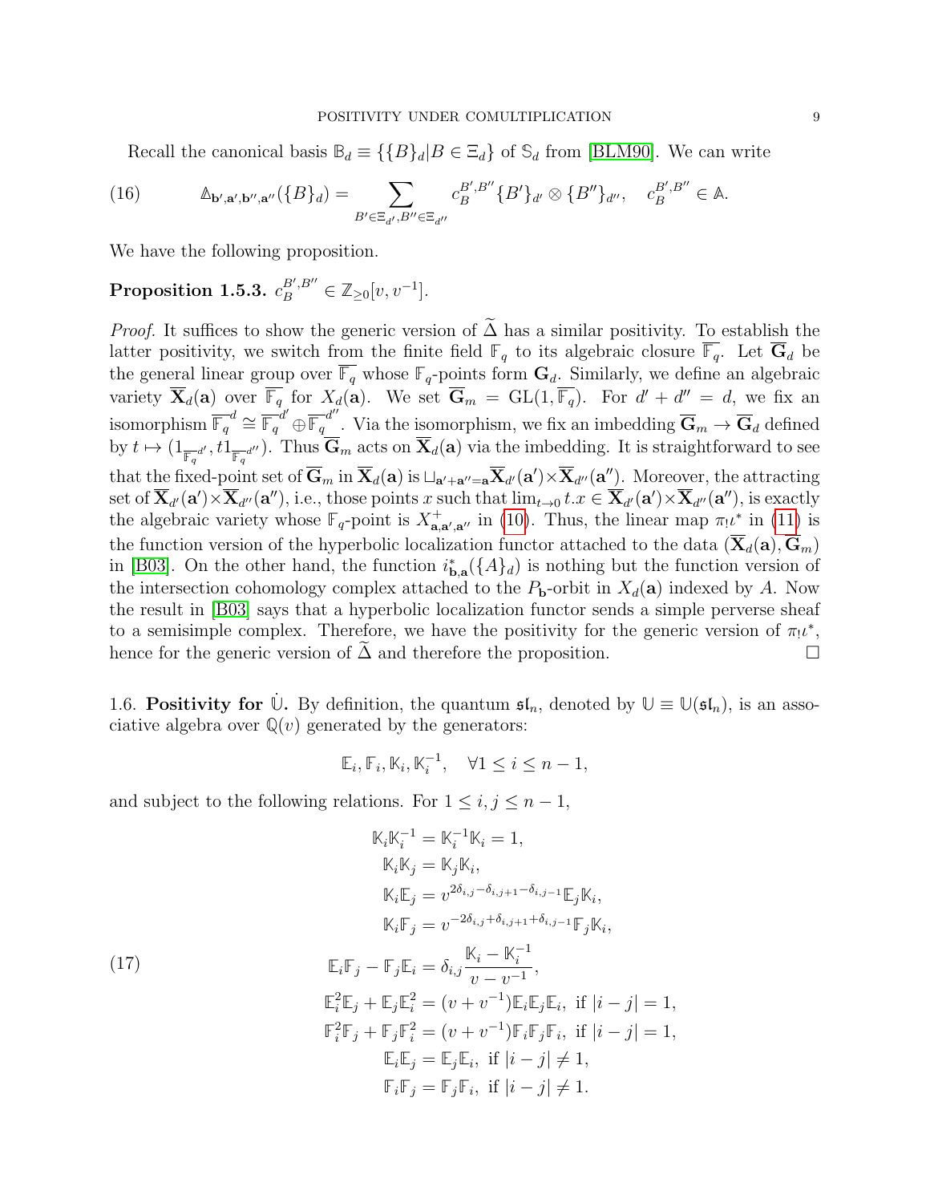Recall the canonical basis $\mathbb{B}_d \equiv \{\{B\}_d | B \in \Xi_d\}$ of $\mathbb{S}_d$ from [BLM90]. We can write

$$
\mathbb{\Delta}_{\mathbf{b}',\mathbf{a}',\mathbf{b}'',\mathbf{a}''}(\{B\}_d) = \sum_{B' \in \Xi_{d'}, B'' \in \Xi_{d''}} c_B^{B',B''} \{B'\}_{d'} \otimes \{B''\}_{d''}, \quad c_B^{B',B''} \in \mathbb{A}. \tag{16}
$$

We have the following proposition.

**Proposition 1.5.3.** $c_B^{B',B''} \in \mathbb{Z}_{\geq 0}[v, v^{-1}]$.

*Proof.* It suffices to show the generic version of $\widetilde{\Delta}$ has a similar positivity. To establish the latter positivity, we switch from the finite field $\mathbb{F}_q$ to its algebraic closure $\overline{\mathbb{F}_q}$. Let $\overline{\mathbf{G}}_d$ be the general linear group over $\overline{\mathbb{F}_q}$ whose $\mathbb{F}_q$-points form $\mathbf{G}_d$. Similarly, we define an algebraic variety $\overline{\mathbf{X}}_d(\mathbf{a})$ over $\overline{\mathbb{F}_q}$ for $X_d(\mathbf{a})$. We set $\overline{\mathbf{G}}_m = \mathrm{GL}(1, \overline{\mathbb{F}_q})$. For $d' + d'' = d$, we fix an isomorphism $\overline{\mathbb{F}_q}^d \cong \overline{\mathbb{F}_q}^{d'} \oplus \overline{\mathbb{F}_q}^{d''}$. Via the isomorphism, we fix an imbedding $\overline{\mathbf{G}}_m \to \overline{\mathbf{G}}_d$ defined by $t \mapsto (1_{\overline{\mathbb{F}_q}^{d'}}, t1_{\overline{\mathbb{F}_q}^{d''}})$. Thus $\overline{\mathbf{G}}_m$ acts on $\overline{\mathbf{X}}_d(\mathbf{a})$ via the imbedding. It is straightforward to see that the fixed-point set of $\overline{\mathbf{G}}_m$ in $\overline{\mathbf{X}}_d(\mathbf{a})$ is $\sqcup_{\mathbf{a}'+\mathbf{a}''=\mathbf{a}} \overline{\mathbf{X}}_{d'}(\mathbf{a}') \times \overline{\mathbf{X}}_{d''}(\mathbf{a}'')$. Moreover, the attracting set of $\overline{\mathbf{X}}_{d'}(\mathbf{a}') \times \overline{\mathbf{X}}_{d''}(\mathbf{a}'')$, i.e., those points $x$ such that $\lim_{t\to 0} t.x \in \overline{\mathbf{X}}_{d'}(\mathbf{a}') \times \overline{\mathbf{X}}_{d''}(\mathbf{a}'')$, is exactly the algebraic variety whose $\mathbb{F}_q$-point is $X^+_{\mathbf{a},\mathbf{a}',\mathbf{a}''}$ in (10). Thus, the linear map $\pi_! \iota^*$ in (11) is the function version of the hyperbolic localization functor attached to the data $(\overline{\mathbf{X}}_d(\mathbf{a}), \overline{\mathbf{G}}_m)$ in [B03]. On the other hand, the function $i^*_{\mathbf{b},\mathbf{a}}(\{A\}_d)$ is nothing but the function version of the intersection cohomology complex attached to the $P_{\mathbf{b}}$-orbit in $X_d(\mathbf{a})$ indexed by $A$. Now the result in [B03] says that a hyperbolic localization functor sends a simple perverse sheaf to a semisimple complex. Therefore, we have the positivity for the generic version of $\pi_! \iota^*$, hence for the generic version of $\widetilde{\Delta}$ and therefore the proposition. $\square$

1.6. **Positivity for $\dot{\mathbb{U}}$.** By definition, the quantum $\mathfrak{sl}_n$, denoted by $\mathbb{U} \equiv \mathbb{U}(\mathfrak{sl}_n)$, is an associative algebra over $\mathbb{Q}(v)$ generated by the generators:

$$
\mathbb{E}_i, \mathbb{F}_i, \mathbb{K}_i, \mathbb{K}_i^{-1}, \quad \forall 1 \leq i \leq n-1,
$$

and subject to the following relations. For $1 \leq i, j \leq n-1$,

$$
\begin{aligned}
\mathbb{K}_i \mathbb{K}_i^{-1} &= \mathbb{K}_i^{-1} \mathbb{K}_i = 1, \\
\mathbb{K}_i \mathbb{K}_j &= \mathbb{K}_j \mathbb{K}_i, \\
\mathbb{K}_i \mathbb{E}_j &= v^{2\delta_{i,j} - \delta_{i,j+1} - \delta_{i,j-1}} \mathbb{E}_j \mathbb{K}_i, \\
\mathbb{K}_i \mathbb{F}_j &= v^{-2\delta_{i,j} + \delta_{i,j+1} + \delta_{i,j-1}} \mathbb{F}_j \mathbb{K}_i, \\
\mathbb{E}_i \mathbb{F}_j - \mathbb{F}_j \mathbb{E}_i &= \delta_{i,j} \frac{\mathbb{K}_i - \mathbb{K}_i^{-1}}{v - v^{-1}}, \\
\mathbb{E}_i^2 \mathbb{E}_j + \mathbb{E}_j \mathbb{E}_i^2 &= (v + v^{-1}) \mathbb{E}_i \mathbb{E}_j \mathbb{E}_i, \text{ if } |i-j| = 1, \\
\mathbb{F}_i^2 \mathbb{F}_j + \mathbb{F}_j \mathbb{F}_i^2 &= (v + v^{-1}) \mathbb{F}_i \mathbb{F}_j \mathbb{F}_i, \text{ if } |i-j| = 1, \\
\mathbb{E}_i \mathbb{E}_j &= \mathbb{E}_j \mathbb{E}_i, \text{ if } |i-j| \neq 1, \\
\mathbb{F}_i \mathbb{F}_j &= \mathbb{F}_j \mathbb{F}_i, \text{ if } |i-j| \neq 1.
\end{aligned} \tag{17}
$$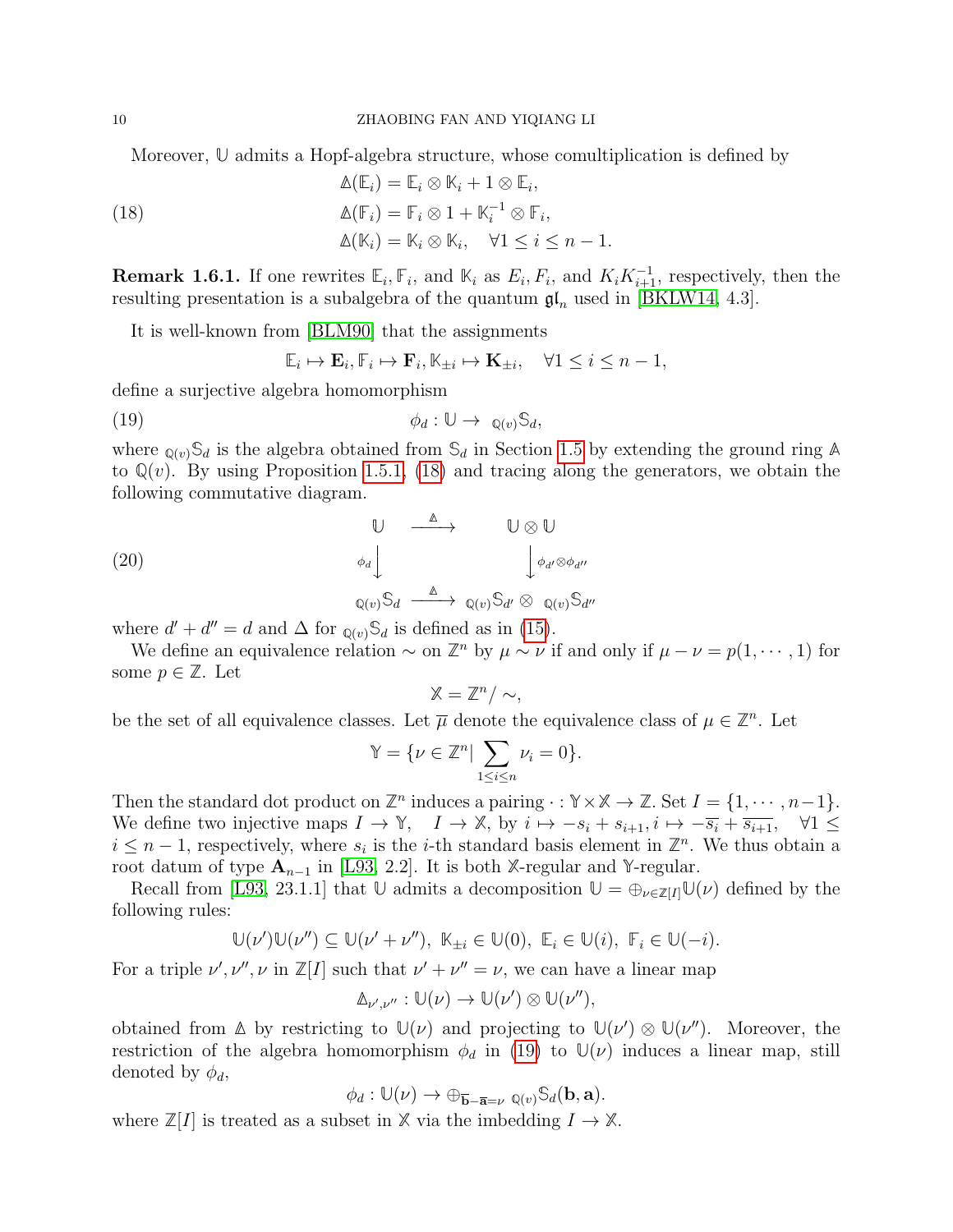Moreover, $\mathbb{U}$ admits a Hopf-algebra structure, whose comultiplication is defined by

$$
\begin{aligned}
\mathbb{\Delta}(\mathbb{E}_i) &= \mathbb{E}_i \otimes \mathbb{K}_i + 1 \otimes \mathbb{E}_i, \\
\mathbb{\Delta}(\mathbb{F}_i) &= \mathbb{F}_i \otimes 1 + \mathbb{K}_i^{-1} \otimes \mathbb{F}_i, \qquad (18)\\
\mathbb{\Delta}(\mathbb{K}_i) &= \mathbb{K}_i \otimes \mathbb{K}_i, \quad \forall 1 \leq i \leq n-1.
\end{aligned}
$$

**Remark 1.6.1.** If one rewrites $\mathbb{E}_i, \mathbb{F}_i$, and $\mathbb{K}_i$ as $E_i, F_i$, and $K_i K_{i+1}^{-1}$, respectively, then the resulting presentation is a subalgebra of the quantum $\mathfrak{gl}_n$ used in [BKLW14, 4.3].

It is well-known from [BLM90] that the assignments

$$\mathbb{E}_i \mapsto \mathbf{E}_i, \mathbb{F}_i \mapsto \mathbf{F}_i, \mathbb{K}_{\pm i} \mapsto \mathbf{K}_{\pm i}, \quad \forall 1 \leq i \leq n-1,$$

define a surjective algebra homomorphism

$$\phi_d : \mathbb{U} \to {}_{\mathbb{Q}(v)}\mathbb{S}_d, \qquad (19)$$

where ${}_{\mathbb{Q}(v)}\mathbb{S}_d$ is the algebra obtained from $\mathbb{S}_d$ in Section 1.5 by extending the ground ring $\mathbb{A}$ to $\mathbb{Q}(v)$. By using Proposition 1.5.1, (18) and tracing along the generators, we obtain the following commutative diagram.

$$
\begin{array}{ccc}
\mathbb{U} & \xrightarrow{\mathbb{\Delta}} & \mathbb{U} \otimes \mathbb{U} \\
{\scriptstyle \phi_d}\downarrow & & \downarrow{\scriptstyle \phi_{d'} \otimes \phi_{d''}} \\
{}_{\mathbb{Q}(v)}\mathbb{S}_d & \xrightarrow{\mathbb{\Delta}} & {}_{\mathbb{Q}(v)}\mathbb{S}_{d'} \otimes {}_{\mathbb{Q}(v)}\mathbb{S}_{d''}
\end{array} \qquad (20)
$$

where $d' + d'' = d$ and $\Delta$ for ${}_{\mathbb{Q}(v)}\mathbb{S}_d$ is defined as in (15).

We define an equivalence relation $\sim$ on $\mathbb{Z}^n$ by $\mu \sim \nu$ if and only if $\mu - \nu = p(1, \cdots, 1)$ for some $p \in \mathbb{Z}$. Let

$$\mathbb{X} = \mathbb{Z}^n / \sim,$$

be the set of all equivalence classes. Let $\overline{\mu}$ denote the equivalence class of $\mu \in \mathbb{Z}^n$. Let

$$\mathbb{Y} = \{\nu \in \mathbb{Z}^n | \sum_{1 \leq i \leq n} \nu_i = 0\}.$$

Then the standard dot product on $\mathbb{Z}^n$ induces a pairing $\cdot : \mathbb{Y} \times \mathbb{X} \to \mathbb{Z}$. Set $I = \{1, \cdots, n-1\}$. We define two injective maps $I \to \mathbb{Y}$, $\quad I \to \mathbb{X}$, by $i \mapsto -s_i + s_{i+1}, i \mapsto -\overline{s_i} + \overline{s_{i+1}}, \quad \forall 1 \leq i \leq n-1$, respectively, where $s_i$ is the $i$-th standard basis element in $\mathbb{Z}^n$. We thus obtain a root datum of type $\mathbf{A}_{n-1}$ in [L93, 2.2]. It is both $\mathbb{X}$-regular and $\mathbb{Y}$-regular.

Recall from [L93, 23.1.1] that $\mathbb{U}$ admits a decomposition $\mathbb{U} = \oplus_{\nu \in \mathbb{Z}[I]} \mathbb{U}(\nu)$ defined by the following rules:

$$\mathbb{U}(\nu')\mathbb{U}(\nu'') \subseteq \mathbb{U}(\nu' + \nu''),\ \mathbb{K}_{\pm i} \in \mathbb{U}(0),\ \mathbb{E}_i \in \mathbb{U}(i),\ \mathbb{F}_i \in \mathbb{U}(-i).$$

For a triple $\nu', \nu'', \nu$ in $\mathbb{Z}[I]$ such that $\nu' + \nu'' = \nu$, we can have a linear map

$$\mathbb{\Delta}_{\nu', \nu''} : \mathbb{U}(\nu) \to \mathbb{U}(\nu') \otimes \mathbb{U}(\nu''),$$

obtained from $\mathbb{\Delta}$ by restricting to $\mathbb{U}(\nu)$ and projecting to $\mathbb{U}(\nu') \otimes \mathbb{U}(\nu'')$. Moreover, the restriction of the algebra homomorphism $\phi_d$ in (19) to $\mathbb{U}(\nu)$ induces a linear map, still denoted by $\phi_d$,

$$\phi_d : \mathbb{U}(\nu) \to \oplus_{\overline{\mathbf{b}} - \overline{\mathbf{a}} = \nu}\ {}_{\mathbb{Q}(v)}\mathbb{S}_d(\mathbf{b}, \mathbf{a}).$$

where $\mathbb{Z}[I]$ is treated as a subset in $\mathbb{X}$ via the imbedding $I \to \mathbb{X}$.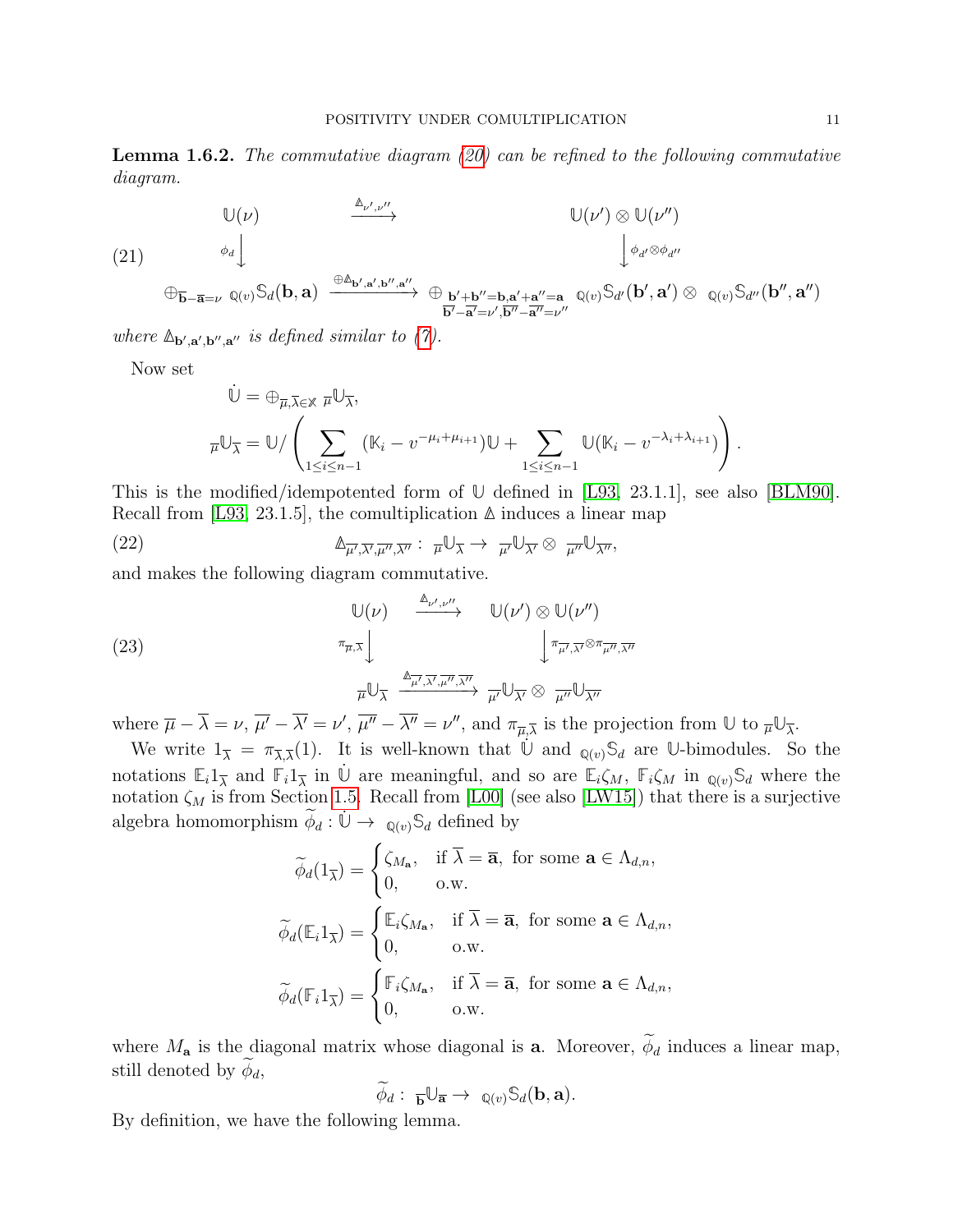**Lemma 1.6.2.** *The commutative diagram (20) can be refined to the following commutative diagram.*

$$
\begin{array}{ccc}
\mathbb{U}(\nu) & \xrightarrow{\Delta_{\nu',\nu''}} & \mathbb{U}(\nu') \otimes \mathbb{U}(\nu'') \\
\phi_d \big\downarrow & & \big\downarrow \phi_{d'} \otimes \phi_{d''} \\
\oplus_{\overline{\mathbf{b}}-\overline{\mathbf{a}}=\nu} \ {}_{\mathbb{Q}(v)}\mathbb{S}_d(\mathbf{b},\mathbf{a}) & \xrightarrow{\oplus \Delta_{\mathbf{b}',\mathbf{a}',\mathbf{b}'',\mathbf{a}''}} & \oplus_{\substack{\mathbf{b}'+\mathbf{b}''=\mathbf{b}, \mathbf{a}'+\mathbf{a}''=\mathbf{a} \\ \overline{\mathbf{b}'}-\overline{\mathbf{a}'}=\nu', \overline{\mathbf{b}''}-\overline{\mathbf{a}''}=\nu''}} \ {}_{\mathbb{Q}(v)}\mathbb{S}_{d'}(\mathbf{b}',\mathbf{a}') \otimes \ {}_{\mathbb{Q}(v)}\mathbb{S}_{d''}(\mathbf{b}'',\mathbf{a}'')
\end{array}
\tag{21}
$$

*where $\Delta_{\mathbf{b}',\mathbf{a}',\mathbf{b}'',\mathbf{a}''}$ is defined similar to (7).*

Now set

$$
\dot{\mathbb{U}} = \oplus_{\overline{\mu},\overline{\lambda}\in\mathbb{X}} \ {}_{\overline{\mu}}\mathbb{U}_{\overline{\lambda}},
$$

$$
{}_{\overline{\mu}}\mathbb{U}_{\overline{\lambda}} = \mathbb{U}/\left(\sum_{1\leq i\leq n-1} (\mathbb{K}_i - v^{-\mu_i+\mu_{i+1}})\mathbb{U} + \sum_{1\leq i\leq n-1} \mathbb{U}(\mathbb{K}_i - v^{-\lambda_i+\lambda_{i+1}})\right).
$$

This is the modified/idempotented form of $\mathbb{U}$ defined in [L93, 23.1.1], see also [BLM90]. Recall from [L93, 23.1.5], the comultiplication $\Delta$ induces a linear map

$$
\Delta_{\overline{\mu'},\overline{\lambda'},\overline{\mu''},\overline{\lambda''}} : \ {}_{\overline{\mu}}\mathbb{U}_{\overline{\lambda}} \to \ {}_{\overline{\mu'}}\mathbb{U}_{\overline{\lambda'}} \otimes \ {}_{\overline{\mu''}}\mathbb{U}_{\overline{\lambda''}},
\tag{22}
$$

and makes the following diagram commutative.

$$
\begin{array}{ccc}
\mathbb{U}(\nu) & \xrightarrow{\Delta_{\nu',\nu''}} & \mathbb{U}(\nu') \otimes \mathbb{U}(\nu'') \\
\pi_{\overline{\mu},\overline{\lambda}} \big\downarrow & & \big\downarrow \pi_{\overline{\mu'},\overline{\lambda'}} \otimes \pi_{\overline{\mu''},\overline{\lambda''}} \\
{}_{\overline{\mu}}\mathbb{U}_{\overline{\lambda}} & \xrightarrow{\Delta_{\overline{\mu'},\overline{\lambda'},\overline{\mu''},\overline{\lambda''}}} & {}_{\overline{\mu'}}\mathbb{U}_{\overline{\lambda'}} \otimes \ {}_{\overline{\mu''}}\mathbb{U}_{\overline{\lambda''}}
\end{array}
\tag{23}
$$

where $\overline{\mu} - \overline{\lambda} = \nu$, $\overline{\mu'} - \overline{\lambda'} = \nu'$, $\overline{\mu''} - \overline{\lambda''} = \nu''$, and $\pi_{\overline{\mu},\overline{\lambda}}$ is the projection from $\mathbb{U}$ to ${}_{\overline{\mu}}\mathbb{U}_{\overline{\lambda}}$.

We write $1_{\overline{\lambda}} = \pi_{\overline{\lambda},\overline{\lambda}}(1)$. It is well-known that $\dot{\mathbb{U}}$ and ${}_{\mathbb{Q}(v)}\mathbb{S}_d$ are $\mathbb{U}$-bimodules. So the notations $\mathbb{E}_i 1_{\overline{\lambda}}$ and $\mathbb{F}_i 1_{\overline{\lambda}}$ in $\dot{\mathbb{U}}$ are meaningful, and so are $\mathbb{E}_i\zeta_M$, $\mathbb{F}_i\zeta_M$ in ${}_{\mathbb{Q}(v)}\mathbb{S}_d$ where the notation $\zeta_M$ is from Section 1.5. Recall from [L00] (see also [LW15]) that there is a surjective algebra homomorphism $\widetilde{\phi}_d : \dot{\mathbb{U}} \to \ {}_{\mathbb{Q}(v)}\mathbb{S}_d$ defined by

$$
\widetilde{\phi}_d(1_{\overline{\lambda}}) = \begin{cases} \zeta_{M_{\mathbf{a}}}, & \text{if } \overline{\lambda} = \overline{\mathbf{a}}, \text{ for some } \mathbf{a} \in \Lambda_{d,n}, \\ 0, & \text{o.w.} \end{cases}
$$

$$
\widetilde{\phi}_d(\mathbb{E}_i 1_{\overline{\lambda}}) = \begin{cases} \mathbb{E}_i\zeta_{M_{\mathbf{a}}}, & \text{if } \overline{\lambda} = \overline{\mathbf{a}}, \text{ for some } \mathbf{a} \in \Lambda_{d,n}, \\ 0, & \text{o.w.} \end{cases}
$$

$$
\widetilde{\phi}_d(\mathbb{F}_i 1_{\overline{\lambda}}) = \begin{cases} \mathbb{F}_i\zeta_{M_{\mathbf{a}}}, & \text{if } \overline{\lambda} = \overline{\mathbf{a}}, \text{ for some } \mathbf{a} \in \Lambda_{d,n}, \\ 0, & \text{o.w.} \end{cases}
$$

where $M_{\mathbf{a}}$ is the diagonal matrix whose diagonal is $\mathbf{a}$. Moreover, $\widetilde{\phi}_d$ induces a linear map, still denoted by $\widetilde{\phi}_d$,

$$
\widetilde{\phi}_d : \ {}_{\overline{\mathbf{b}}}\mathbb{U}_{\overline{\mathbf{a}}} \to \ {}_{\mathbb{Q}(v)}\mathbb{S}_d(\mathbf{b},\mathbf{a}).
$$

By definition, we have the following lemma.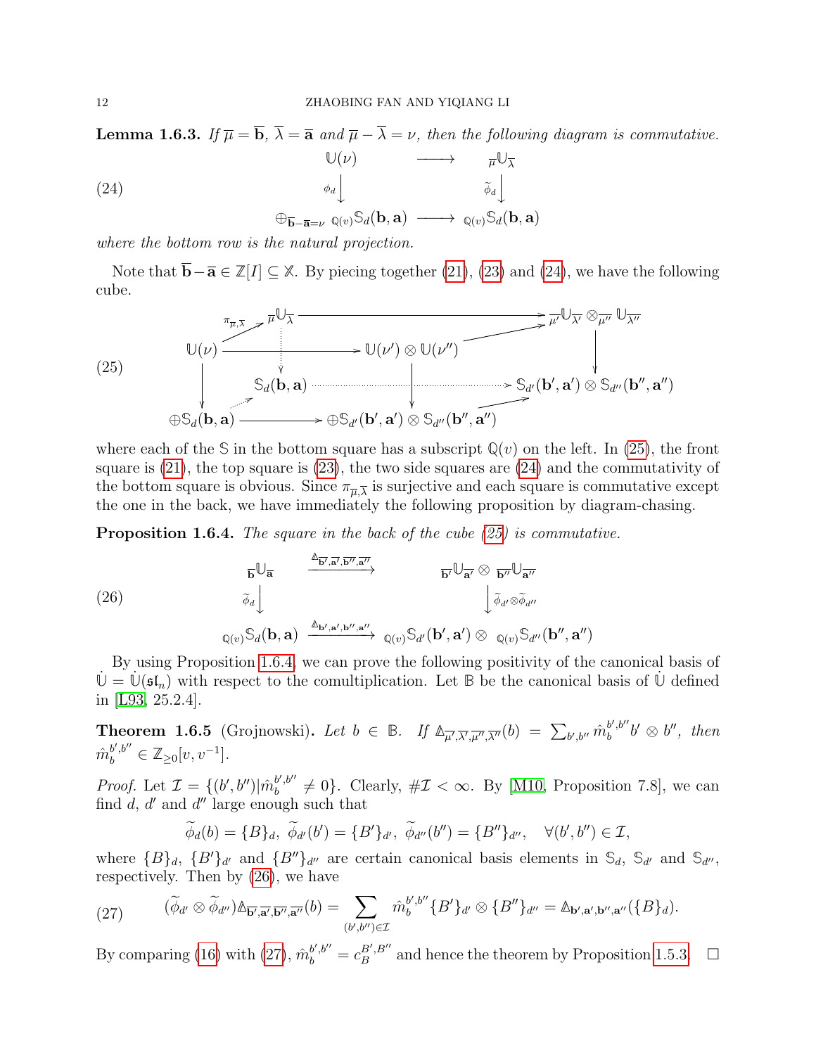**Lemma 1.6.3.** *If $\overline{\mu} = \overline{\mathbf{b}}$, $\overline{\lambda} = \overline{\mathbf{a}}$ and $\overline{\mu} - \overline{\lambda} = \nu$, then the following diagram is commutative.*

$$
\begin{array}{ccc}
\mathbb{U}(\nu) & \longrightarrow & {}_{\overline{\mu}}\mathbb{U}_{\overline{\lambda}} \\
\phi_d \downarrow & & \widetilde{\phi}_d \downarrow \\
\oplus_{\overline{\mathbf{b}}-\overline{\mathbf{a}}=\nu}\ {}_{\mathbb{Q}(v)}\mathbb{S}_d(\mathbf{b},\mathbf{a}) & \longrightarrow & {}_{\mathbb{Q}(v)}\mathbb{S}_d(\mathbf{b},\mathbf{a})
\end{array} \tag{24}
$$

*where the bottom row is the natural projection.*

Note that $\overline{\mathbf{b}} - \overline{\mathbf{a}} \in \mathbb{Z}[I] \subseteq \mathbb{X}$. By piecing together (21), (23) and (24), we have the following cube.

$$
\begin{array}{ccccc}
 & {}_{\overline{\mu}}\mathbb{U}_{\overline{\lambda}} & \longrightarrow & {}_{\overline{\mu'}}\mathbb{U}_{\overline{\lambda'}} \otimes {}_{\overline{\mu''}}\mathbb{U}_{\overline{\lambda''}} & \\
\mathbb{U}(\nu) \xrightarrow{\pi_{\overline{\mu},\overline{\lambda}}} & & \mathbb{U}(\nu') \otimes \mathbb{U}(\nu'') & & \\
 & \mathbb{S}_d(\mathbf{b},\mathbf{a}) & \dashrightarrow & \mathbb{S}_{d'}(\mathbf{b}',\mathbf{a}') \otimes \mathbb{S}_{d''}(\mathbf{b}'',\mathbf{a}'') & \\
\oplus \mathbb{S}_d(\mathbf{b},\mathbf{a}) & \longrightarrow & \oplus \mathbb{S}_{d'}(\mathbf{b}',\mathbf{a}') \otimes \mathbb{S}_{d''}(\mathbf{b}'',\mathbf{a}'') & &
\end{array} \tag{25}
$$

where each of the $\mathbb{S}$ in the bottom square has a subscript $\mathbb{Q}(v)$ on the left. In (25), the front square is (21), the top square is (23), the two side squares are (24) and the commutativity of the bottom square is obvious. Since $\pi_{\overline{\mu},\overline{\lambda}}$ is surjective and each square is commutative except the one in the back, we have immediately the following proposition by diagram-chasing.

**Proposition 1.6.4.** *The square in the back of the cube (25) is commutative.*

$$
\begin{array}{ccc}
{}_{\overline{\mathbf{b}}}\mathbb{U}_{\overline{\mathbf{a}}} & \xrightarrow{\Delta_{\overline{\mathbf{b}'},\overline{\mathbf{a}'},\overline{\mathbf{b}''},\overline{\mathbf{a}''}}} & {}_{\overline{\mathbf{b}'}}\mathbb{U}_{\overline{\mathbf{a}'}} \otimes {}_{\overline{\mathbf{b}''}}\mathbb{U}_{\overline{\mathbf{a}''}} \\
\widetilde{\phi}_d \downarrow & & \downarrow \widetilde{\phi}_{d'} \otimes \widetilde{\phi}_{d''} \\
{}_{\mathbb{Q}(v)}\mathbb{S}_d(\mathbf{b},\mathbf{a}) & \xrightarrow{\Delta_{\mathbf{b}',\mathbf{a}',\mathbf{b}'',\mathbf{a}''}} & {}_{\mathbb{Q}(v)}\mathbb{S}_{d'}(\mathbf{b}',\mathbf{a}') \otimes {}_{\mathbb{Q}(v)}\mathbb{S}_{d''}(\mathbf{b}'',\mathbf{a}'')
\end{array} \tag{26}
$$

By using Proposition 1.6.4, we can prove the following positivity of the canonical basis of $\dot{\mathbb{U}} = \dot{\mathbb{U}}(\mathfrak{sl}_n)$ with respect to the comultiplication. Let $\mathbb{B}$ be the canonical basis of $\dot{\mathbb{U}}$ defined in [L93, 25.2.4].

**Theorem 1.6.5** (Grojnowski)**.** *Let $b \in \mathbb{B}$. If $\Delta_{\overline{\mu'},\overline{\lambda'},\overline{\mu''},\overline{\lambda''}}(b) = \sum_{b',b''} \hat{m}_b^{b',b''} b' \otimes b''$, then $\hat{m}_b^{b',b''} \in \mathbb{Z}_{\geq 0}[v, v^{-1}]$.*

*Proof.* Let $\mathcal{I} = \{(b', b'') | \hat{m}_b^{b',b''} \neq 0\}$. Clearly, $\#\mathcal{I} < \infty$. By [M10, Proposition 7.8], we can find $d$, $d'$ and $d''$ large enough such that

$$\widetilde{\phi}_d(b) = \{B\}_d,\ \widetilde{\phi}_{d'}(b') = \{B'\}_{d'},\ \widetilde{\phi}_{d''}(b'') = \{B''\}_{d''}, \quad \forall (b', b'') \in \mathcal{I},$$

where $\{B\}_d$, $\{B'\}_{d'}$ and $\{B''\}_{d''}$ are certain canonical basis elements in $\mathbb{S}_d$, $\mathbb{S}_{d'}$ and $\mathbb{S}_{d''}$, respectively. Then by (26), we have

$$(\widetilde{\phi}_{d'} \otimes \widetilde{\phi}_{d''}) \Delta_{\overline{\mathbf{b}'},\overline{\mathbf{a}'},\overline{\mathbf{b}''},\overline{\mathbf{a}''}}(b) = \sum_{(b',b'') \in \mathcal{I}} \hat{m}_b^{b',b''} \{B'\}_{d'} \otimes \{B''\}_{d''} = \Delta_{\mathbf{b}',\mathbf{a}',\mathbf{b}'',\mathbf{a}''}(\{B\}_d). \tag{27}$$

By comparing (16) with (27), $\hat{m}_b^{b',b''} = c_B^{B',B''}$ and hence the theorem by Proposition 1.5.3. $\square$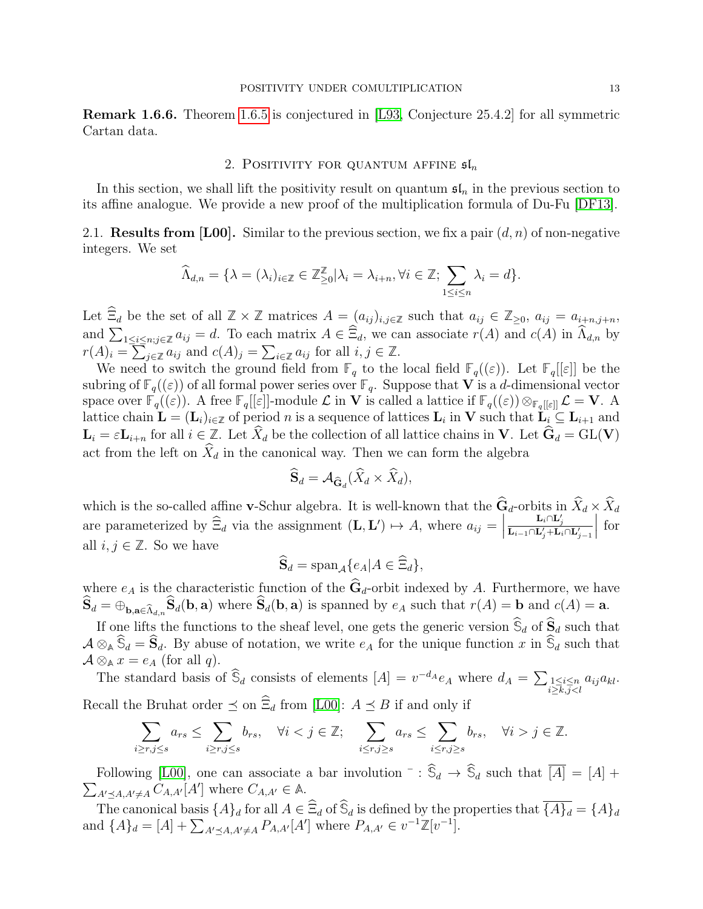**Remark 1.6.6.** Theorem 1.6.5 is conjectured in [L93, Conjecture 25.4.2] for all symmetric Cartan data.

## 2. Positivity for quantum affine $\mathfrak{sl}_n$

In this section, we shall lift the positivity result on quantum $\mathfrak{sl}_n$ in the previous section to its affine analogue. We provide a new proof of the multiplication formula of Du-Fu [DF13].

### 2.1. Results from [L00].

Similar to the previous section, we fix a pair $(d, n)$ of non-negative integers. We set

$$\widehat{\Lambda}_{d,n} = \{\lambda = (\lambda_i)_{i\in\mathbb{Z}} \in \mathbb{Z}_{\geq 0}^{\mathbb{Z}} | \lambda_i = \lambda_{i+n}, \forall i \in \mathbb{Z}; \sum_{1\leq i\leq n} \lambda_i = d\}.$$

Let $\widehat{\Xi}_d$ be the set of all $\mathbb{Z}\times\mathbb{Z}$ matrices $A = (a_{ij})_{i,j\in\mathbb{Z}}$ such that $a_{ij} \in \mathbb{Z}_{\geq 0}$, $a_{ij} = a_{i+n,j+n}$, and $\sum_{1\leq i\leq n; j\in\mathbb{Z}} a_{ij} = d$. To each matrix $A \in \widehat{\Xi}_d$, we can associate $r(A)$ and $c(A)$ in $\widehat{\Lambda}_{d,n}$ by $r(A)_i = \sum_{j\in\mathbb{Z}} a_{ij}$ and $c(A)_j = \sum_{i\in\mathbb{Z}} a_{ij}$ for all $i, j \in \mathbb{Z}$.

We need to switch the ground field from $\mathbb{F}_q$ to the local field $\mathbb{F}_q((\varepsilon))$. Let $\mathbb{F}_q[[\varepsilon]]$ be the subring of $\mathbb{F}_q((\varepsilon))$ of all formal power series over $\mathbb{F}_q$. Suppose that $\mathbf{V}$ is a $d$-dimensional vector space over $\mathbb{F}_q((\varepsilon))$. A free $\mathbb{F}_q[[\varepsilon]]$-module $\mathcal{L}$ in $\mathbf{V}$ is called a lattice if $\mathbb{F}_q((\varepsilon)) \otimes_{\mathbb{F}_q[[\varepsilon]]} \mathcal{L} = \mathbf{V}$. A lattice chain $\mathbf{L} = (\mathbf{L}_i)_{i\in\mathbb{Z}}$ of period $n$ is a sequence of lattices $\mathbf{L}_i$ in $\mathbf{V}$ such that $\mathbf{L}_i \subseteq \mathbf{L}_{i+1}$ and $\mathbf{L}_i = \varepsilon \mathbf{L}_{i+n}$ for all $i \in \mathbb{Z}$. Let $\widehat{X}_d$ be the collection of all lattice chains in $\mathbf{V}$. Let $\widehat{\mathbf{G}}_d = \mathrm{GL}(\mathbf{V})$ act from the left on $\widehat{X}_d$ in the canonical way. Then we can form the algebra

$$\widehat{\mathbf{S}}_d = \mathcal{A}_{\widehat{\mathbf{G}}_d}(\widehat{X}_d \times \widehat{X}_d),$$

which is the so-called affine $\mathbf{v}$-Schur algebra. It is well-known that the $\widehat{\mathbf{G}}_d$-orbits in $\widehat{X}_d \times \widehat{X}_d$ are parameterized by $\widehat{\Xi}_d$ via the assignment $(\mathbf{L}, \mathbf{L}') \mapsto A$, where $a_{ij} = \left| \frac{\mathbf{L}_i \cap \mathbf{L}'_j}{\mathbf{L}_{i-1}\cap \mathbf{L}'_j + \mathbf{L}_i \cap \mathbf{L}'_{j-1}} \right|$ for all $i, j \in \mathbb{Z}$. So we have

$$\widehat{\mathbf{S}}_d = \mathrm{span}_{\mathcal{A}}\{e_A | A \in \widehat{\Xi}_d\},$$

where $e_A$ is the characteristic function of the $\widehat{\mathbf{G}}_d$-orbit indexed by $A$. Furthermore, we have $\widehat{\mathbf{S}}_d = \oplus_{\mathbf{b},\mathbf{a}\in\widehat{\Lambda}_{d,n}} \widehat{\mathbf{S}}_d(\mathbf{b}, \mathbf{a})$ where $\widehat{\mathbf{S}}_d(\mathbf{b}, \mathbf{a})$ is spanned by $e_A$ such that $r(A) = \mathbf{b}$ and $c(A) = \mathbf{a}$.

If one lifts the functions to the sheaf level, one gets the generic version $\widehat{\mathbb{S}}_d$ of $\widehat{\mathbf{S}}_d$ such that $\mathcal{A} \otimes_{\mathbb{A}} \widehat{\mathbb{S}}_d = \widehat{\mathbf{S}}_d$. By abuse of notation, we write $e_A$ for the unique function $x$ in $\widehat{\mathbb{S}}_d$ such that $\mathcal{A} \otimes_{\mathbb{A}} x = e_A$ (for all $q$).

The standard basis of $\widehat{\mathbb{S}}_d$ consists of elements $[A] = v^{-d_A} e_A$ where $d_A = \sum_{\substack{1\leq i\leq n\\ i\geq k, j<l}} a_{ij} a_{kl}$. Recall the Bruhat order $\preceq$ on $\widehat{\Xi}_d$ from [L00]: $A \preceq B$ if and only if

$$\sum_{i\geq r, j\leq s} a_{rs} \leq \sum_{i\geq r, j\leq s} b_{rs}, \quad \forall i<j \in \mathbb{Z}; \quad \sum_{i\leq r, j\geq s} a_{rs} \leq \sum_{i\leq r, j\geq s} b_{rs}, \quad \forall i>j \in \mathbb{Z}.$$

Following [L00], one can associate a bar involution $^- : \widehat{\mathbb{S}}_d \to \widehat{\mathbb{S}}_d$ such that $\overline{[A]} = [A] + \sum_{A'\preceq A, A'\neq A} C_{A,A'}[A']$ where $C_{A,A'} \in \mathbb{A}$.

The canonical basis $\{A\}_d$ for all $A \in \widehat{\Xi}_d$ of $\widehat{\mathbb{S}}_d$ is defined by the properties that $\overline{\{A\}_d} = \{A\}_d$ and $\{A\}_d = [A] + \sum_{A'\preceq A, A'\neq A} P_{A,A'}[A']$ where $P_{A,A'} \in v^{-1}\mathbb{Z}[v^{-1}]$.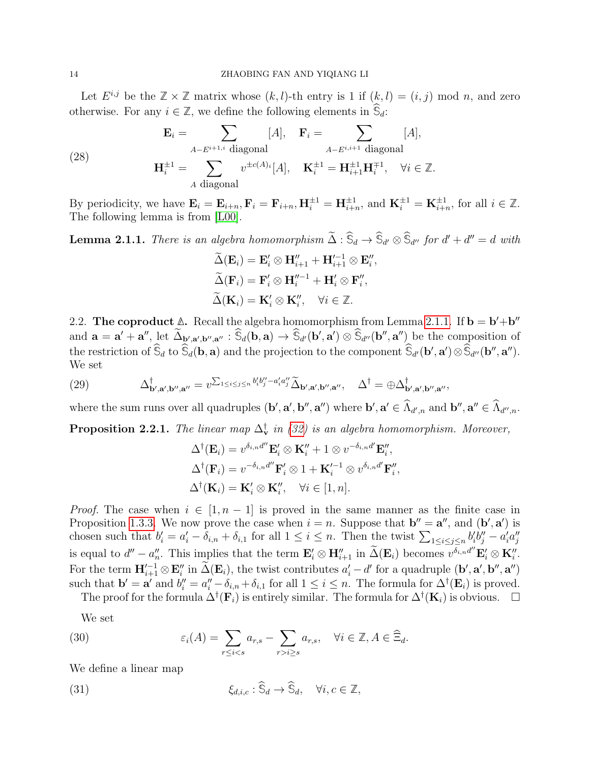Let $E^{i,j}$ be the $\mathbb{Z}\times\mathbb{Z}$ matrix whose $(k,l)$-th entry is 1 if $(k,l)=(i,j) \mod n$, and zero otherwise. For any $i\in\mathbb{Z}$, we define the following elements in $\widehat{\mathbb{S}}_d$:

$$
\begin{aligned}
\mathbf{E}_i &= \sum_{A-E^{i+1,i}\ \text{diagonal}} [A], \quad \mathbf{F}_i = \sum_{A-E^{i,i+1}\ \text{diagonal}} [A], \\
\mathbf{H}_i^{\pm 1} &= \sum_{A\ \text{diagonal}} v^{\pm c(A)_i}[A], \quad \mathbf{K}_i^{\pm 1} = \mathbf{H}_{i+1}^{\pm 1}\mathbf{H}_i^{\mp 1}, \quad \forall i\in\mathbb{Z}.
\end{aligned}
\tag{28}
$$

By periodicity, we have $\mathbf{E}_i=\mathbf{E}_{i+n}, \mathbf{F}_i=\mathbf{F}_{i+n}, \mathbf{H}_i^{\pm1}=\mathbf{H}_{i+n}^{\pm1}$, and $\mathbf{K}_i^{\pm1}=\mathbf{K}_{i+n}^{\pm1}$, for all $i\in\mathbb{Z}$. The following lemma is from [L00].

**Lemma 2.1.1.** *There is an algebra homomorphism $\widetilde{\Delta}:\widehat{\mathbb{S}}_d\to\widehat{\mathbb{S}}_{d'}\otimes\widehat{\mathbb{S}}_{d''}$ for $d'+d''=d$ with*

$$
\begin{aligned}
\widetilde{\Delta}(\mathbf{E}_i) &= \mathbf{E}_i'\otimes\mathbf{H}_{i+1}'' + \mathbf{H}_{i+1}'^{-1}\otimes\mathbf{E}_i'',\\
\widetilde{\Delta}(\mathbf{F}_i) &= \mathbf{F}_i'\otimes\mathbf{H}_i''^{-1} + \mathbf{H}_i'\otimes\mathbf{F}_i'',\\
\widetilde{\Delta}(\mathbf{K}_i) &= \mathbf{K}_i'\otimes\mathbf{K}_i'', \quad \forall i\in\mathbb{Z}.
\end{aligned}
$$

2.2. **The coproduct $\Delta$.** Recall the algebra homomorphism from Lemma 2.1.1. If $\mathbf{b}=\mathbf{b}'+\mathbf{b}''$ and $\mathbf{a}=\mathbf{a}'+\mathbf{a}''$, let $\widetilde{\Delta}_{\mathbf{b}',\mathbf{a}',\mathbf{b}'',\mathbf{a}''}:\widehat{\mathbb{S}}_d(\mathbf{b},\mathbf{a})\to\widehat{\mathbb{S}}_{d'}(\mathbf{b}',\mathbf{a}')\otimes\widehat{\mathbb{S}}_{d''}(\mathbf{b}'',\mathbf{a}'')$ be the composition of the restriction of $\widehat{\mathbb{S}}_d$ to $\widehat{\mathbb{S}}_d(\mathbf{b},\mathbf{a})$ and the projection to the component $\widehat{\mathbb{S}}_{d'}(\mathbf{b}',\mathbf{a}')\otimes\widehat{\mathbb{S}}_{d''}(\mathbf{b}'',\mathbf{a}'')$. We set

$$
\Delta^\dagger_{\mathbf{b}',\mathbf{a}',\mathbf{b}'',\mathbf{a}''} = v^{\sum_{1\le i\le j\le n} b_i'b_j''-a_i'a_j''}\widetilde{\Delta}_{\mathbf{b}',\mathbf{a}',\mathbf{b}'',\mathbf{a}''}, \quad \Delta^\dagger=\oplus\Delta^\dagger_{\mathbf{b}',\mathbf{a}',\mathbf{b}'',\mathbf{a}''},
\tag{29}
$$

where the sum runs over all quadruples $(\mathbf{b}',\mathbf{a}',\mathbf{b}'',\mathbf{a}'')$ where $\mathbf{b}',\mathbf{a}'\in\widehat{\Lambda}_{d',n}$ and $\mathbf{b}'',\mathbf{a}''\in\widehat{\Lambda}_{d'',n}$.

**Proposition 2.2.1.** *The linear map $\Delta^\dagger_{\mathbf{v}}$ in (32) is an algebra homomorphism. Moreover,*

$$
\begin{aligned}
\Delta^\dagger(\mathbf{E}_i) &= v^{\delta_{i,n}d''}\mathbf{E}_i'\otimes\mathbf{K}_i'' + 1\otimes v^{-\delta_{i,n}d'}\mathbf{E}_i'',\\
\Delta^\dagger(\mathbf{F}_i) &= v^{-\delta_{i,n}d''}\mathbf{F}_i'\otimes 1 + \mathbf{K}_i'^{-1}\otimes v^{\delta_{i,n}d'}\mathbf{F}_i'',\\
\Delta^\dagger(\mathbf{K}_i) &= \mathbf{K}_i'\otimes\mathbf{K}_i'', \quad \forall i\in[1,n].
\end{aligned}
$$

*Proof.* The case when $i\in[1,n-1]$ is proved in the same manner as the finite case in Proposition 1.3.3. We now prove the case when $i=n$. Suppose that $\mathbf{b}''=\mathbf{a}''$, and $(\mathbf{b}',\mathbf{a}')$ is chosen such that $b_i'=a_i'-\delta_{i,n}+\delta_{i,1}$ for all $1\le i\le n$. Then the twist $\sum_{1\le i\le j\le n} b_i'b_j''-a_i'a_j''$ is equal to $d''-a_n''$. This implies that the term $\mathbf{E}_i'\otimes\mathbf{H}_{i+1}''$ in $\widetilde{\Delta}(\mathbf{E}_i)$ becomes $v^{\delta_{i,n}d''}\mathbf{E}_i'\otimes\mathbf{K}_i''$. For the term $\mathbf{H}_{i+1}'^{-1}\otimes\mathbf{E}_i''$ in $\widetilde{\Delta}(\mathbf{E}_i)$, the twist contributes $a_i'-d'$ for a quadruple $(\mathbf{b}',\mathbf{a}',\mathbf{b}'',\mathbf{a}'')$ such that $\mathbf{b}'=\mathbf{a}'$ and $b_i''=a_i''-\delta_{i,n}+\delta_{i,1}$ for all $1\le i\le n$. The formula for $\Delta^\dagger(\mathbf{E}_i)$ is proved.

The proof for the formula $\Delta^\dagger(\mathbf{F}_i)$ is entirely similar. The formula for $\Delta^\dagger(\mathbf{K}_i)$ is obvious. $\square$

We set

$$
\varepsilon_i(A)=\sum_{r\le i<s}a_{r,s}-\sum_{r>i\ge s}a_{r,s}, \quad \forall i\in\mathbb{Z}, A\in\widehat{\Xi}_d.
\tag{30}
$$

We define a linear map

$$
\xi_{d,i,c}:\widehat{\mathbb{S}}_d\to\widehat{\mathbb{S}}_d, \quad \forall i,c\in\mathbb{Z},
\tag{31}
$$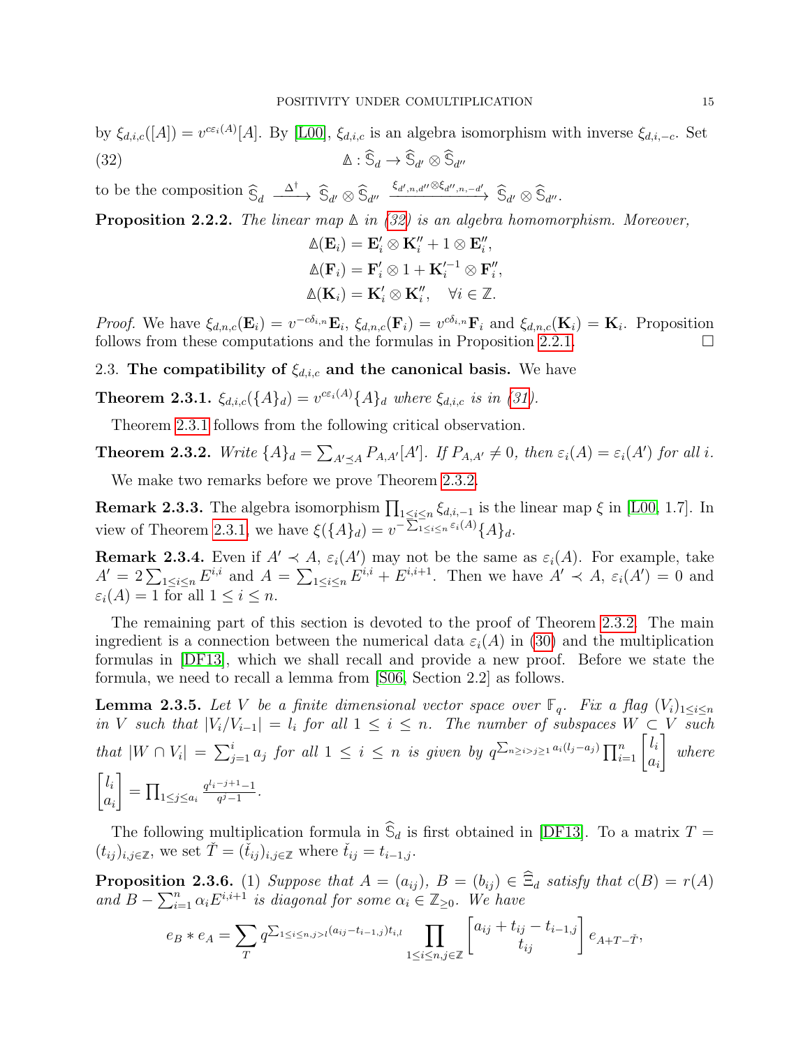by $\xi_{d,i,c}([A]) = v^{c\varepsilon_i(A)}[A]$. By [L00], $\xi_{d,i,c}$ is an algebra isomorphism with inverse $\xi_{d,i,-c}$. Set

$$\mathbb{\Delta} : \widehat{\mathbb{S}}_d \to \widehat{\mathbb{S}}_{d'} \otimes \widehat{\mathbb{S}}_{d''} \tag{32}$$

to be the composition $\widehat{\mathbb{S}}_d \xrightarrow{\Delta^\dagger} \widehat{\mathbb{S}}_{d'} \otimes \widehat{\mathbb{S}}_{d''} \xrightarrow{\xi_{d',n,d''} \otimes \xi_{d'',n,-d'}} \widehat{\mathbb{S}}_{d'} \otimes \widehat{\mathbb{S}}_{d''}$.

**Proposition 2.2.2.** *The linear map $\mathbb{\Delta}$ in (32) is an algebra homomorphism. Moreover,*

$$\mathbb{\Delta}(\mathbf{E}_i) = \mathbf{E}_i' \otimes \mathbf{K}_i'' + 1 \otimes \mathbf{E}_i'',$$
$$\mathbb{\Delta}(\mathbf{F}_i) = \mathbf{F}_i' \otimes 1 + \mathbf{K}_i'^{-1} \otimes \mathbf{F}_i'',$$
$$\mathbb{\Delta}(\mathbf{K}_i) = \mathbf{K}_i' \otimes \mathbf{K}_i'', \quad \forall i \in \mathbb{Z}.$$

*Proof.* We have $\xi_{d,n,c}(\mathbf{E}_i) = v^{-c\delta_{i,n}}\mathbf{E}_i$, $\xi_{d,n,c}(\mathbf{F}_i) = v^{c\delta_{i,n}}\mathbf{F}_i$ and $\xi_{d,n,c}(\mathbf{K}_i) = \mathbf{K}_i$. Proposition follows from these computations and the formulas in Proposition 2.2.1. $\square$

2.3. **The compatibility of $\xi_{d,i,c}$ and the canonical basis.** We have

**Theorem 2.3.1.** *$\xi_{d,i,c}(\{A\}_d) = v^{c\varepsilon_i(A)}\{A\}_d$ where $\xi_{d,i,c}$ is in (31).*

Theorem 2.3.1 follows from the following critical observation.

**Theorem 2.3.2.** *Write $\{A\}_d = \sum_{A' \preceq A} P_{A,A'}[A']$. If $P_{A,A'} \neq 0$, then $\varepsilon_i(A) = \varepsilon_i(A')$ for all $i$.*

We make two remarks before we prove Theorem 2.3.2.

**Remark 2.3.3.** The algebra isomorphism $\prod_{1\le i\le n} \xi_{d,i,-1}$ is the linear map $\xi$ in [L00, 1.7]. In view of Theorem 2.3.1, we have $\xi(\{A\}_d) = v^{-\sum_{1\le i\le n}\varepsilon_i(A)}\{A\}_d$.

**Remark 2.3.4.** Even if $A' \prec A$, $\varepsilon_i(A')$ may not be the same as $\varepsilon_i(A)$. For example, take $A' = 2\sum_{1\le i\le n} E^{i,i}$ and $A = \sum_{1\le i\le n} E^{i,i} + E^{i,i+1}$. Then we have $A' \prec A$, $\varepsilon_i(A') = 0$ and $\varepsilon_i(A) = 1$ for all $1 \le i \le n$.

The remaining part of this section is devoted to the proof of Theorem 2.3.2. The main ingredient is a connection between the numerical data $\varepsilon_i(A)$ in (30) and the multiplication formulas in [DF13], which we shall recall and provide a new proof. Before we state the formula, we need to recall a lemma from [S06, Section 2.2] as follows.

**Lemma 2.3.5.** *Let $V$ be a finite dimensional vector space over $\mathbb{F}_q$. Fix a flag $(V_i)_{1\le i\le n}$ in $V$ such that $|V_i/V_{i-1}| = l_i$ for all $1 \le i \le n$. The number of subspaces $W \subset V$ such that $|W \cap V_i| = \sum_{j=1}^i a_j$ for all $1 \le i \le n$ is given by $q^{\sum_{n\ge i>j\ge 1} a_i(l_j - a_j)} \prod_{i=1}^n \begin{bmatrix} l_i \\ a_i \end{bmatrix}$ where $\begin{bmatrix} l_i \\ a_i \end{bmatrix} = \prod_{1\le j\le a_i} \frac{q^{l_i-j+1}-1}{q^j-1}$.*

The following multiplication formula in $\widehat{\mathbb{S}}_d$ is first obtained in [DF13]. To a matrix $T = (t_{ij})_{i,j\in\mathbb{Z}}$, we set $\check{T} = (\check{t}_{ij})_{i,j\in\mathbb{Z}}$ where $\check{t}_{ij} = t_{i-1,j}$.

**Proposition 2.3.6.** (1) *Suppose that $A = (a_{ij})$, $B = (b_{ij}) \in \widehat{\Xi}_d$ satisfy that $c(B) = r(A)$ and $B - \sum_{i=1}^n \alpha_i E^{i,i+1}$ is diagonal for some $\alpha_i \in \mathbb{Z}_{\ge 0}$. We have*

$$e_B * e_A = \sum_T q^{\sum_{1\le i\le n, j>l}(a_{ij} - t_{i-1,j})t_{i,l}} \prod_{1\le i\le n, j\in\mathbb{Z}} \begin{bmatrix} a_{ij} + t_{ij} - t_{i-1,j} \\ t_{ij} \end{bmatrix} e_{A+T-\check{T}},$$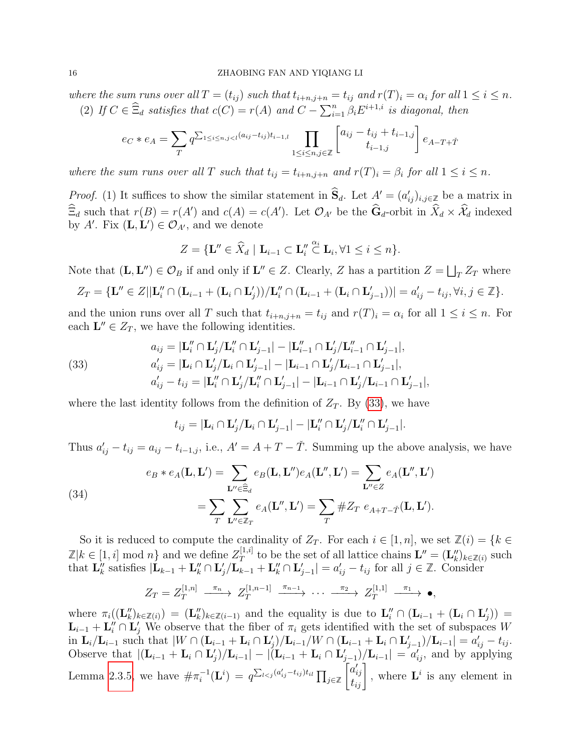*where the sum runs over all $T=(t_{ij})$ such that $t_{i+n,j+n}=t_{ij}$ and $r(T)_i=\alpha_i$ for all $1\leq i\leq n$.*

(2) *If $C\in\widehat{\Xi}_d$ satisfies that $c(C)=r(A)$ and $C-\sum_{i=1}^n\beta_iE^{i+1,i}$ is diagonal, then*

$$e_C*e_A=\sum_T q^{\sum_{1\leq i\leq n,j<l}(a_{ij}-t_{ij})t_{i-1,l}}\prod_{1\leq i\leq n,j\in\mathbb{Z}}\begin{bmatrix}a_{ij}-t_{ij}+t_{i-1,j}\\ t_{i-1,j}\end{bmatrix}e_{A-T+\check{T}}$$

*where the sum runs over all $T$ such that $t_{ij}=t_{i+n,j+n}$ and $r(T)_i=\beta_i$ for all $1\leq i\leq n$.*

*Proof.* (1) It suffices to show the similar statement in $\widehat{\mathbf{S}}_d$. Let $A'=(a'_{ij})_{i,j\in\mathbb{Z}}$ be a matrix in $\widehat{\Xi}_d$ such that $r(B)=r(A')$ and $c(A)=c(A')$. Let $\mathcal{O}_{A'}$ be the $\widehat{\mathbf{G}}_d$-orbit in $\widehat{X}_d\times\widehat{\mathcal{X}}_d$ indexed by $A'$. Fix $(\mathbf{L},\mathbf{L}')\in\mathcal{O}_{A'}$, and we denote

$$Z=\{\mathbf{L}''\in\widehat{X}_d\mid \mathbf{L}_{i-1}\subset\mathbf{L}''_i\overset{\alpha_i}{\subset}\mathbf{L}_i,\forall 1\leq i\leq n\}.$$

Note that $(\mathbf{L},\mathbf{L}'')\in\mathcal{O}_B$ if and only if $\mathbf{L}''\in Z$. Clearly, $Z$ has a partition $Z=\bigsqcup_T Z_T$ where

$$Z_T=\{\mathbf{L}''\in Z||\mathbf{L}''_i\cap(\mathbf{L}_{i-1}+(\mathbf{L}_i\cap\mathbf{L}'_j))/\mathbf{L}''_i\cap(\mathbf{L}_{i-1}+(\mathbf{L}_i\cap\mathbf{L}'_{j-1}))|=a'_{ij}-t_{ij},\forall i,j\in\mathbb{Z}\}.$$

and the union runs over all $T$ such that $t_{i+n,j+n}=t_{ij}$ and $r(T)_i=\alpha_i$ for all $1\leq i\leq n$. For each $\mathbf{L}''\in Z_T$, we have the following identities.

$$\begin{aligned}
a_{ij}&=|\mathbf{L}''_i\cap\mathbf{L}'_j/\mathbf{L}''_i\cap\mathbf{L}'_{j-1}|-|\mathbf{L}''_{i-1}\cap\mathbf{L}'_j/\mathbf{L}''_{i-1}\cap\mathbf{L}'_{j-1}|,\\
a'_{ij}&=|\mathbf{L}_i\cap\mathbf{L}'_j/\mathbf{L}_i\cap\mathbf{L}'_{j-1}|-|\mathbf{L}_{i-1}\cap\mathbf{L}'_j/\mathbf{L}_{i-1}\cap\mathbf{L}'_{j-1}|,\\
a'_{ij}-t_{ij}&=|\mathbf{L}''_i\cap\mathbf{L}'_j/\mathbf{L}''_i\cap\mathbf{L}'_{j-1}|-|\mathbf{L}_{i-1}\cap\mathbf{L}'_j/\mathbf{L}_{i-1}\cap\mathbf{L}'_{j-1}|,
\end{aligned}\tag{33}$$

where the last identity follows from the definition of $Z_T$. By (33), we have

$$t_{ij}=|\mathbf{L}_i\cap\mathbf{L}'_j/\mathbf{L}_i\cap\mathbf{L}'_{j-1}|-|\mathbf{L}''_i\cap\mathbf{L}'_j/\mathbf{L}''_i\cap\mathbf{L}'_{j-1}|.$$

Thus $a'_{ij}-t_{ij}=a_{ij}-t_{i-1,j}$, i.e., $A'=A+T-\check{T}$. Summing up the above analysis, we have

$$\begin{aligned}
e_B*e_A(\mathbf{L},\mathbf{L}')&=\sum_{\mathbf{L}''\in\widehat{\Xi}_d}e_B(\mathbf{L},\mathbf{L}'')e_A(\mathbf{L}'',\mathbf{L}')=\sum_{\mathbf{L}''\in Z}e_A(\mathbf{L}'',\mathbf{L}')\\
&=\sum_T\sum_{\mathbf{L}''\in\mathbb{Z}_T}e_A(\mathbf{L}'',\mathbf{L}')=\sum_T\#Z_T\;e_{A+T-\check{T}}(\mathbf{L},\mathbf{L}').
\end{aligned}\tag{34}$$

So it is reduced to compute the cardinality of $Z_T$. For each $i\in[1,n]$, we set $\mathbb{Z}(i)=\{k\in\mathbb{Z}|k\in[1,i]\bmod n\}$ and we define $Z_T^{[1,i]}$ to be the set of all lattice chains $\mathbf{L}''=(\mathbf{L}''_k)_{k\in\mathbb{Z}(i)}$ such that $\mathbf{L}''_k$ satisfies $|\mathbf{L}_{k-1}+\mathbf{L}''_k\cap\mathbf{L}'_j/\mathbf{L}_{k-1}+\mathbf{L}''_k\cap\mathbf{L}'_{j-1}|=a'_{ij}-t_{ij}$ for all $j\in\mathbb{Z}$. Consider

$$Z_T=Z_T^{[1,n]}\xrightarrow{\pi_n}Z_T^{[1,n-1]}\xrightarrow{\pi_{n-1}}\cdots\xrightarrow{\pi_2}Z_T^{[1,1]}\xrightarrow{\pi_1}\bullet,$$

where $\pi_i((\mathbf{L}''_k)_{k\in\mathbb{Z}(i)})=(\mathbf{L}''_k)_{k\in\mathbb{Z}(i-1)}$ and the equality is due to $\mathbf{L}''_i\cap(\mathbf{L}_{i-1}+(\mathbf{L}_i\cap\mathbf{L}'_j))=\mathbf{L}_{i-1}+\mathbf{L}''_i\cap\mathbf{L}'_j$ We observe that the fiber of $\pi_i$ gets identified with the set of subspaces $W$ in $\mathbf{L}_i/\mathbf{L}_{i-1}$ such that $|W\cap(\mathbf{L}_{i-1}+\mathbf{L}_i\cap\mathbf{L}'_j)/\mathbf{L}_{i-1}/W\cap(\mathbf{L}_{i-1}+\mathbf{L}_i\cap\mathbf{L}'_{j-1})/\mathbf{L}_{i-1}|=a'_{ij}-t_{ij}$. Observe that $|(\mathbf{L}_{i-1}+\mathbf{L}_i\cap\mathbf{L}'_j)/\mathbf{L}_{i-1}|-|(\mathbf{L}_{i-1}+\mathbf{L}_i\cap\mathbf{L}'_{j-1})/\mathbf{L}_{i-1}|=a'_{ij}$, and by applying Lemma 2.3.5, we have $\#\pi_i^{-1}(\mathbf{L}^i)=q^{\sum_{l<j}(a'_{ij}-t_{ij})t_{il}}\prod_{j\in\mathbb{Z}}\begin{bmatrix}a'_{ij}\\ t_{ij}\end{bmatrix}$, where $\mathbf{L}^i$ is any element in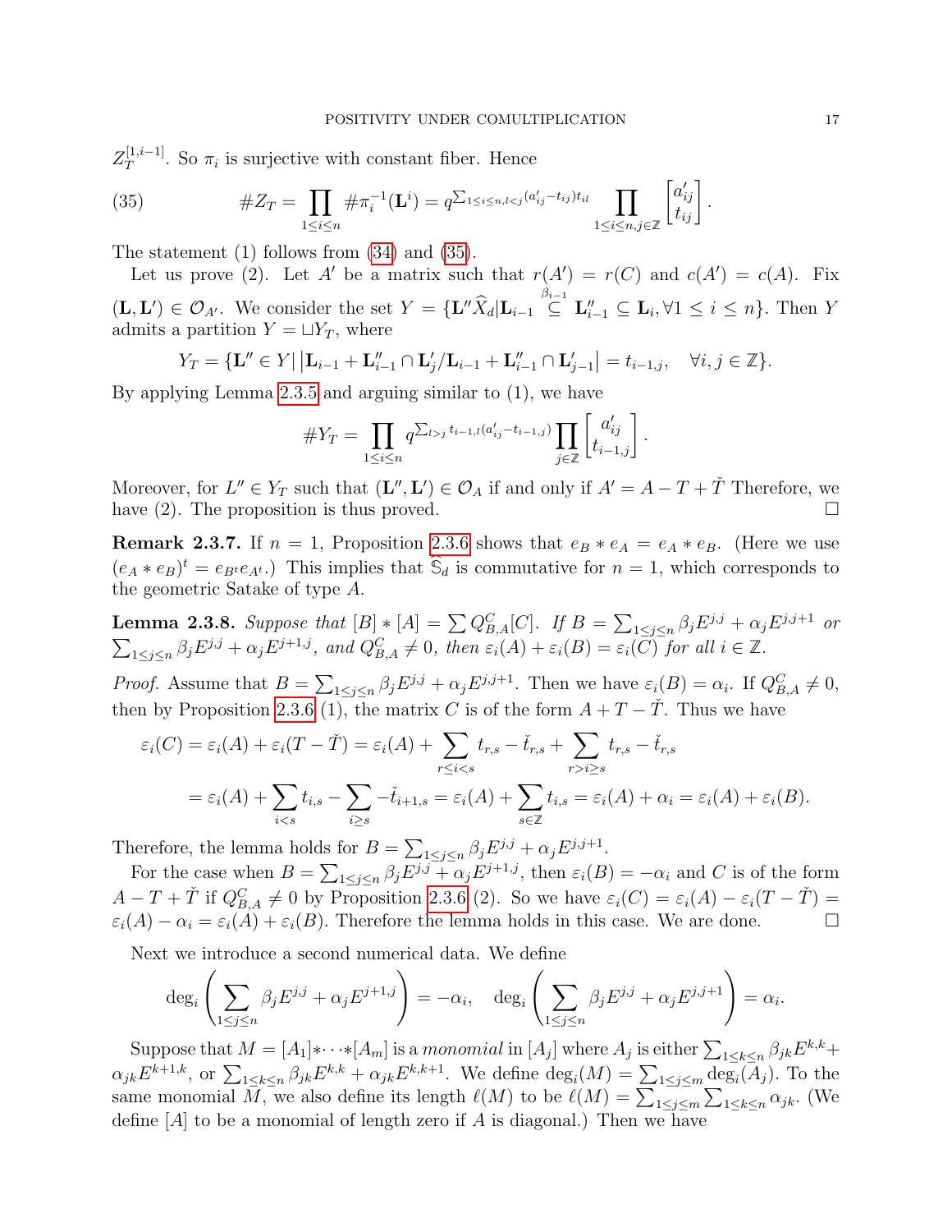$Z_T^{[1,i-1]}$. So $\pi_i$ is surjective with constant fiber. Hence

$$\#Z_T = \prod_{1\le i\le n} \#\pi_i^{-1}(\mathbf{L}^i) = q^{\sum_{1\le i\le n, l<j}(a'_{ij}-t_{ij})t_{il}} \prod_{1\le i\le n, j\in\mathbb{Z}} \begin{bmatrix} a'_{ij} \\ t_{ij} \end{bmatrix}. \tag{35}$$

The statement (1) follows from (34) and (35).

Let us prove (2). Let $A'$ be a matrix such that $r(A') = r(C)$ and $c(A') = c(A)$. Fix $(\mathbf{L}, \mathbf{L}') \in \mathcal{O}_{A'}$. We consider the set $Y = \{\mathbf{L}'' \widehat{X}_d | \mathbf{L}_{i-1} \overset{\beta_{i-1}}{\subseteq} \mathbf{L}''_{i-1} \subseteq \mathbf{L}_i, \forall 1 \le i \le n\}$. Then $Y$ admits a partition $Y = \sqcup Y_T$, where

$$Y_T = \{\mathbf{L}'' \in Y | \left|\mathbf{L}_{i-1} + \mathbf{L}''_{i-1} \cap \mathbf{L}'_j / \mathbf{L}_{i-1} + \mathbf{L}''_{i-1} \cap \mathbf{L}'_{j-1}\right| = t_{i-1,j}, \quad \forall i, j \in \mathbb{Z}\}.$$

By applying Lemma 2.3.5 and arguing similar to (1), we have

$$\#Y_T = \prod_{1\le i\le n} q^{\sum_{l>j} t_{i-1,l}(a'_{ij}-t_{i-1,j})} \prod_{j\in\mathbb{Z}} \begin{bmatrix} a'_{ij} \\ t_{i-1,j} \end{bmatrix}.$$

Moreover, for $L'' \in Y_T$ such that $(\mathbf{L}'', \mathbf{L}') \in \mathcal{O}_A$ if and only if $A' = A - T + \check{T}$ Therefore, we have (2). The proposition is thus proved. $\square$

**Remark 2.3.7.** If $n = 1$, Proposition 2.3.6 shows that $e_B * e_A = e_A * e_B$. (Here we use $(e_A * e_B)^t = e_{B^t} e_{A^t}$.) This implies that $\widehat{\mathbb{S}}_d$ is commutative for $n = 1$, which corresponds to the geometric Satake of type $A$.

**Lemma 2.3.8.** *Suppose that $[B] * [A] = \sum Q^C_{B,A}[C]$. If $B = \sum_{1\le j\le n} \beta_j E^{j,j} + \alpha_j E^{j,j+1}$ or $\sum_{1\le j\le n} \beta_j E^{j,j} + \alpha_j E^{j+1,j}$, and $Q^C_{B,A} \neq 0$, then $\varepsilon_i(A) + \varepsilon_i(B) = \varepsilon_i(C)$ for all $i \in \mathbb{Z}$.*

*Proof.* Assume that $B = \sum_{1\le j\le n} \beta_j E^{j,j} + \alpha_j E^{j,j+1}$. Then we have $\varepsilon_i(B) = \alpha_i$. If $Q^C_{B,A} \neq 0$, then by Proposition 2.3.6 (1), the matrix $C$ is of the form $A + T - \check{T}$. Thus we have

$$\begin{aligned}
\varepsilon_i(C) &= \varepsilon_i(A) + \varepsilon_i(T - \check{T}) = \varepsilon_i(A) + \sum_{r\le i<s} t_{r,s} - \check{t}_{r,s} + \sum_{r>i\ge s} t_{r,s} - \check{t}_{r,s} \\
&= \varepsilon_i(A) + \sum_{i<s} t_{i,s} - \sum_{i\ge s} -\check{t}_{i+1,s} = \varepsilon_i(A) + \sum_{s\in\mathbb{Z}} t_{i,s} = \varepsilon_i(A) + \alpha_i = \varepsilon_i(A) + \varepsilon_i(B).
\end{aligned}$$

Therefore, the lemma holds for $B = \sum_{1\le j\le n} \beta_j E^{j,j} + \alpha_j E^{j,j+1}$.

For the case when $B = \sum_{1\le j\le n} \beta_j E^{j,j} + \alpha_j E^{j+1,j}$, then $\varepsilon_i(B) = -\alpha_i$ and $C$ is of the form $A - T + \check{T}$ if $Q^C_{B,A} \neq 0$ by Proposition 2.3.6 (2). So we have $\varepsilon_i(C) = \varepsilon_i(A) - \varepsilon_i(T - \check{T}) = \varepsilon_i(A) - \alpha_i = \varepsilon_i(A) + \varepsilon_i(B)$. Therefore the lemma holds in this case. We are done. $\square$

Next we introduce a second numerical data. We define

$$\deg_i\left(\sum_{1\le j\le n} \beta_j E^{j,j} + \alpha_j E^{j+1,j}\right) = -\alpha_i, \quad \deg_i\left(\sum_{1\le j\le n} \beta_j E^{j,j} + \alpha_j E^{j,j+1}\right) = \alpha_i.$$

Suppose that $M = [A_1] * \cdots * [A_m]$ is a *monomial* in $[A_j]$ where $A_j$ is either $\sum_{1\le k\le n} \beta_{jk} E^{k,k} + \alpha_{jk} E^{k+1,k}$, or $\sum_{1\le k\le n} \beta_{jk} E^{k,k} + \alpha_{jk} E^{k,k+1}$. We define $\deg_i(M) = \sum_{1\le j\le m} \deg_i(A_j)$. To the same monomial $M$, we also define its length $\ell(M)$ to be $\ell(M) = \sum_{1\le j\le m} \sum_{1\le k\le n} \alpha_{jk}$. (We define $[A]$ to be a monomial of length zero if $A$ is diagonal.) Then we have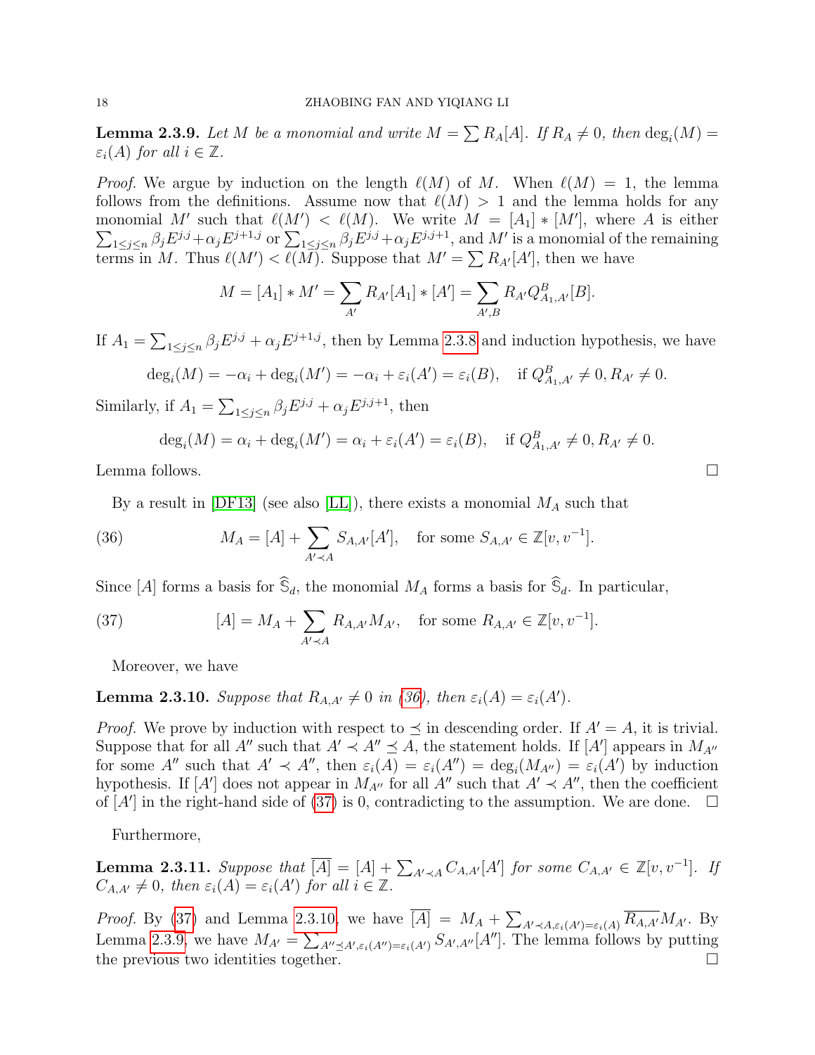**Lemma 2.3.9.** *Let $M$ be a monomial and write $M = \sum R_A[A]$. If $R_A \neq 0$, then $\deg_i(M) = \varepsilon_i(A)$ for all $i \in \mathbb{Z}$.*

*Proof.* We argue by induction on the length $\ell(M)$ of $M$. When $\ell(M) = 1$, the lemma follows from the definitions. Assume now that $\ell(M) > 1$ and the lemma holds for any monomial $M'$ such that $\ell(M') < \ell(M)$. We write $M = [A_1] * [M']$, where $A$ is either $\sum_{1\leq j\leq n} \beta_j E^{j,j} + \alpha_j E^{j+1,j}$ or $\sum_{1\leq j\leq n} \beta_j E^{j,j} + \alpha_j E^{j,j+1}$, and $M'$ is a monomial of the remaining terms in $M$. Thus $\ell(M') < \ell(M)$. Suppose that $M' = \sum R_{A'}[A']$, then we have

$$M = [A_1] * M' = \sum_{A'} R_{A'}[A_1] * [A'] = \sum_{A',B} R_{A'} Q^B_{A_1,A'}[B].$$

If $A_1 = \sum_{1\leq j\leq n} \beta_j E^{j,j} + \alpha_j E^{j+1,j}$, then by Lemma 2.3.8 and induction hypothesis, we have

$$\deg_i(M) = -\alpha_i + \deg_i(M') = -\alpha_i + \varepsilon_i(A') = \varepsilon_i(B), \quad \text{if } Q^B_{A_1,A'} \neq 0, R_{A'} \neq 0.$$

Similarly, if $A_1 = \sum_{1\leq j\leq n} \beta_j E^{j,j} + \alpha_j E^{j,j+1}$, then

$$\deg_i(M) = \alpha_i + \deg_i(M') = \alpha_i + \varepsilon_i(A') = \varepsilon_i(B), \quad \text{if } Q^B_{A_1,A'} \neq 0, R_{A'} \neq 0.$$

Lemma follows. □

By a result in [DF13] (see also [LL]), there exists a monomial $M_A$ such that

$$M_A = [A] + \sum_{A' \prec A} S_{A,A'}[A'], \quad \text{for some } S_{A,A'} \in \mathbb{Z}[v, v^{-1}]. \tag{36}$$

Since $[A]$ forms a basis for $\widehat{\mathbb{S}}_d$, the monomial $M_A$ forms a basis for $\widehat{\mathbb{S}}_d$. In particular,

$$[A] = M_A + \sum_{A' \prec A} R_{A,A'} M_{A'}, \quad \text{for some } R_{A,A'} \in \mathbb{Z}[v, v^{-1}]. \tag{37}$$

Moreover, we have

**Lemma 2.3.10.** *Suppose that $R_{A,A'} \neq 0$ in (36), then $\varepsilon_i(A) = \varepsilon_i(A')$.*

*Proof.* We prove by induction with respect to $\preceq$ in descending order. If $A' = A$, it is trivial. Suppose that for all $A''$ such that $A' \prec A'' \preceq A$, the statement holds. If $[A']$ appears in $M_{A''}$ for some $A''$ such that $A' \prec A''$, then $\varepsilon_i(A) = \varepsilon_i(A'') = \deg_i(M_{A''}) = \varepsilon_i(A')$ by induction hypothesis. If $[A']$ does not appear in $M_{A''}$ for all $A''$ such that $A' \prec A''$, then the coefficient of $[A']$ in the right-hand side of (37) is 0, contradicting to the assumption. We are done. □

Furthermore,

**Lemma 2.3.11.** *Suppose that $\overline{[A]} = [A] + \sum_{A' \prec A} C_{A,A'}[A']$ for some $C_{A,A'} \in \mathbb{Z}[v, v^{-1}]$. If $C_{A,A'} \neq 0$, then $\varepsilon_i(A) = \varepsilon_i(A')$ for all $i \in \mathbb{Z}$.*

*Proof.* By (37) and Lemma 2.3.10, we have $\overline{[A]} = M_A + \sum_{A' \prec A, \varepsilon_i(A') = \varepsilon_i(A)} \overline{R_{A,A'}} M_{A'}$. By Lemma 2.3.9, we have $M_{A'} = \sum_{A'' \preceq A', \varepsilon_i(A'') = \varepsilon_i(A')} S_{A',A''}[A'']$. The lemma follows by putting the previous two identities together. □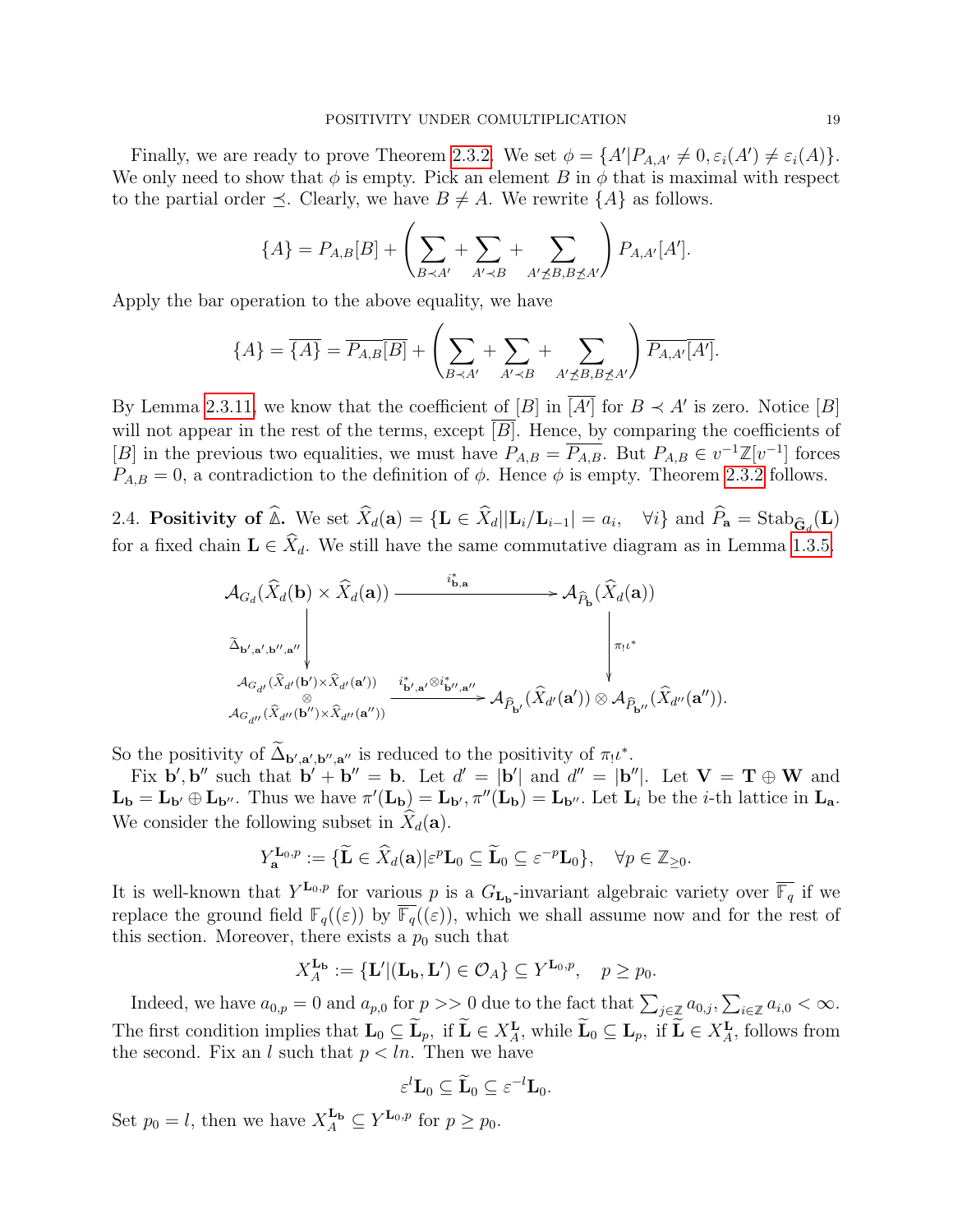Finally, we are ready to prove Theorem 2.3.2. We set $\phi = \{A' | P_{A,A'} \neq 0, \varepsilon_i(A') \neq \varepsilon_i(A)\}$. We only need to show that $\phi$ is empty. Pick an element $B$ in $\phi$ that is maximal with respect to the partial order $\preceq$. Clearly, we have $B \neq A$. We rewrite $\{A\}$ as follows.

$$\{A\} = P_{A,B}[B] + \left( \sum_{B \prec A'} + \sum_{A' \prec B} + \sum_{A' \not\preceq B, B \not\preceq A'} \right) P_{A,A'}[A'].$$

Apply the bar operation to the above equality, we have

$$\{A\} = \overline{\{A\}} = \overline{P_{A,B}}\overline{[B]} + \left( \sum_{B \prec A'} + \sum_{A' \prec B} + \sum_{A' \not\preceq B, B \not\preceq A'} \right) \overline{P_{A,A'}}\overline{[A']}.$$

By Lemma 2.3.11, we know that the coefficient of $[B]$ in $\overline{[A']}$ for $B \prec A'$ is zero. Notice $[B]$ will not appear in the rest of the terms, except $\overline{[B]}$. Hence, by comparing the coefficients of $[B]$ in the previous two equalities, we must have $P_{A,B} = \overline{P_{A,B}}$. But $P_{A,B} \in v^{-1}\mathbb{Z}[v^{-1}]$ forces $P_{A,B} = 0$, a contradiction to the definition of $\phi$. Hence $\phi$ is empty. Theorem 2.3.2 follows.

2.4. **Positivity of $\widehat{\mathbb{A}}$.** We set $\widehat{X}_d(\mathbf{a}) = \{\mathbf{L} \in \widehat{X}_d | |\mathbf{L}_i/\mathbf{L}_{i-1}| = a_i, \quad \forall i\}$ and $\widehat{P}_{\mathbf{a}} = \mathrm{Stab}_{\widehat{\mathbf{G}}_d}(\mathbf{L})$ for a fixed chain $\mathbf{L} \in \widehat{X}_d$. We still have the same commutative diagram as in Lemma 1.3.5.

$$\begin{array}{ccc}
\mathcal{A}_{G_d}(\widehat{X}_d(\mathbf{b}) \times \widehat{X}_d(\mathbf{a})) & \xrightarrow{\; i^*_{\mathbf{b},\mathbf{a}} \;} & \mathcal{A}_{\widehat{P}_{\mathbf{b}}}(\widehat{X}_d(\mathbf{a})) \\
\Big\downarrow {\scriptstyle \widetilde{\Delta}_{\mathbf{b}',\mathbf{a}',\mathbf{b}'',\mathbf{a}''}} & & \Big\downarrow {\scriptstyle \pi_! \iota^*} \\
\mathcal{A}_{G_{d'}}(\widehat{X}_{d'}(\mathbf{b}') \times \widehat{X}_{d'}(\mathbf{a}')) \otimes \mathcal{A}_{G_{d''}}(\widehat{X}_{d''}(\mathbf{b}'') \times \widehat{X}_{d''}(\mathbf{a}'')) & \xrightarrow{\; i^*_{\mathbf{b}',\mathbf{a}'} \otimes i^*_{\mathbf{b}'',\mathbf{a}''} \;} & \mathcal{A}_{\widehat{P}_{\mathbf{b}'}}(\widehat{X}_{d'}(\mathbf{a}')) \otimes \mathcal{A}_{\widehat{P}_{\mathbf{b}''}}(\widehat{X}_{d''}(\mathbf{a}'')).
\end{array}$$

So the positivity of $\widetilde{\Delta}_{\mathbf{b}',\mathbf{a}',\mathbf{b}'',\mathbf{a}''}$ is reduced to the positivity of $\pi_! \iota^*$.

Fix $\mathbf{b}', \mathbf{b}''$ such that $\mathbf{b}' + \mathbf{b}'' = \mathbf{b}$. Let $d' = |\mathbf{b}'|$ and $d'' = |\mathbf{b}''|$. Let $\mathbf{V} = \mathbf{T} \oplus \mathbf{W}$ and $\mathbf{L}_{\mathbf{b}} = \mathbf{L}_{\mathbf{b}'} \oplus \mathbf{L}_{\mathbf{b}''}$. Thus we have $\pi'(\mathbf{L}_{\mathbf{b}}) = \mathbf{L}_{\mathbf{b}'}, \pi''(\mathbf{L}_{\mathbf{b}}) = \mathbf{L}_{\mathbf{b}''}$. Let $\mathbf{L}_i$ be the $i$-th lattice in $\mathbf{L}_{\mathbf{a}}$. We consider the following subset in $\widehat{X}_d(\mathbf{a})$.

$$Y^{\mathbf{L}_0,p}_{\mathbf{a}} := \{\widetilde{\mathbf{L}} \in \widehat{X}_d(\mathbf{a}) | \varepsilon^p \mathbf{L}_0 \subseteq \widetilde{\mathbf{L}}_0 \subseteq \varepsilon^{-p}\mathbf{L}_0\}, \quad \forall p \in \mathbb{Z}_{\geq 0}.$$

It is well-known that $Y^{\mathbf{L}_0,p}$ for various $p$ is a $G_{\mathbf{L}_{\mathbf{b}}}$-invariant algebraic variety over $\overline{\mathbb{F}_q}$ if we replace the ground field $\mathbb{F}_q((\varepsilon))$ by $\overline{\mathbb{F}_q}((\varepsilon))$, which we shall assume now and for the rest of this section. Moreover, there exists a $p_0$ such that

$$X^{\mathbf{L}_{\mathbf{b}}}_A := \{\mathbf{L}' | (\mathbf{L}_{\mathbf{b}}, \mathbf{L}') \in \mathcal{O}_A\} \subseteq Y^{\mathbf{L}_0,p}, \quad p \geq p_0.$$

Indeed, we have $a_{0,p} = 0$ and $a_{p,0}$ for $p >> 0$ due to the fact that $\sum_{j\in\mathbb{Z}} a_{0,j}, \sum_{i\in\mathbb{Z}} a_{i,0} < \infty$. The first condition implies that $\mathbf{L}_0 \subseteq \widetilde{\mathbf{L}}_p$, if $\widetilde{\mathbf{L}} \in X^{\mathbf{L}}_A$, while $\widetilde{\mathbf{L}}_0 \subseteq \mathbf{L}_p$, if $\widetilde{\mathbf{L}} \in X^{\mathbf{L}}_A$, follows from the second. Fix an $l$ such that $p < ln$. Then we have

$$\varepsilon^l \mathbf{L}_0 \subseteq \widetilde{\mathbf{L}}_0 \subseteq \varepsilon^{-l}\mathbf{L}_0.$$

Set $p_0 = l$, then we have $X^{\mathbf{L}_{\mathbf{b}}}_A \subseteq Y^{\mathbf{L}_0,p}$ for $p \geq p_0$.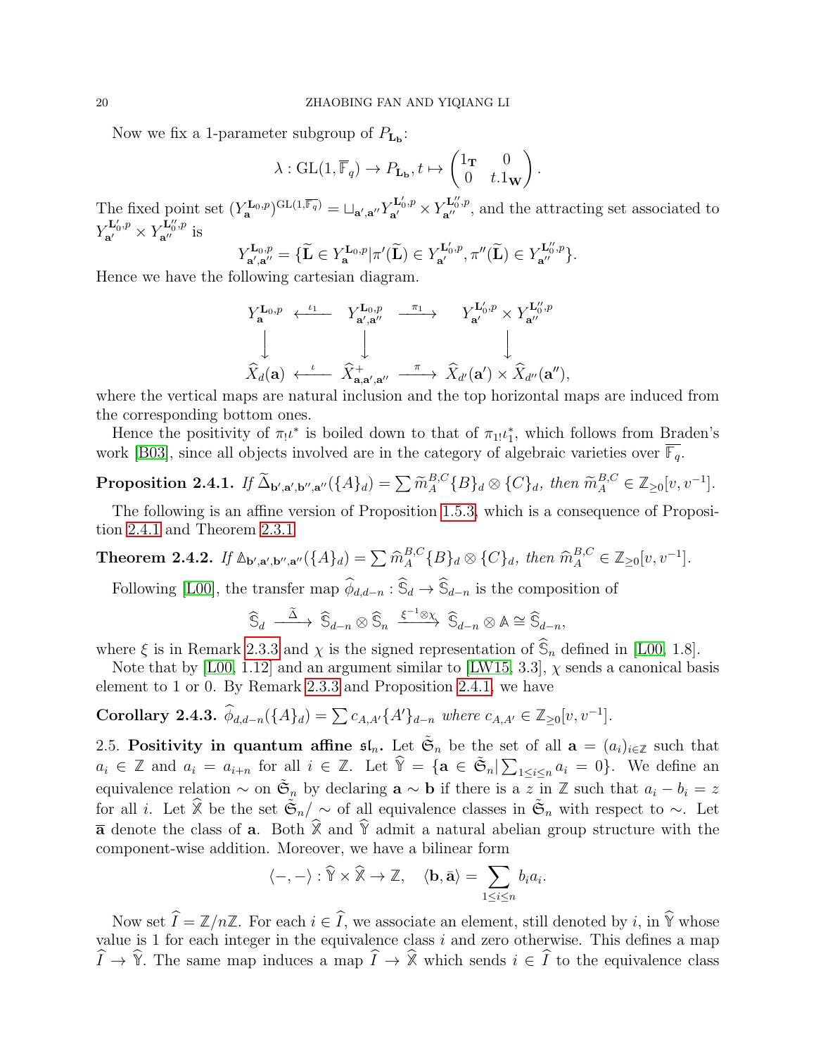Now we fix a 1-parameter subgroup of $P_{\mathbf{L_b}}$:

$$\lambda : \mathrm{GL}(1, \overline{\mathbb{F}}_q) \to P_{\mathbf{L_b}}, t \mapsto \begin{pmatrix} 1_{\mathbf{T}} & 0 \\ 0 & t.1_{\mathbf{W}} \end{pmatrix}.$$

The fixed point set $(Y_{\mathbf{a}}^{\mathbf{L}_0,p})^{\mathrm{GL}(1,\overline{\mathbb{F}}_q)} = \sqcup_{\mathbf{a}',\mathbf{a}''} Y_{\mathbf{a}'}^{\mathbf{L}'_0,p} \times Y_{\mathbf{a}''}^{\mathbf{L}''_0,p}$, and the attracting set associated to $Y_{\mathbf{a}'}^{\mathbf{L}'_0,p} \times Y_{\mathbf{a}''}^{\mathbf{L}''_0,p}$ is

$$Y_{\mathbf{a}',\mathbf{a}''}^{\mathbf{L}_0,p} = \{\widetilde{\mathbf{L}} \in Y_{\mathbf{a}}^{\mathbf{L}_0,p} | \pi'(\widetilde{\mathbf{L}}) \in Y_{\mathbf{a}'}^{\mathbf{L}'_0,p}, \pi''(\widetilde{\mathbf{L}}) \in Y_{\mathbf{a}''}^{\mathbf{L}''_0,p}\}.$$

Hence we have the following cartesian diagram.

$$\begin{array}{ccccc}
Y_{\mathbf{a}}^{\mathbf{L}_0,p} & \xleftarrow{\iota_1} & Y_{\mathbf{a}',\mathbf{a}''}^{\mathbf{L}_0,p} & \xrightarrow{\pi_1} & Y_{\mathbf{a}'}^{\mathbf{L}'_0,p} \times Y_{\mathbf{a}''}^{\mathbf{L}''_0,p} \\
\downarrow & & \downarrow & & \downarrow \\
\widehat{X}_d(\mathbf{a}) & \xleftarrow{\iota} & \widehat{X}^+_{\mathbf{a},\mathbf{a}',\mathbf{a}''} & \xrightarrow{\pi} & \widehat{X}_{d'}(\mathbf{a}') \times \widehat{X}_{d''}(\mathbf{a}''),
\end{array}$$

where the vertical maps are natural inclusion and the top horizontal maps are induced from the corresponding bottom ones.

Hence the positivity of $\pi_! \iota^*$ is boiled down to that of $\pi_{1!}\iota_1^*$, which follows from Braden's work [B03], since all objects involved are in the category of algebraic varieties over $\overline{\mathbb{F}}_q$.

**Proposition 2.4.1.** *If $\widetilde{\Delta}_{\mathbf{b}',\mathbf{a}',\mathbf{b}'',\mathbf{a}''}(\{A\}_d) = \sum \widetilde{m}_A^{B,C} \{B\}_d \otimes \{C\}_d$, then $\widetilde{m}_A^{B,C} \in \mathbb{Z}_{\geq 0}[v, v^{-1}]$.*

The following is an affine version of Proposition 1.5.3, which is a consequence of Proposition 2.4.1 and Theorem 2.3.1.

**Theorem 2.4.2.** *If $\mathbb{\Delta}_{\mathbf{b}',\mathbf{a}',\mathbf{b}'',\mathbf{a}''}(\{A\}_d) = \sum \widehat{m}_A^{B,C} \{B\}_d \otimes \{C\}_d$, then $\widehat{m}_A^{B,C} \in \mathbb{Z}_{\geq 0}[v, v^{-1}]$.*

Following [L00], the transfer map $\widehat{\phi}_{d,d-n} : \widehat{\mathbb{S}}_d \to \widehat{\mathbb{S}}_{d-n}$ is the composition of

$$\widehat{\mathbb{S}}_d \xrightarrow{\widetilde{\Delta}} \widehat{\mathbb{S}}_{d-n} \otimes \widehat{\mathbb{S}}_n \xrightarrow{\xi^{-1}\otimes\chi} \widehat{\mathbb{S}}_{d-n} \otimes \mathbb{A} \cong \widehat{\mathbb{S}}_{d-n},$$

where $\xi$ is in Remark 2.3.3 and $\chi$ is the signed representation of $\widehat{\mathbb{S}}_n$ defined in [L00, 1.8].

Note that by [L00, 1.12] and an argument similar to [LW15, 3.3], $\chi$ sends a canonical basis element to 1 or 0. By Remark 2.3.3 and Proposition 2.4.1, we have

**Corollary 2.4.3.** *$\widehat{\phi}_{d,d-n}(\{A\}_d) = \sum c_{A,A'} \{A'\}_{d-n}$ where $c_{A,A'} \in \mathbb{Z}_{\geq 0}[v, v^{-1}]$.*

2.5. **Positivity in quantum affine $\mathfrak{sl}_n$.** Let $\tilde{\mathfrak{S}}_n$ be the set of all $\mathbf{a} = (a_i)_{i\in\mathbb{Z}}$ such that $a_i \in \mathbb{Z}$ and $a_i = a_{i+n}$ for all $i \in \mathbb{Z}$. Let $\widehat{\mathbb{Y}} = \{\mathbf{a} \in \tilde{\mathfrak{S}}_n | \sum_{1\leq i\leq n} a_i = 0\}$. We define an equivalence relation $\sim$ on $\tilde{\mathfrak{S}}_n$ by declaring $\mathbf{a} \sim \mathbf{b}$ if there is a $z$ in $\mathbb{Z}$ such that $a_i - b_i = z$ for all $i$. Let $\widehat{\mathbb{X}}$ be the set $\tilde{\mathfrak{S}}_n/\sim$ of all equivalence classes in $\tilde{\mathfrak{S}}_n$ with respect to $\sim$. Let $\bar{\mathbf{a}}$ denote the class of $\mathbf{a}$. Both $\widehat{\mathbb{X}}$ and $\widehat{\mathbb{Y}}$ admit a natural abelian group structure with the component-wise addition. Moreover, we have a bilinear form

$$\langle -, - \rangle : \widehat{\mathbb{Y}} \times \widehat{\mathbb{X}} \to \mathbb{Z}, \quad \langle \mathbf{b}, \bar{\mathbf{a}} \rangle = \sum_{1\leq i\leq n} b_i a_i.$$

Now set $\widehat{I} = \mathbb{Z}/n\mathbb{Z}$. For each $i \in \widehat{I}$, we associate an element, still denoted by $i$, in $\widehat{\mathbb{Y}}$ whose value is 1 for each integer in the equivalence class $i$ and zero otherwise. This defines a map $\widehat{I} \to \widehat{\mathbb{Y}}$. The same map induces a map $\widehat{I} \to \widehat{\mathbb{X}}$ which sends $i \in \widehat{I}$ to the equivalence class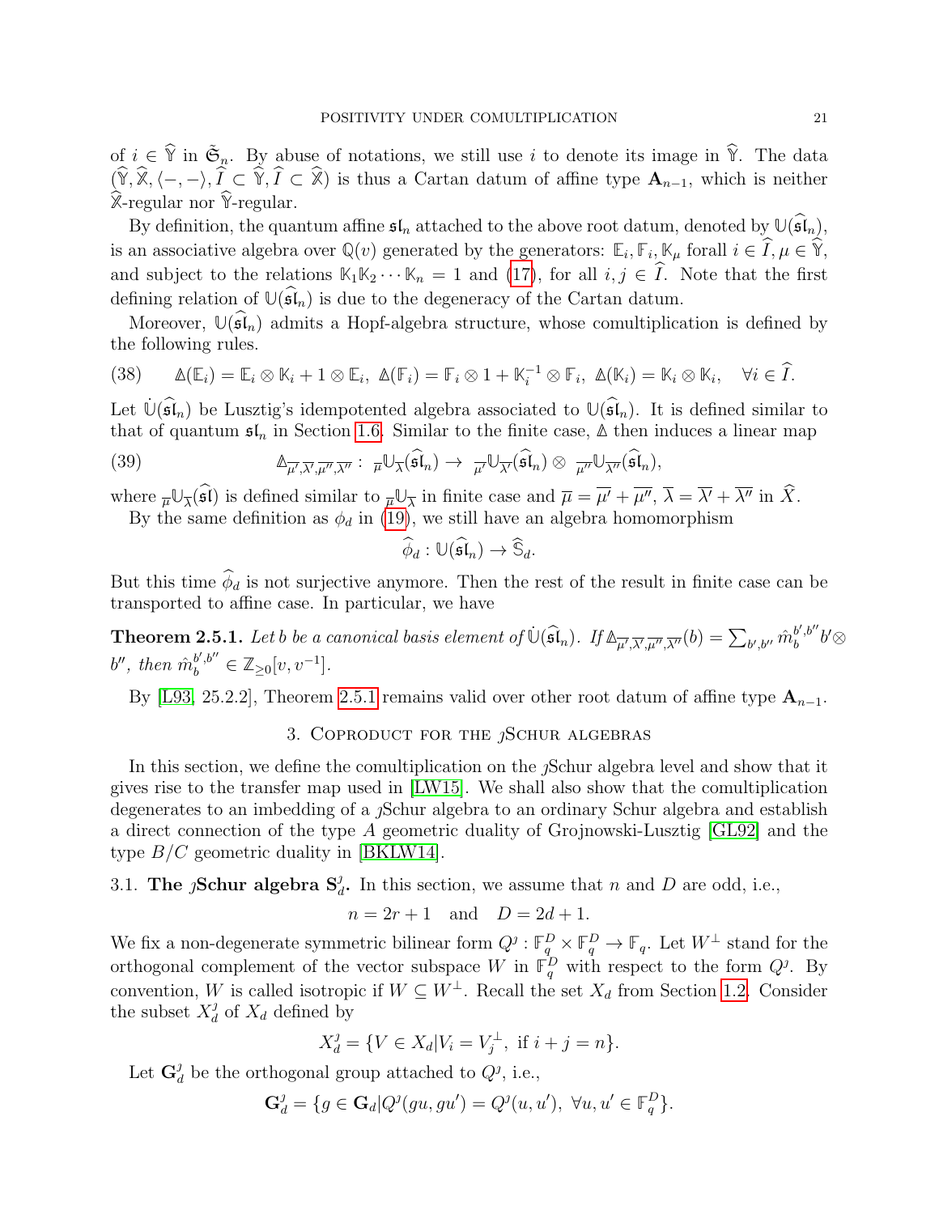of $i \in \widehat{\mathbb{Y}}$ in $\tilde{\mathfrak{S}}_n$. By abuse of notations, we still use $i$ to denote its image in $\widehat{\mathbb{Y}}$. The data $(\widehat{\mathbb{Y}}, \widehat{\mathbb{X}}, \langle -,- \rangle, \widehat{I} \subset \widehat{\mathbb{Y}}, \widehat{I} \subset \widehat{\mathbb{X}})$ is thus a Cartan datum of affine type $\mathbf{A}_{n-1}$, which is neither $\widehat{\mathbb{X}}$-regular nor $\widehat{\mathbb{Y}}$-regular.

By definition, the quantum affine $\mathfrak{sl}_n$ attached to the above root datum, denoted by $\mathbb{U}(\widehat{\mathfrak{sl}}_n)$, is an associative algebra over $\mathbb{Q}(v)$ generated by the generators: $\mathbb{E}_i, \mathbb{F}_i, \mathbb{K}_\mu$ forall $i \in \widehat{I}, \mu \in \widehat{\mathbb{Y}}$, and subject to the relations $\mathbb{K}_1\mathbb{K}_2 \cdots \mathbb{K}_n = 1$ and (17), for all $i, j \in \widehat{I}$. Note that the first defining relation of $\mathbb{U}(\widehat{\mathfrak{sl}}_n)$ is due to the degeneracy of the Cartan datum.

Moreover, $\mathbb{U}(\widehat{\mathfrak{sl}}_n)$ admits a Hopf-algebra structure, whose comultiplication is defined by the following rules.

$$\mathbb{\Delta}(\mathbb{E}_i) = \mathbb{E}_i \otimes \mathbb{K}_i + 1 \otimes \mathbb{E}_i,\ \mathbb{\Delta}(\mathbb{F}_i) = \mathbb{F}_i \otimes 1 + \mathbb{K}_i^{-1} \otimes \mathbb{F}_i,\ \mathbb{\Delta}(\mathbb{K}_i) = \mathbb{K}_i \otimes \mathbb{K}_i, \quad \forall i \in \widehat{I}. \tag{38}$$

Let $\dot{\mathbb{U}}(\widehat{\mathfrak{sl}}_n)$ be Lusztig's idempotented algebra associated to $\mathbb{U}(\widehat{\mathfrak{sl}}_n)$. It is defined similar to that of quantum $\mathfrak{sl}_n$ in Section 1.6. Similar to the finite case, $\mathbb{\Delta}$ then induces a linear map

$$\mathbb{\Delta}_{\overline{\mu'}, \overline{\lambda'}, \overline{\mu''}, \overline{\lambda''}} : {}_{\overline{\mu}}\mathbb{U}_{\overline{\lambda}}(\widehat{\mathfrak{sl}}_n) \to {}_{\overline{\mu'}}\mathbb{U}_{\overline{\lambda'}}(\widehat{\mathfrak{sl}}_n) \otimes {}_{\overline{\mu''}}\mathbb{U}_{\overline{\lambda''}}(\widehat{\mathfrak{sl}}_n), \tag{39}$$

where ${}_{\overline{\mu}}\mathbb{U}_{\overline{\lambda}}(\widehat{\mathfrak{sl}})$ is defined similar to ${}_{\overline{\mu}}\mathbb{U}_{\overline{\lambda}}$ in finite case and $\overline{\mu} = \overline{\mu'} + \overline{\mu''}$, $\overline{\lambda} = \overline{\lambda'} + \overline{\lambda''}$ in $\widehat{X}$.

By the same definition as $\phi_d$ in (19), we still have an algebra homomorphism

$$\widehat{\phi}_d : \mathbb{U}(\widehat{\mathfrak{sl}}_n) \to \widehat{\mathbb{S}}_d.$$

But this time $\widehat{\phi}_d$ is not surjective anymore. Then the rest of the result in finite case can be transported to affine case. In particular, we have

**Theorem 2.5.1.** *Let $b$ be a canonical basis element of $\dot{\mathbb{U}}(\widehat{\mathfrak{sl}}_n)$. If $\mathbb{\Delta}_{\overline{\mu'}, \overline{\lambda'}, \overline{\mu''}, \overline{\lambda''}}(b) = \sum_{b', b''} \hat{m}_b^{b', b''} b' \otimes b''$, then $\hat{m}_b^{b', b''} \in \mathbb{Z}_{\geq 0}[v, v^{-1}]$.*

By [L93, 25.2.2], Theorem 2.5.1 remains valid over other root datum of affine type $\mathbf{A}_{n-1}$.

## 3. Coproduct for the ȷSchur algebras

In this section, we define the comultiplication on the ȷSchur algebra level and show that it gives rise to the transfer map used in [LW15]. We shall also show that the comultiplication degenerates to an imbedding of a ȷSchur algebra to an ordinary Schur algebra and establish a direct connection of the type $A$ geometric duality of Grojnowski-Lusztig [GL92] and the type $B/C$ geometric duality in [BKLW14].

### 3.1. The ȷSchur algebra $\mathbf{S}^\jmath_d$.

In this section, we assume that $n$ and $D$ are odd, i.e.,

$$n = 2r + 1 \quad \text{and} \quad D = 2d + 1.$$

We fix a non-degenerate symmetric bilinear form $Q^\jmath : \mathbb{F}_q^D \times \mathbb{F}_q^D \to \mathbb{F}_q$. Let $W^\perp$ stand for the orthogonal complement of the vector subspace $W$ in $\mathbb{F}_q^D$ with respect to the form $Q^\jmath$. By convention, $W$ is called isotropic if $W \subseteq W^\perp$. Recall the set $X_d$ from Section 1.2. Consider the subset $X^\jmath_d$ of $X_d$ defined by

$$X^\jmath_d = \{V \in X_d | V_i = V_j^\perp, \text{ if } i + j = n\}.$$

Let $\mathbf{G}^\jmath_d$ be the orthogonal group attached to $Q^\jmath$, i.e.,

$$\mathbf{G}^\jmath_d = \{g \in \mathbf{G}_d | Q^\jmath(gu, gu') = Q^\jmath(u, u'),\ \forall u, u' \in \mathbb{F}_q^D\}.$$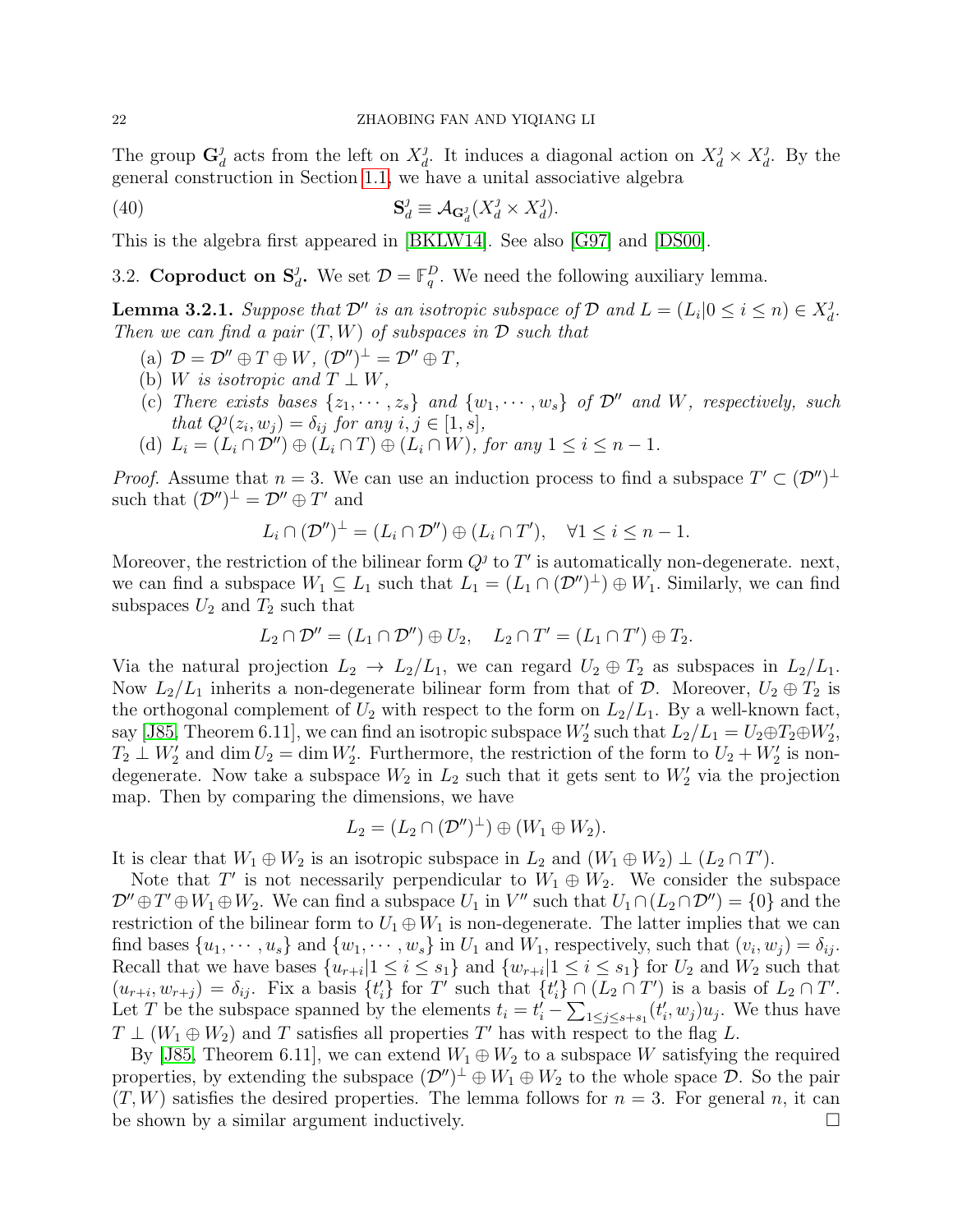The group $\mathbf{G}_d^\jmath$ acts from the left on $X_d^\jmath$. It induces a diagonal action on $X_d^\jmath \times X_d^\jmath$. By the general construction in Section 1.1, we have a unital associative algebra

$$\mathbf{S}_d^\jmath \equiv \mathcal{A}_{\mathbf{G}_d^\jmath}(X_d^\jmath \times X_d^\jmath). \tag{40}$$

This is the algebra first appeared in [BKLW14]. See also [G97] and [DS00].

### 3.2. Coproduct on $\mathbf{S}_d^\jmath$.

We set $\mathcal{D} = \mathbb{F}_q^D$. We need the following auxiliary lemma.

**Lemma 3.2.1.** *Suppose that $\mathcal{D}''$ is an isotropic subspace of $\mathcal{D}$ and $L = (L_i | 0 \leq i \leq n) \in X_d^\jmath$. Then we can find a pair $(T, W)$ of subspaces in $\mathcal{D}$ such that*

(a) *$\mathcal{D} = \mathcal{D}'' \oplus T \oplus W$, $(\mathcal{D}'')^\perp = \mathcal{D}'' \oplus T$,*
(b) *$W$ is isotropic and $T \perp W$,*
(c) *There exists bases $\{z_1, \cdots, z_s\}$ and $\{w_1, \cdots, w_s\}$ of $\mathcal{D}''$ and $W$, respectively, such that $Q^\jmath(z_i, w_j) = \delta_{ij}$ for any $i, j \in [1, s]$,*
(d) *$L_i = (L_i \cap \mathcal{D}'') \oplus (L_i \cap T) \oplus (L_i \cap W)$, for any $1 \leq i \leq n-1$.*

*Proof.* Assume that $n = 3$. We can use an induction process to find a subspace $T' \subset (\mathcal{D}'')^\perp$ such that $(\mathcal{D}'')^\perp = \mathcal{D}'' \oplus T'$ and

$$L_i \cap (\mathcal{D}'')^\perp = (L_i \cap \mathcal{D}'') \oplus (L_i \cap T'), \quad \forall 1 \leq i \leq n-1.$$

Moreover, the restriction of the bilinear form $Q^\jmath$ to $T'$ is automatically non-degenerate. next, we can find a subspace $W_1 \subseteq L_1$ such that $L_1 = (L_1 \cap (\mathcal{D}'')^\perp) \oplus W_1$. Similarly, we can find subspaces $U_2$ and $T_2$ such that

$$L_2 \cap \mathcal{D}'' = (L_1 \cap \mathcal{D}'') \oplus U_2, \quad L_2 \cap T' = (L_1 \cap T') \oplus T_2.$$

Via the natural projection $L_2 \to L_2/L_1$, we can regard $U_2 \oplus T_2$ as subspaces in $L_2/L_1$. Now $L_2/L_1$ inherits a non-degenerate bilinear form from that of $\mathcal{D}$. Moreover, $U_2 \oplus T_2$ is the orthogonal complement of $U_2$ with respect to the form on $L_2/L_1$. By a well-known fact, say [J85, Theorem 6.11], we can find an isotropic subspace $W_2'$ such that $L_2/L_1 = U_2 \oplus T_2 \oplus W_2'$, $T_2 \perp W_2'$ and $\dim U_2 = \dim W_2'$. Furthermore, the restriction of the form to $U_2 + W_2'$ is non-degenerate. Now take a subspace $W_2$ in $L_2$ such that it gets sent to $W_2'$ via the projection map. Then by comparing the dimensions, we have

$$L_2 = (L_2 \cap (\mathcal{D}'')^\perp) \oplus (W_1 \oplus W_2).$$

It is clear that $W_1 \oplus W_2$ is an isotropic subspace in $L_2$ and $(W_1 \oplus W_2) \perp (L_2 \cap T')$.

Note that $T'$ is not necessarily perpendicular to $W_1 \oplus W_2$. We consider the subspace $\mathcal{D}'' \oplus T' \oplus W_1 \oplus W_2$. We can find a subspace $U_1$ in $V''$ such that $U_1 \cap (L_2 \cap \mathcal{D}'') = \{0\}$ and the restriction of the bilinear form to $U_1 \oplus W_1$ is non-degenerate. The latter implies that we can find bases $\{u_1, \cdots, u_s\}$ and $\{w_1, \cdots, w_s\}$ in $U_1$ and $W_1$, respectively, such that $(v_i, w_j) = \delta_{ij}$. Recall that we have bases $\{u_{r+i} | 1 \leq i \leq s_1\}$ and $\{w_{r+i} | 1 \leq i \leq s_1\}$ for $U_2$ and $W_2$ such that $(u_{r+i}, w_{r+j}) = \delta_{ij}$. Fix a basis $\{t_i'\}$ for $T'$ such that $\{t_i'\} \cap (L_2 \cap T')$ is a basis of $L_2 \cap T'$. Let $T$ be the subspace spanned by the elements $t_i = t_i' - \sum_{1 \leq j \leq s+s_1} (t_i', w_j) u_j$. We thus have $T \perp (W_1 \oplus W_2)$ and $T$ satisfies all properties $T'$ has with respect to the flag $L$.

By [J85, Theorem 6.11], we can extend $W_1 \oplus W_2$ to a subspace $W$ satisfying the required properties, by extending the subspace $(\mathcal{D}'')^\perp \oplus W_1 \oplus W_2$ to the whole space $\mathcal{D}$. So the pair $(T, W)$ satisfies the desired properties. The lemma follows for $n = 3$. For general $n$, it can be shown by a similar argument inductively. $\square$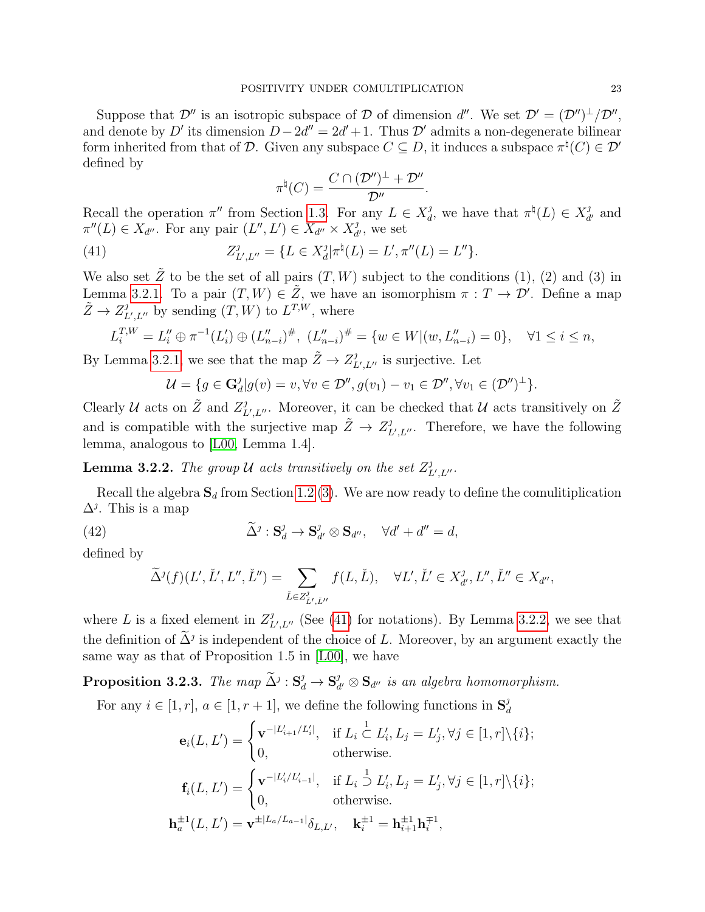Suppose that $\mathcal{D}''$ is an isotropic subspace of $\mathcal{D}$ of dimension $d''$. We set $\mathcal{D}' = (\mathcal{D}'')^{\perp}/\mathcal{D}''$, and denote by $D'$ its dimension $D - 2d'' = 2d'+1$. Thus $\mathcal{D}'$ admits a non-degenerate bilinear form inherited from that of $\mathcal{D}$. Given any subspace $C \subseteq D$, it induces a subspace $\pi^{\natural}(C) \in \mathcal{D}'$ defined by

$$\pi^{\natural}(C) = \frac{C \cap (\mathcal{D}'')^{\perp} + \mathcal{D}''}{\mathcal{D}''}.$$

Recall the operation $\pi''$ from Section 1.3. For any $L \in X^{\jmath}_d$, we have that $\pi^{\natural}(L) \in X^{\jmath}_{d'}$ and $\pi''(L) \in X_{d''}$. For any pair $(L'', L') \in X_{d''} \times X^{\jmath}_{d'}$, we set

$$Z^{\jmath}_{L',L''} = \{L \in X^{\jmath}_d | \pi^{\natural}(L) = L', \pi''(L) = L''\}. \tag{41}$$

We also set $\tilde{Z}$ to be the set of all pairs $(T, W)$ subject to the conditions (1), (2) and (3) in Lemma 3.2.1. To a pair $(T, W) \in \tilde{Z}$, we have an isomorphism $\pi : T \to \mathcal{D}'$. Define a map $\tilde{Z} \to Z^{\jmath}_{L',L''}$ by sending $(T, W)$ to $L^{T,W}$, where

$$L^{T,W}_i = L''_i \oplus \pi^{-1}(L'_i) \oplus (L''_{n-i})^{\#},\ (L''_{n-i})^{\#} = \{w \in W | (w, L''_{n-i}) = 0\}, \quad \forall 1 \le i \le n,$$

By Lemma 3.2.1, we see that the map $\tilde{Z} \to Z^{\jmath}_{L',L''}$ is surjective. Let

$$\mathcal{U} = \{g \in \mathbf{G}^{\jmath}_d | g(v) = v, \forall v \in \mathcal{D}'', g(v_1) - v_1 \in \mathcal{D}'', \forall v_1 \in (\mathcal{D}'')^{\perp}\}.$$

Clearly $\mathcal{U}$ acts on $\tilde{Z}$ and $Z^{\jmath}_{L',L''}$. Moreover, it can be checked that $\mathcal{U}$ acts transitively on $\tilde{Z}$ and is compatible with the surjective map $\tilde{Z} \to Z^{\jmath}_{L',L''}$. Therefore, we have the following lemma, analogous to [L00, Lemma 1.4].

**Lemma 3.2.2.** *The group $\mathcal{U}$ acts transitively on the set $Z^{\jmath}_{L',L''}$.*

Recall the algebra $\mathbf{S}_d$ from Section 1.2 (3). We are now ready to define the comulitiplication $\Delta^{\jmath}$. This is a map

$$\widetilde{\Delta}^{\jmath} : \mathbf{S}^{\jmath}_d \to \mathbf{S}^{\jmath}_{d'} \otimes \mathbf{S}_{d''}, \quad \forall d' + d'' = d, \tag{42}$$

defined by

$$\widetilde{\Delta}^{\jmath}(f)(L', \check{L}', L'', \check{L}'') = \sum_{\check{L} \in Z^{\jmath}_{\check{L}',\check{L}''}} f(L, \check{L}), \quad \forall L', \check{L}' \in X^{\jmath}_{d'}, L'', \check{L}'' \in X_{d''},$$

where $L$ is a fixed element in $Z^{\jmath}_{L',L''}$ (See (41) for notations). By Lemma 3.2.2, we see that the definition of $\widetilde{\Delta}^{\jmath}$ is independent of the choice of $L$. Moreover, by an argument exactly the same way as that of Proposition 1.5 in [L00], we have

**Proposition 3.2.3.** *The map $\widetilde{\Delta}^{\jmath} : \mathbf{S}^{\jmath}_d \to \mathbf{S}^{\jmath}_{d'} \otimes \mathbf{S}_{d''}$ is an algebra homomorphism.*

For any $i \in [1, r]$, $a \in [1, r+1]$, we define the following functions in $\mathbf{S}^{\jmath}_d$

$$\mathbf{e}_i(L, L') = \begin{cases} \mathbf{v}^{-|L'_{i+1}/L'_i|}, & \text{if } L_i \overset{1}{\subset} L'_i, L_j = L'_j, \forall j \in [1, r]\backslash\{i\}; \\ 0, & \text{otherwise.} \end{cases}$$

$$\mathbf{f}_i(L, L') = \begin{cases} \mathbf{v}^{-|L'_i/L'_{i-1}|}, & \text{if } L_i \overset{1}{\supset} L'_i, L_j = L'_j, \forall j \in [1, r]\backslash\{i\}; \\ 0, & \text{otherwise.} \end{cases}$$

$$\mathbf{h}^{\pm 1}_a(L, L') = \mathbf{v}^{\pm |L_a/L_{a-1}|}\delta_{L,L'}, \quad \mathbf{k}^{\pm 1}_i = \mathbf{h}^{\pm 1}_{i+1}\mathbf{h}^{\mp 1}_i,$$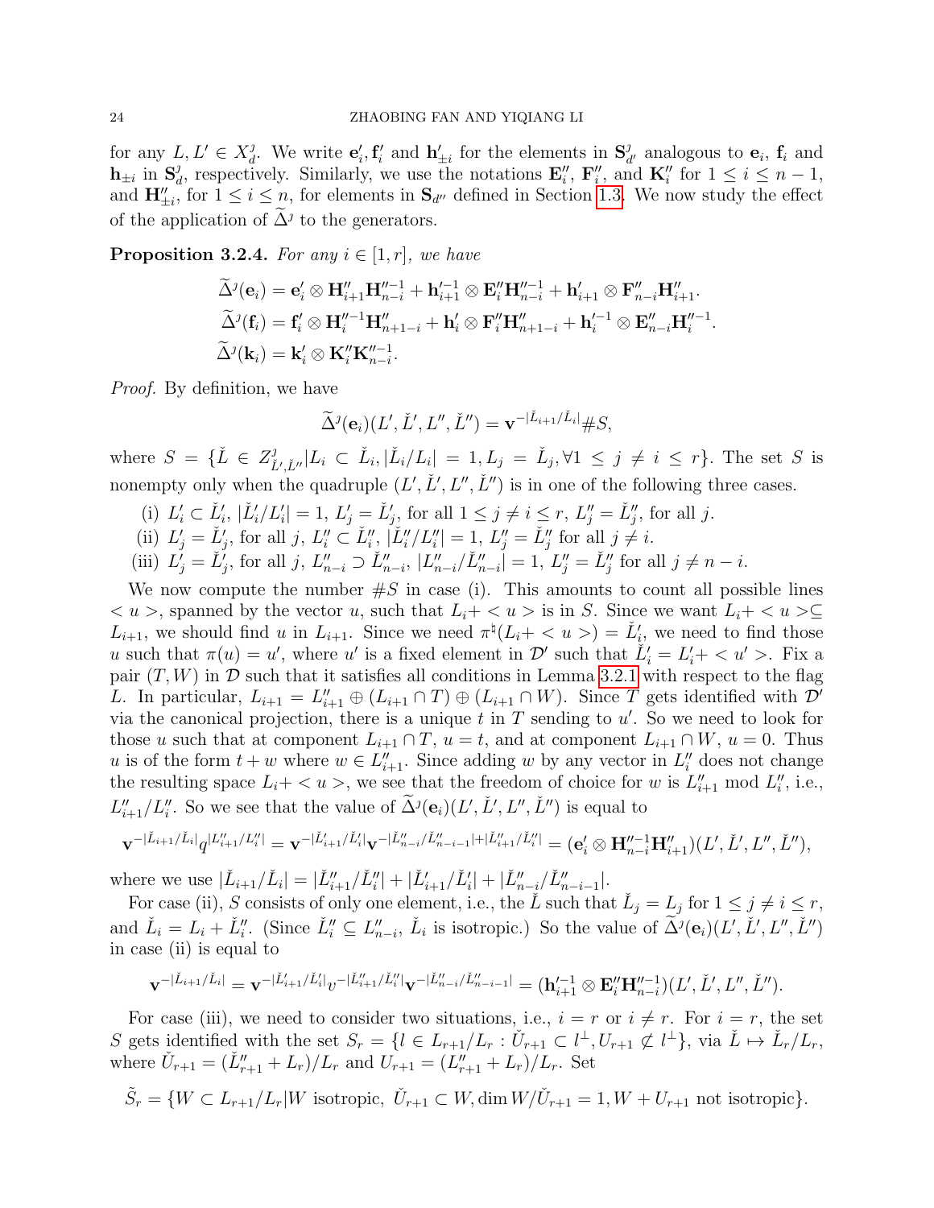for any $L, L' \in X^\jmath_d$. We write $\mathbf{e}'_i, \mathbf{f}'_i$ and $\mathbf{h}'_{\pm i}$ for the elements in $\mathbf{S}^\jmath_{d'}$ analogous to $\mathbf{e}_i$, $\mathbf{f}_i$ and $\mathbf{h}_{\pm i}$ in $\mathbf{S}^\jmath_d$, respectively. Similarly, we use the notations $\mathbf{E}''_i$, $\mathbf{F}''_i$, and $\mathbf{K}''_i$ for $1 \leq i \leq n-1$, and $\mathbf{H}''_{\pm i}$, for $1 \leq i \leq n$, for elements in $\mathbf{S}_{d''}$ defined in Section 1.3. We now study the effect of the application of $\widetilde{\Delta}^\jmath$ to the generators.

**Proposition 3.2.4.** *For any $i \in [1, r]$, we have*

$$\widetilde{\Delta}^\jmath(\mathbf{e}_i) = \mathbf{e}'_i \otimes \mathbf{H}''_{i+1}\mathbf{H}''^{-1}_{n-i} + \mathbf{h}'^{-1}_{i+1} \otimes \mathbf{E}''_i\mathbf{H}''^{-1}_{n-i} + \mathbf{h}'_{i+1} \otimes \mathbf{F}''_{n-i}\mathbf{H}''_{i+1}.$$
$$\widetilde{\Delta}^\jmath(\mathbf{f}_i) = \mathbf{f}'_i \otimes \mathbf{H}''^{-1}_i\mathbf{H}''_{n+1-i} + \mathbf{h}'_i \otimes \mathbf{F}''_i\mathbf{H}''_{n+1-i} + \mathbf{h}'^{-1}_i \otimes \mathbf{E}''_{n-i}\mathbf{H}''^{-1}_i.$$
$$\widetilde{\Delta}^\jmath(\mathbf{k}_i) = \mathbf{k}'_i \otimes \mathbf{K}''_i\mathbf{K}''^{-1}_{n-i}.$$

*Proof.* By definition, we have

$$\widetilde{\Delta}^\jmath(\mathbf{e}_i)(L', \check{L}', L'', \check{L}'') = \mathbf{v}^{-|\check{L}_{i+1}/\check{L}_i|}\#S,$$

where $S = \{\check{L} \in Z^\jmath_{\check{L}', \check{L}''} | L_i \subset \check{L}_i, |\check{L}_i/L_i| = 1, L_j = \check{L}_j, \forall 1 \leq j \neq i \leq r\}$. The set $S$ is nonempty only when the quadruple $(L', \check{L}', L'', \check{L}'')$ is in one of the following three cases.

(i) $L'_i \subset \check{L}'_i$, $|\check{L}'_i/L'_i| = 1$, $L'_j = \check{L}'_j$, for all $1 \leq j \neq i \leq r$, $L''_j = \check{L}''_j$, for all $j$.

(ii) $L'_j = \check{L}'_j$, for all $j$, $L''_i \subset \check{L}''_i$, $|\check{L}''_i/L''_i| = 1$, $L''_j = \check{L}''_j$ for all $j \neq i$.

(iii) $L'_j = \check{L}'_j$, for all $j$, $L''_{n-i} \supset \check{L}''_{n-i}$, $|L''_{n-i}/\check{L}''_{n-i}| = 1$, $L''_j = \check{L}''_j$ for all $j \neq n-i$.

We now compute the number $\#S$ in case (i). This amounts to count all possible lines $< u >$, spanned by the vector $u$, such that $L_i + < u >$ is in $S$. Since we want $L_i + < u > \subseteq L_{i+1}$, we should find $u$ in $L_{i+1}$. Since we need $\pi^\natural(L_i + < u >) = \check{L}'_i$, we need to find those $u$ such that $\pi(u) = u'$, where $u'$ is a fixed element in $\mathcal{D}'$ such that $\check{L}'_i = L'_i + < u' >$. Fix a pair $(T, W)$ in $\mathcal{D}$ such that it satisfies all conditions in Lemma 3.2.1 with respect to the flag $L$. In particular, $L_{i+1} = L''_{i+1} \oplus (L_{i+1} \cap T) \oplus (L_{i+1} \cap W)$. Since $T$ gets identified with $\mathcal{D}'$ via the canonical projection, there is a unique $t$ in $T$ sending to $u'$. So we need to look for those $u$ such that at component $L_{i+1} \cap T$, $u = t$, and at component $L_{i+1} \cap W$, $u = 0$. Thus $u$ is of the form $t + w$ where $w \in L''_{i+1}$. Since adding $w$ by any vector in $L''_i$ does not change the resulting space $L_i + < u >$, we see that the freedom of choice for $w$ is $L''_{i+1}$ mod $L''_i$, i.e., $L''_{i+1}/L''_i$. So we see that the value of $\widetilde{\Delta}^\jmath(\mathbf{e}_i)(L', \check{L}', L'', \check{L}'')$ is equal to

$$\mathbf{v}^{-|\check{L}_{i+1}/\check{L}_i|}q^{|L''_{i+1}/L''_i|} = \mathbf{v}^{-|\check{L}'_{i+1}/\check{L}'_i|}\mathbf{v}^{-|\check{L}''_{n-i}/\check{L}''_{n-i-1}| + |\check{L}''_{i+1}/\check{L}''_i|} = (\mathbf{e}'_i \otimes \mathbf{H}''^{-1}_{n-i}\mathbf{H}''_{i+1})(L', \check{L}', L'', \check{L}''),$$

where we use $|\check{L}_{i+1}/\check{L}_i| = |\check{L}''_{i+1}/\check{L}''_i| + |\check{L}'_{i+1}/\check{L}'_i| + |\check{L}''_{n-i}/\check{L}''_{n-i-1}|$.

For case (ii), $S$ consists of only one element, i.e., the $\check{L}$ such that $\check{L}_j = L_j$ for $1 \leq j \neq i \leq r$, and $\check{L}_i = L_i + \check{L}''_i$. (Since $\check{L}''_i \subseteq L''_{n-i}$, $\check{L}_i$ is isotropic.) So the value of $\widetilde{\Delta}^\jmath(\mathbf{e}_i)(L', \check{L}', L'', \check{L}'')$ in case (ii) is equal to

$$\mathbf{v}^{-|\check{L}_{i+1}/\check{L}_i|} = \mathbf{v}^{-|\check{L}'_{i+1}/\check{L}'_i|}v^{-|\check{L}''_{i+1}/\check{L}''_i|}\mathbf{v}^{-|\check{L}''_{n-i}/\check{L}''_{n-i-1}|} = (\mathbf{h}'^{-1}_{i+1} \otimes \mathbf{E}''_i\mathbf{H}''^{-1}_{n-i})(L', \check{L}', L'', \check{L}'').$$

For case (iii), we need to consider two situations, i.e., $i = r$ or $i \neq r$. For $i = r$, the set $S$ gets identified with the set $S_r = \{l \in L_{r+1}/L_r : \check{U}_{r+1} \subset l^\perp, U_{r+1} \not\subset l^\perp\}$, via $\check{L} \mapsto \check{L}_r/L_r$, where $\check{U}_{r+1} = (\check{L}''_{r+1} + L_r)/L_r$ and $U_{r+1} = (L''_{r+1} + L_r)/L_r$. Set

$$\tilde{S}_r = \{W \subset L_{r+1}/L_r | W \text{ isotropic}, \ \check{U}_{r+1} \subset W, \dim W/\check{U}_{r+1} = 1, W + U_{r+1} \text{ not isotropic}\}.$$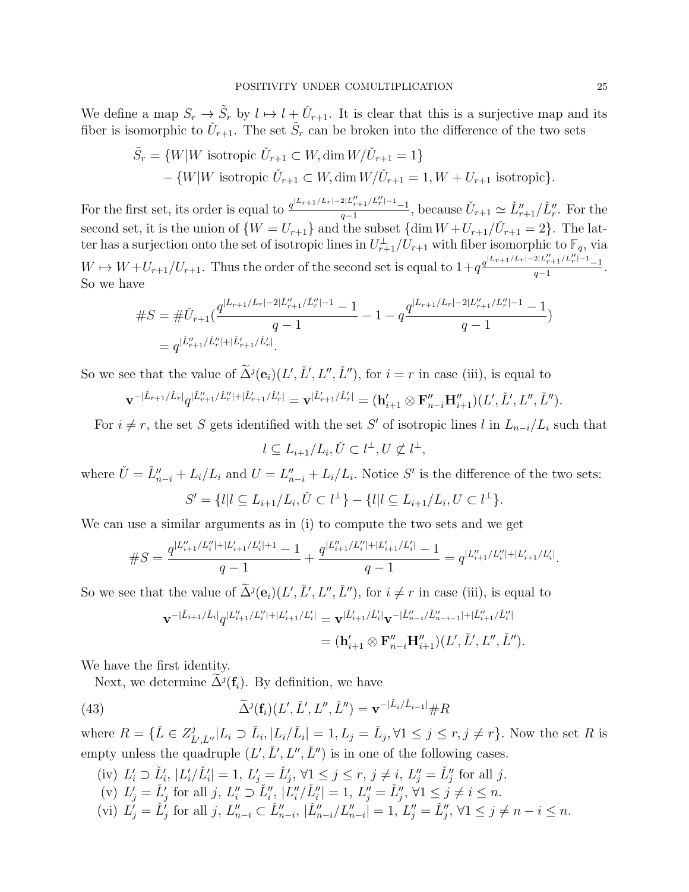We define a map $S_r \to \tilde{S}_r$ by $l \mapsto l + \check{U}_{r+1}$. It is clear that this is a surjective map and its fiber is isomorphic to $\check{U}_{r+1}$. The set $\tilde{S}_r$ can be broken into the difference of the two sets

$$
\begin{aligned}
\tilde{S}_r = & \{W | W \text{ isotropic } \check{U}_{r+1} \subset W, \dim W/\check{U}_{r+1} = 1\} \\
& - \{W | W \text{ isotropic } \check{U}_{r+1} \subset W, \dim W/\check{U}_{r+1} = 1, W + U_{r+1} \text{ isotropic}\}.
\end{aligned}
$$

For the first set, its order is equal to $\frac{q^{|L_{r+1}/L_r| - 2|\check{L}''_{r+1}/\check{L}''_r| - 1} - 1}{q-1}$, because $\check{U}_{r+1} \simeq \check{L}''_{r+1}/\check{L}''_r$. For the second set, it is the union of $\{W = U_{r+1}\}$ and the subset $\{\dim W + U_{r+1}/\check{U}_{r+1} = 2\}$. The latter has a surjection onto the set of isotropic lines in $U_{r+1}^{\perp}/U_{r+1}$ with fiber isomorphic to $\mathbb{F}_q$, via $W \mapsto W + U_{r+1}/U_{r+1}$. Thus the order of the second set is equal to $1 + q\frac{q^{|L_{r+1}/L_r| - 2|L''_{r+1}/L''_r| - 1} - 1}{q-1}$. So we have

$$
\begin{aligned}
\#S &= \#\check{U}_{r+1}\left(\frac{q^{|L_{r+1}/L_r| - 2|\check{L}''_{r+1}/\check{L}''_r| - 1} - 1}{q-1} - 1 - q\frac{q^{|L_{r+1}/L_r| - 2|L''_{r+1}/L''_r| - 1} - 1}{q-1}\right) \\
&= q^{|\check{L}''_{r+1}/\check{L}''_r| + |\check{L}'_{r+1}/\check{L}'_r|}.
\end{aligned}
$$

So we see that the value of $\widetilde{\Delta}^\jmath(\mathbf{e}_i)(L', \check{L}', L'', \check{L}'')$, for $i = r$ in case (iii), is equal to

$$
\mathbf{v}^{-|\check{L}_{r+1}/\check{L}_r|} q^{|\check{L}''_{r+1}/\check{L}''_r| + |\check{L}'_{r+1}/\check{L}'_r|} = \mathbf{v}^{|\check{L}'_{r+1}/\check{L}'_r|} = (\mathbf{h}'_{i+1} \otimes \mathbf{F}''_{n-i}\mathbf{H}''_{i+1})(L', \check{L}', L'', \check{L}'').
$$

For $i \neq r$, the set $S$ gets identified with the set $S'$ of isotropic lines $l$ in $L_{n-i}/L_i$ such that

$$
l \subseteq L_{i+1}/L_i, \check{U} \subset l^{\perp}, U \not\subset l^{\perp},
$$

where $\check{U} = \check{L}''_{n-i} + L_i/L_i$ and $U = L''_{n-i} + L_i/L_i$. Notice $S'$ is the difference of the two sets:

$$
S' = \{l | l \subseteq L_{i+1}/L_i, \check{U} \subset l^{\perp}\} - \{l | l \subseteq L_{i+1}/L_i, U \subset l^{\perp}\}.
$$

We can use a similar arguments as in (i) to compute the two sets and we get

$$
\#S = \frac{q^{|L''_{i+1}/L''_i| + |L'_{i+1}/L'_i| + 1} - 1}{q-1} + \frac{q^{|L''_{i+1}/L''_i| + |L'_{i+1}/L'_i|} - 1}{q-1} = q^{|L''_{i+1}/L''_i| + |L'_{i+1}/L'_i|}.
$$

So we see that the value of $\widetilde{\Delta}^\jmath(\mathbf{e}_i)(L', \check{L}', L'', \check{L}'')$, for $i \neq r$ in case (iii), is equal to

$$
\begin{aligned}
\mathbf{v}^{-|\check{L}_{i+1}/\check{L}_i|} q^{|L''_{i+1}/L''_i| + |L'_{i+1}/L'_i|} &= \mathbf{v}^{|\check{L}'_{i+1}/\check{L}'_i|} \mathbf{v}^{-|\check{L}''_{n-i}/\check{L}''_{n-i-1}| + |\check{L}''_{i+1}/\check{L}''_i|} \\
&= (\mathbf{h}'_{i+1} \otimes \mathbf{F}''_{n-i}\mathbf{H}''_{i+1})(L', \check{L}', L'', \check{L}'').
\end{aligned}
$$

We have the first identity.

Next, we determine $\widetilde{\Delta}^\jmath(\mathbf{f}_i)$. By definition, we have

$$
\widetilde{\Delta}^\jmath(\mathbf{f}_i)(L', \check{L}', L'', \check{L}'') = \mathbf{v}^{-|\check{L}_i/\check{L}_{i-1}|} \# R \tag{43}
$$

where $R = \{\check{L} \in Z^\jmath_{\check{L}', \check{L}''} | L_i \supset \check{L}_i, |L_i/\check{L}_i| = 1, L_j = \check{L}_j, \forall 1 \leq j \leq r, j \neq r\}$. Now the set $R$ is empty unless the quadruple $(L', \check{L}', L'', \check{L}'')$ is in one of the following cases.

(iv) $L'_i \supset \check{L}'_i$, $|L'_i/\check{L}'_i| = 1$, $L'_j = \check{L}'_j$, $\forall 1 \leq j \leq r$, $j \neq i$, $L''_j = \check{L}''_j$ for all $j$.

(v) $L'_j = \check{L}'_j$ for all $j$, $L''_i \supset \check{L}''_i$, $|L''_i/\check{L}''_i| = 1$, $L''_j = \check{L}''_j$, $\forall 1 \leq j \neq i \leq n$.

(vi) $L'_j = \check{L}'_j$ for all $j$, $L''_{n-i} \subset \check{L}''_{n-i}$, $|\check{L}''_{n-i}/L''_{n-i}| = 1$, $L''_j = \check{L}''_j$, $\forall 1 \leq j \neq n-i \leq n$.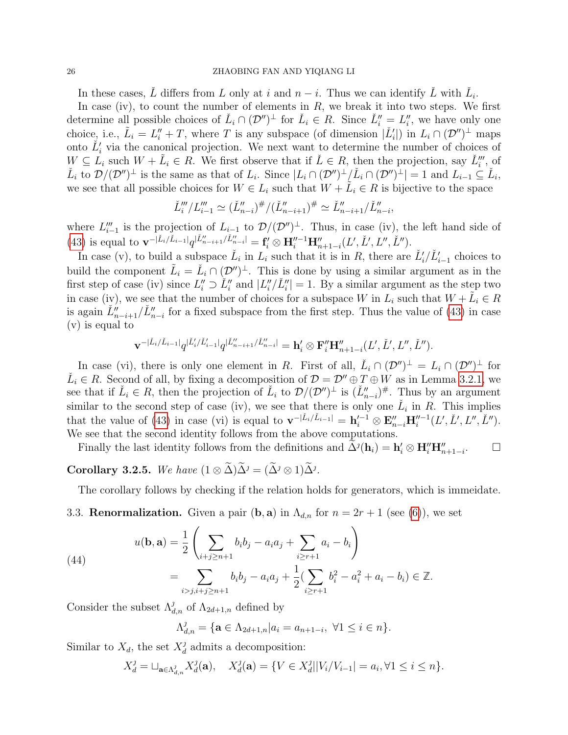In these cases, $\check{L}$ differs from $L$ only at $i$ and $n-i$. Thus we can identify $\check{L}$ with $\check{L}_i$.

In case (iv), to count the number of elements in $R$, we break it into two steps. We first determine all possible choices of $\check{L}_i \cap (\mathcal{D}'')^\perp$ for $\check{L}_i \in R$. Since $\check{L}''_i = L''_i$, we have only one choice, i.e., $\tilde{L}_i = L''_i + T$, where $T$ is any subspace (of dimension $|\check{L}'_i|$) in $L_i \cap (\mathcal{D}'')^\perp$ maps onto $\check{L}'_i$ via the canonical projection. We next want to determine the number of choices of $W \subseteq L_i$ such $W + \tilde{L}_i \in R$. We first observe that if $\check{L} \in R$, then the projection, say $\check{L}'''_i$, of $\check{L}_i$ to $\mathcal{D}/(\mathcal{D}'')^\perp$ is the same as that of $L_i$. Since $|L_i \cap (\mathcal{D}'')^\perp / \check{L}_i \cap (\mathcal{D}'')^\perp| = 1$ and $L_{i-1} \subseteq \check{L}_i$, we see that all possible choices for $W \in L_i$ such that $W + \tilde{L}_i \in R$ is bijective to the space

$$\check{L}'''_i / L'''_{i-1} \simeq (\check{L}''_{n-i})^\# / (\check{L}''_{n-i+1})^\# \simeq \check{L}''_{n-i+1} / \check{L}''_{n-i},$$

where $L'''_{i-1}$ is the projection of $L_{i-1}$ to $\mathcal{D}/(\mathcal{D}'')^\perp$. Thus, in case (iv), the left hand side of (43) is equal to $\mathbf{v}^{-|\check{L}_i/\check{L}_{i-1}|} q^{|\check{L}''_{n-i+1}/\check{L}''_{n-i}|} = \mathbf{f}'_i \otimes \mathbf{H}''^{-1}_i \mathbf{H}''_{n+1-i}(L', \check{L}', L'', \check{L}'')$.

In case (v), to build a subspace $\check{L}_i$ in $L_i$ such that it is in $R$, there are $\check{L}'_i/\check{L}'_{i-1}$ choices to build the component $\tilde{L}_i = \check{L}_i \cap (\mathcal{D}'')^\perp$. This is done by using a similar argument as in the first step of case (iv) since $L''_i \supset \check{L}''_i$ and $|L''_i/\check{L}''_i| = 1$. By a similar argument as the step two in case (iv), we see that the number of choices for a subspace $W$ in $L_i$ such that $W + \tilde{L}_i \in R$ is again $\check{L}''_{n-i+1}/\check{L}''_{n-i}$ for a fixed subspace from the first step. Thus the value of (43) in case (v) is equal to

$$\mathbf{v}^{-|\check{L}_i/\check{L}_{i-1}|} q^{|\check{L}'_i/\check{L}'_{i-1}|} q^{|\check{L}''_{n-i+1}/\check{L}''_{n-i}|} = \mathbf{h}'_i \otimes \mathbf{F}''_i \mathbf{H}''_{n+1-i}(L', \check{L}', L'', \check{L}'').$$

In case (vi), there is only one element in $R$. First of all, $\check{L}_i \cap (\mathcal{D}'')^\perp = L_i \cap (\mathcal{D}'')^\perp$ for $\check{L}_i \in R$. Second of all, by fixing a decomposition of $\mathcal{D} = \mathcal{D}'' \oplus T \oplus W$ as in Lemma 3.2.1, we see that if $\check{L}_i \in R$, then the projection of $\check{L}_i$ to $\mathcal{D}/(\mathcal{D}'')^\perp$ is $(\check{L}''_{n-i})^\#$. Thus by an argument similar to the second step of case (iv), we see that there is only one $\check{L}_i$ in $R$. This implies that the value of (43) in case (vi) is equal to $\mathbf{v}^{-|\check{L}_i/\check{L}_{i-1}|} = \mathbf{h}'^{-1}_i \otimes \mathbf{E}''_{n-i} \mathbf{H}''^{-1}_i(L', \check{L}', L'', \check{L}'')$. We see that the second identity follows from the above computations.

Finally the last identity follows from the definitions and $\widetilde{\Delta}^\jmath(\mathbf{h}_i) = \mathbf{h}'_i \otimes \mathbf{H}''_i \mathbf{H}''_{n+1-i}$. $\square$

**Corollary 3.2.5.** *We have $(1 \otimes \widetilde{\Delta})\widetilde{\Delta}^\jmath = (\widetilde{\Delta}^\jmath \otimes 1)\widetilde{\Delta}^\jmath$.*

The corollary follows by checking if the relation holds for generators, which is immeidate.

3.3. **Renormalization.** Given a pair $(\mathbf{b}, \mathbf{a})$ in $\Lambda_{d,n}$ for $n = 2r+1$ (see (6)), we set

$$(44) \qquad \begin{aligned} u(\mathbf{b}, \mathbf{a}) &= \frac{1}{2} \left( \sum_{i+j \geq n+1} b_i b_j - a_i a_j + \sum_{i \geq r+1} a_i - b_i \right) \\ &= \sum_{i > j, i+j \geq n+1} b_i b_j - a_i a_j + \frac{1}{2} \Big( \sum_{i \geq r+1} b_i^2 - a_i^2 + a_i - b_i \Big) \in \mathbb{Z}. \end{aligned}$$

Consider the subset $\Lambda^\jmath_{d,n}$ of $\Lambda_{2d+1,n}$ defined by

$$\Lambda^\jmath_{d,n} = \{ \mathbf{a} \in \Lambda_{2d+1,n} | a_i = a_{n+1-i}, \ \forall 1 \leq i \in n \}.$$

Similar to $X_d$, the set $X^\jmath_d$ admits a decomposition:

$$X^\jmath_d = \sqcup_{\mathbf{a} \in \Lambda^\jmath_{d,n}} X^\jmath_d(\mathbf{a}), \quad X^\jmath_d(\mathbf{a}) = \{ V \in X^\jmath_d | |V_i/V_{i-1}| = a_i, \forall 1 \leq i \leq n \}.$$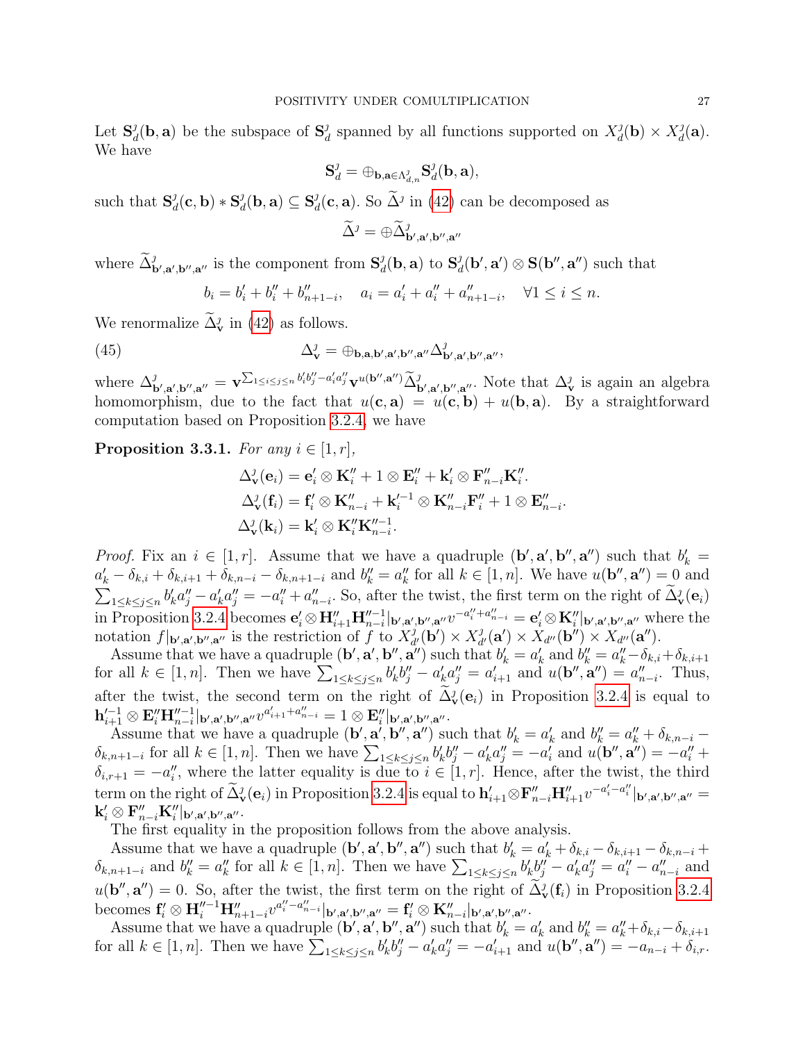Let $\mathbf{S}_d^\jmath(\mathbf{b},\mathbf{a})$ be the subspace of $\mathbf{S}_d^\jmath$ spanned by all functions supported on $X_d^\jmath(\mathbf{b}) \times X_d^\jmath(\mathbf{a})$. We have

$$\mathbf{S}_d^\jmath = \oplus_{\mathbf{b},\mathbf{a}\in\Lambda_{d,n}^\jmath} \mathbf{S}_d^\jmath(\mathbf{b},\mathbf{a}),$$

such that $\mathbf{S}_d^\jmath(\mathbf{c},\mathbf{b}) * \mathbf{S}_d^\jmath(\mathbf{b},\mathbf{a}) \subseteq \mathbf{S}_d^\jmath(\mathbf{c},\mathbf{a})$. So $\widetilde{\Delta}^\jmath$ in (42) can be decomposed as

$$\widetilde{\Delta}^\jmath = \oplus \widetilde{\Delta}^\jmath_{\mathbf{b}',\mathbf{a}',\mathbf{b}'',\mathbf{a}''}$$

where $\widetilde{\Delta}^\jmath_{\mathbf{b}',\mathbf{a}',\mathbf{b}'',\mathbf{a}''}$ is the component from $\mathbf{S}_d^\jmath(\mathbf{b},\mathbf{a})$ to $\mathbf{S}_d^\jmath(\mathbf{b}',\mathbf{a}') \otimes \mathbf{S}(\mathbf{b}'',\mathbf{a}'')$ such that

$$b_i = b'_i + b''_i + b''_{n+1-i}, \quad a_i = a'_i + a''_i + a''_{n+1-i}, \quad \forall 1 \le i \le n.$$

We renormalize $\widetilde{\Delta}^\jmath_{\mathbf{v}}$ in (42) as follows.

$$\Delta^\jmath_{\mathbf{v}} = \oplus_{\mathbf{b},\mathbf{a},\mathbf{b}',\mathbf{a}',\mathbf{b}'',\mathbf{a}''} \Delta^\jmath_{\mathbf{b}',\mathbf{a}',\mathbf{b}'',\mathbf{a}''}, \tag{45}$$

where $\Delta^\jmath_{\mathbf{b}',\mathbf{a}',\mathbf{b}'',\mathbf{a}''} = \mathbf{v}^{\sum_{1\le i\le j\le n} b'_i b''_j - a'_i a''_j} \mathbf{v}^{u(\mathbf{b}'',\mathbf{a}'')} \widetilde{\Delta}^\jmath_{\mathbf{b}',\mathbf{a}',\mathbf{b}'',\mathbf{a}''}$. Note that $\Delta^\jmath_{\mathbf{v}}$ is again an algebra homomorphism, due to the fact that $u(\mathbf{c},\mathbf{a}) = u(\mathbf{c},\mathbf{b}) + u(\mathbf{b},\mathbf{a})$. By a straightforward computation based on Proposition 3.2.4, we have

**Proposition 3.3.1.** *For any $i \in [1,r]$,*

$$\Delta^\jmath_{\mathbf{v}}(\mathbf{e}_i) = \mathbf{e}'_i \otimes \mathbf{K}''_i + 1 \otimes \mathbf{E}''_i + \mathbf{k}'_i \otimes \mathbf{F}''_{n-i}\mathbf{K}''_i.$$
$$\Delta^\jmath_{\mathbf{v}}(\mathbf{f}_i) = \mathbf{f}'_i \otimes \mathbf{K}''_{n-i} + \mathbf{k}'^{-1}_i \otimes \mathbf{K}''_{n-i}\mathbf{F}''_i + 1 \otimes \mathbf{E}''_{n-i}.$$
$$\Delta^\jmath_{\mathbf{v}}(\mathbf{k}_i) = \mathbf{k}'_i \otimes \mathbf{K}''_i\mathbf{K}''^{-1}_{n-i}.$$

*Proof.* Fix an $i \in [1,r]$. Assume that we have a quadruple $(\mathbf{b}',\mathbf{a}',\mathbf{b}'',\mathbf{a}'')$ such that $b'_k = a'_k - \delta_{k,i} + \delta_{k,i+1} + \delta_{k,n-i} - \delta_{k,n+1-i}$ and $b''_k = a''_k$ for all $k \in [1,n]$. We have $u(\mathbf{b}'',\mathbf{a}'') = 0$ and $\sum_{1\le k\le j\le n} b'_k a''_j - a'_k a''_j = -a''_i + a''_{n-i}$. So, after the twist, the first term on the right of $\widetilde{\Delta}^\jmath_{\mathbf{v}}(\mathbf{e}_i)$ in Proposition 3.2.4 becomes $\mathbf{e}'_i \otimes \mathbf{H}''_{i+1}\mathbf{H}''^{-1}_{n-i}|_{\mathbf{b}',\mathbf{a}',\mathbf{b}'',\mathbf{a}''} v^{-a''_i + a''_{n-i}} = \mathbf{e}'_i \otimes \mathbf{K}''_i|_{\mathbf{b}',\mathbf{a}',\mathbf{b}'',\mathbf{a}''}$ where the notation $f|_{\mathbf{b}',\mathbf{a}',\mathbf{b}'',\mathbf{a}''}$ is the restriction of $f$ to $X^\jmath_{d'}(\mathbf{b}') \times X^\jmath_{d'}(\mathbf{a}') \times X_{d''}(\mathbf{b}'') \times X_{d''}(\mathbf{a}'')$.

Assume that we have a quadruple $(\mathbf{b}',\mathbf{a}',\mathbf{b}'',\mathbf{a}'')$ such that $b'_k = a'_k$ and $b''_k = a''_k - \delta_{k,i} + \delta_{k,i+1}$ for all $k \in [1,n]$. Then we have $\sum_{1\le k\le j\le n} b'_k b''_j - a'_k a''_j = a'_{i+1}$ and $u(\mathbf{b}'',\mathbf{a}'') = a''_{n-i}$. Thus, after the twist, the second term on the right of $\widetilde{\Delta}^\jmath_{\mathbf{v}}(\mathbf{e}_i)$ in Proposition 3.2.4 is equal to $\mathbf{h}'^{-1}_{i+1} \otimes \mathbf{E}''_i\mathbf{H}''^{-1}_{n-i}|_{\mathbf{b}',\mathbf{a}',\mathbf{b}'',\mathbf{a}''} v^{a'_{i+1} + a''_{n-i}} = 1 \otimes \mathbf{E}''_i|_{\mathbf{b}',\mathbf{a}',\mathbf{b}'',\mathbf{a}''}$.

Assume that we have a quadruple $(\mathbf{b}',\mathbf{a}',\mathbf{b}'',\mathbf{a}'')$ such that $b'_k = a'_k$ and $b''_k = a''_k + \delta_{k,n-i} - \delta_{k,n+1-i}$ for all $k \in [1,n]$. Then we have $\sum_{1\le k\le j\le n} b'_k b''_j - a'_k a''_j = -a'_i$ and $u(\mathbf{b}'',\mathbf{a}'') = -a''_i + \delta_{i,r+1} = -a''_i$, where the latter equality is due to $i \in [1,r]$. Hence, after the twist, the third term on the right of $\widetilde{\Delta}^\jmath_{\mathbf{v}}(\mathbf{e}_i)$ in Proposition 3.2.4 is equal to $\mathbf{h}'_{i+1} \otimes \mathbf{F}''_{n-i}\mathbf{H}''_{i+1} v^{-a'_i - a''_i}|_{\mathbf{b}',\mathbf{a}',\mathbf{b}'',\mathbf{a}''} = \mathbf{k}'_i \otimes \mathbf{F}''_{n-i}\mathbf{K}''_i|_{\mathbf{b}',\mathbf{a}',\mathbf{b}'',\mathbf{a}''}$.

The first equality in the proposition follows from the above analysis.

Assume that we have a quadruple $(\mathbf{b}',\mathbf{a}',\mathbf{b}'',\mathbf{a}'')$ such that $b'_k = a'_k + \delta_{k,i} - \delta_{k,i+1} - \delta_{k,n-i} + \delta_{k,n+1-i}$ and $b''_k = a''_k$ for all $k \in [1,n]$. Then we have $\sum_{1\le k\le j\le n} b'_k b''_j - a'_k a''_j = a''_i - a''_{n-i}$ and $u(\mathbf{b}'',\mathbf{a}'') = 0$. So, after the twist, the first term on the right of $\widetilde{\Delta}^\jmath_{\mathbf{v}}(\mathbf{f}_i)$ in Proposition 3.2.4 becomes $\mathbf{f}'_i \otimes \mathbf{H}''^{-1}_i \mathbf{H}''_{n+1-i} v^{a''_i - a''_{n-i}}|_{\mathbf{b}',\mathbf{a}',\mathbf{b}'',\mathbf{a}''} = \mathbf{f}'_i \otimes \mathbf{K}''_{n-i}|_{\mathbf{b}',\mathbf{a}',\mathbf{b}'',\mathbf{a}''}$.

Assume that we have a quadruple $(\mathbf{b}',\mathbf{a}',\mathbf{b}'',\mathbf{a}'')$ such that $b'_k = a'_k$ and $b''_k = a''_k + \delta_{k,i} - \delta_{k,i+1}$ for all $k \in [1,n]$. Then we have $\sum_{1\le k\le j\le n} b'_k b''_j - a'_k a''_j = -a'_{i+1}$ and $u(\mathbf{b}'',\mathbf{a}'') = -a_{n-i} + \delta_{i,r}$.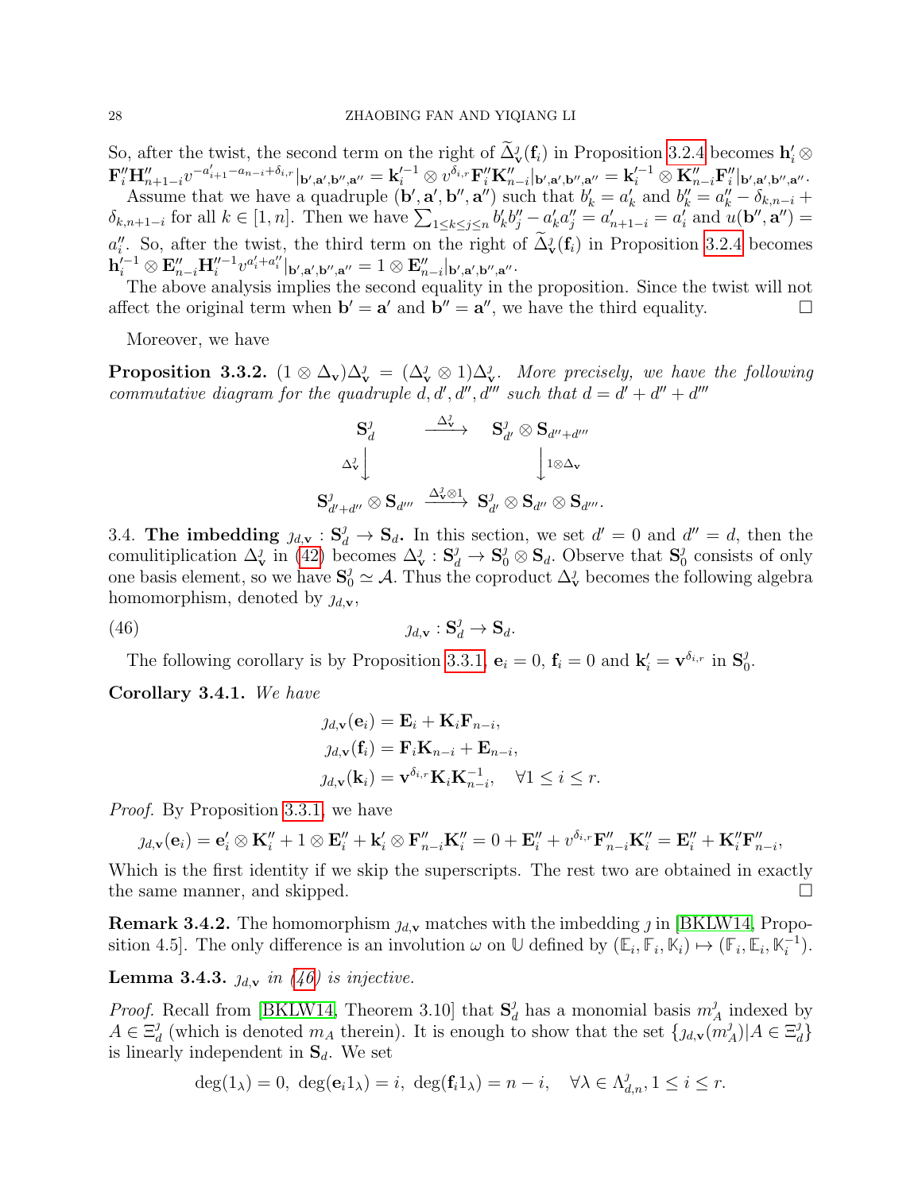So, after the twist, the second term on the right of $\widetilde{\Delta}^{\jmath}_{\mathbf{v}}(\mathbf{f}_i)$ in Proposition 3.2.4 becomes $\mathbf{h}'_i \otimes \mathbf{F}''_i \mathbf{H}''_{n+1-i} v^{-a'_{i+1}-a_{n-i}+\delta_{i,r}}|_{\mathbf{b}',\mathbf{a}',\mathbf{b}'',\mathbf{a}''} = \mathbf{k}'^{-1}_i \otimes v^{\delta_{i,r}} \mathbf{F}''_i \mathbf{K}''_{n-i}|_{\mathbf{b}',\mathbf{a}',\mathbf{b}'',\mathbf{a}''} = \mathbf{k}'^{-1}_i \otimes \mathbf{K}''_{n-i}\mathbf{F}''_i|_{\mathbf{b}',\mathbf{a}',\mathbf{b}'',\mathbf{a}''}$.

Assume that we have a quadruple $(\mathbf{b}', \mathbf{a}', \mathbf{b}'', \mathbf{a}'')$ such that $b'_k = a'_k$ and $b''_k = a''_k - \delta_{k,n-i} + \delta_{k,n+1-i}$ for all $k \in [1, n]$. Then we have $\sum_{1 \leq k \leq j \leq n} b'_k b''_j - a'_k a''_j = a'_{n+1-i} = a'_i$ and $u(\mathbf{b}'', \mathbf{a}'') = a''_i$. So, after the twist, the third term on the right of $\widetilde{\Delta}^{\jmath}_{\mathbf{v}}(\mathbf{f}_i)$ in Proposition 3.2.4 becomes $\mathbf{h}'^{-1}_i \otimes \mathbf{E}''_{n-i} \mathbf{H}''^{-1}_i v^{a'_i + a''_i}|_{\mathbf{b}',\mathbf{a}',\mathbf{b}'',\mathbf{a}''} = 1 \otimes \mathbf{E}''_{n-i}|_{\mathbf{b}',\mathbf{a}',\mathbf{b}'',\mathbf{a}''}$.

The above analysis implies the second equality in the proposition. Since the twist will not affect the original term when $\mathbf{b}' = \mathbf{a}'$ and $\mathbf{b}'' = \mathbf{a}''$, we have the third equality. □

Moreover, we have

**Proposition 3.3.2.** $(1 \otimes \Delta_{\mathbf{v}})\Delta^{\jmath}_{\mathbf{v}} = (\Delta^{\jmath}_{\mathbf{v}} \otimes 1)\Delta^{\jmath}_{\mathbf{v}}$. *More precisely, we have the following commutative diagram for the quadruple $d, d', d'', d'''$ such that $d = d' + d'' + d'''$*

$$\begin{array}{ccc}
\mathbf{S}^{\jmath}_d & \xrightarrow{\Delta^{\jmath}_{\mathbf{v}}} & \mathbf{S}^{\jmath}_{d'} \otimes \mathbf{S}_{d''+d'''} \\
\Delta^{\jmath}_{\mathbf{v}} \downarrow & & \downarrow 1 \otimes \Delta_{\mathbf{v}} \\
\mathbf{S}^{\jmath}_{d'+d''} \otimes \mathbf{S}_{d'''} & \xrightarrow{\Delta^{\jmath}_{\mathbf{v}} \otimes 1} & \mathbf{S}^{\jmath}_{d'} \otimes \mathbf{S}_{d''} \otimes \mathbf{S}_{d'''}.
\end{array}$$

3.4. **The imbedding $\jmath_{d,\mathbf{v}} : \mathbf{S}^{\jmath}_d \to \mathbf{S}_d$.** In this section, we set $d' = 0$ and $d'' = d$, then the comulitiplication $\Delta^{\jmath}_{\mathbf{v}}$ in (42) becomes $\Delta^{\jmath}_{\mathbf{v}} : \mathbf{S}^{\jmath}_d \to \mathbf{S}^{\jmath}_0 \otimes \mathbf{S}_d$. Observe that $\mathbf{S}^{\jmath}_0$ consists of only one basis element, so we have $\mathbf{S}^{\jmath}_0 \simeq \mathcal{A}$. Thus the coproduct $\Delta^{\jmath}_{\mathbf{v}}$ becomes the following algebra homomorphism, denoted by $\jmath_{d,\mathbf{v}}$,

$$\jmath_{d,\mathbf{v}} : \mathbf{S}^{\jmath}_d \to \mathbf{S}_d. \tag{46}$$

The following corollary is by Proposition 3.3.1, $\mathbf{e}_i = 0$, $\mathbf{f}_i = 0$ and $\mathbf{k}'_i = \mathbf{v}^{\delta_{i,r}}$ in $\mathbf{S}^{\jmath}_0$.

**Corollary 3.4.1.** *We have*

$$\begin{aligned}
\jmath_{d,\mathbf{v}}(\mathbf{e}_i) &= \mathbf{E}_i + \mathbf{K}_i \mathbf{F}_{n-i}, \\
\jmath_{d,\mathbf{v}}(\mathbf{f}_i) &= \mathbf{F}_i \mathbf{K}_{n-i} + \mathbf{E}_{n-i}, \\
\jmath_{d,\mathbf{v}}(\mathbf{k}_i) &= \mathbf{v}^{\delta_{i,r}} \mathbf{K}_i \mathbf{K}^{-1}_{n-i}, \quad \forall 1 \leq i \leq r.
\end{aligned}$$

*Proof.* By Proposition 3.3.1, we have

$$\jmath_{d,\mathbf{v}}(\mathbf{e}_i) = \mathbf{e}'_i \otimes \mathbf{K}''_i + 1 \otimes \mathbf{E}''_i + \mathbf{k}'_i \otimes \mathbf{F}''_{n-i}\mathbf{K}''_i = 0 + \mathbf{E}''_i + v^{\delta_{i,r}} \mathbf{F}''_{n-i}\mathbf{K}''_i = \mathbf{E}''_i + \mathbf{K}''_i \mathbf{F}''_{n-i},$$

Which is the first identity if we skip the superscripts. The rest two are obtained in exactly the same manner, and skipped. □

**Remark 3.4.2.** The homomorphism $\jmath_{d,\mathbf{v}}$ matches with the imbedding $\jmath$ in [BKLW14, Proposition 4.5]. The only difference is an involution $\omega$ on $\mathbb{U}$ defined by $(\mathbb{E}_i, \mathbb{F}_i, \mathbb{K}_i) \mapsto (\mathbb{F}_i, \mathbb{E}_i, \mathbb{K}^{-1}_i)$.

**Lemma 3.4.3.** *$\jmath_{d,\mathbf{v}}$ in (46) is injective.*

*Proof.* Recall from [BKLW14, Theorem 3.10] that $\mathbf{S}^{\jmath}_d$ has a monomial basis $m^{\jmath}_A$ indexed by $A \in \Xi^{\jmath}_d$ (which is denoted $m_A$ therein). It is enough to show that the set $\{\jmath_{d,\mathbf{v}}(m^{\jmath}_A) | A \in \Xi^{\jmath}_d\}$ is linearly independent in $\mathbf{S}_d$. We set

$$\deg(1_\lambda) = 0,\ \deg(\mathbf{e}_i 1_\lambda) = i,\ \deg(\mathbf{f}_i 1_\lambda) = n - i, \quad \forall \lambda \in \Lambda^{\jmath}_{d,n}, 1 \leq i \leq r.$$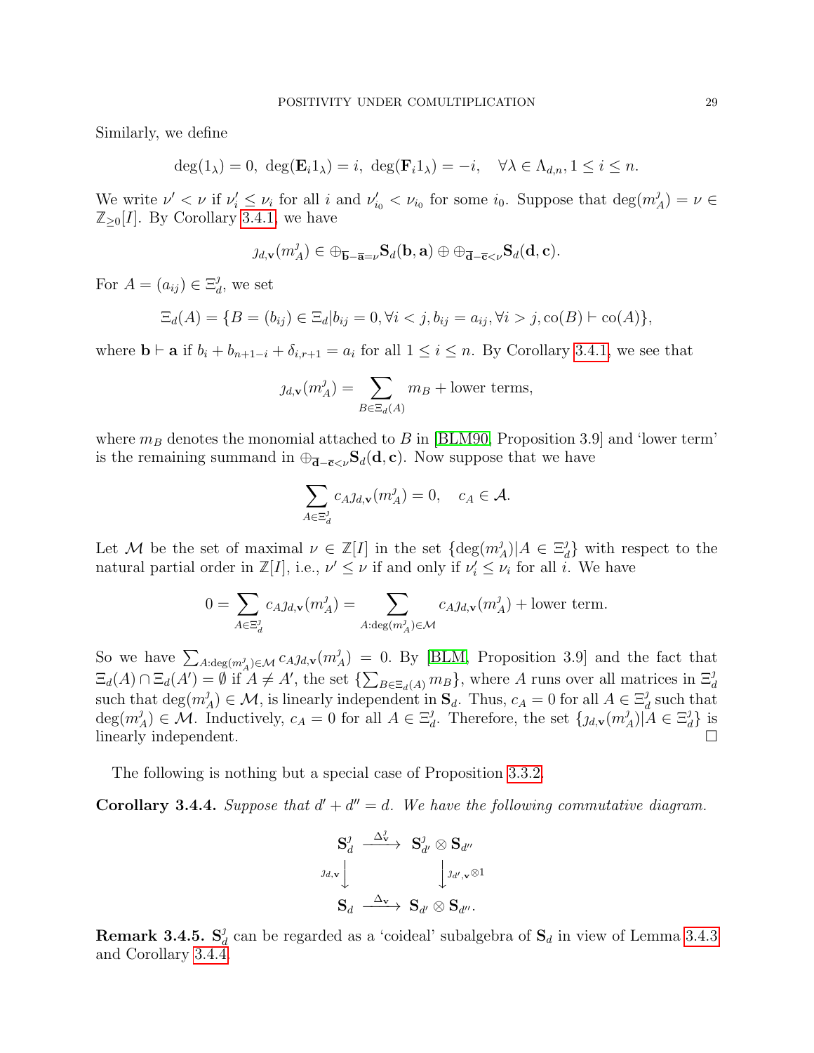Similarly, we define

$$\deg(1_\lambda) = 0,\ \deg(\mathbf{E}_i 1_\lambda) = i,\ \deg(\mathbf{F}_i 1_\lambda) = -i, \quad \forall \lambda \in \Lambda_{d,n}, 1 \le i \le n.$$

We write $\nu' < \nu$ if $\nu'_i \le \nu_i$ for all $i$ and $\nu'_{i_0} < \nu_{i_0}$ for some $i_0$. Suppose that $\deg(m^\jmath_A) = \nu \in \mathbb{Z}_{\ge 0}[I]$. By Corollary 3.4.1, we have

$$\jmath_{d,\mathbf{v}}(m^\jmath_A) \in \oplus_{\overline{\mathbf{b}}-\overline{\mathbf{a}}=\nu} \mathbf{S}_d(\mathbf{b}, \mathbf{a}) \oplus \oplus_{\overline{\mathbf{d}}-\overline{\mathbf{c}}<\nu} \mathbf{S}_d(\mathbf{d}, \mathbf{c}).$$

For $A = (a_{ij}) \in \Xi^\jmath_d$, we set

$$\Xi_d(A) = \{B = (b_{ij}) \in \Xi_d | b_{ij} = 0, \forall i < j, b_{ij} = a_{ij}, \forall i > j, \mathrm{co}(B) \vdash \mathrm{co}(A)\},$$

where $\mathbf{b} \vdash \mathbf{a}$ if $b_i + b_{n+1-i} + \delta_{i,r+1} = a_i$ for all $1 \le i \le n$. By Corollary 3.4.1, we see that

$$\jmath_{d,\mathbf{v}}(m^\jmath_A) = \sum_{B \in \Xi_d(A)} m_B + \text{lower terms},$$

where $m_B$ denotes the monomial attached to $B$ in [BLM90, Proposition 3.9] and 'lower term' is the remaining summand in $\oplus_{\overline{\mathbf{d}}-\overline{\mathbf{c}}<\nu} \mathbf{S}_d(\mathbf{d}, \mathbf{c})$. Now suppose that we have

$$\sum_{A \in \Xi^\jmath_d} c_A \jmath_{d,\mathbf{v}}(m^\jmath_A) = 0, \quad c_A \in \mathcal{A}.$$

Let $\mathcal{M}$ be the set of maximal $\nu \in \mathbb{Z}[I]$ in the set $\{\deg(m^\jmath_A) | A \in \Xi^\jmath_d\}$ with respect to the natural partial order in $\mathbb{Z}[I]$, i.e., $\nu' \le \nu$ if and only if $\nu'_i \le \nu_i$ for all $i$. We have

$$0 = \sum_{A \in \Xi^\jmath_d} c_A \jmath_{d,\mathbf{v}}(m^\jmath_A) = \sum_{A : \deg(m^\jmath_A) \in \mathcal{M}} c_A \jmath_{d,\mathbf{v}}(m^\jmath_A) + \text{lower term}.$$

So we have $\sum_{A:\deg(m^\jmath_A) \in \mathcal{M}} c_A \jmath_{d,\mathbf{v}}(m^\jmath_A) = 0$. By [BLM, Proposition 3.9] and the fact that $\Xi_d(A) \cap \Xi_d(A') = \emptyset$ if $A \ne A'$, the set $\{\sum_{B \in \Xi_d(A)} m_B\}$, where $A$ runs over all matrices in $\Xi^\jmath_d$ such that $\deg(m^\jmath_A) \in \mathcal{M}$, is linearly independent in $\mathbf{S}_d$. Thus, $c_A = 0$ for all $A \in \Xi^\jmath_d$ such that $\deg(m^\jmath_A) \in \mathcal{M}$. Inductively, $c_A = 0$ for all $A \in \Xi^\jmath_d$. Therefore, the set $\{\jmath_{d,\mathbf{v}}(m^\jmath_A) | A \in \Xi^\jmath_d\}$ is linearly independent. $\square$

The following is nothing but a special case of Proposition 3.3.2.

**Corollary 3.4.4.** *Suppose that $d' + d'' = d$. We have the following commutative diagram.*

$$\begin{array}{ccc}
\mathbf{S}^\jmath_d & \xrightarrow{\ \Delta^\jmath_{\mathbf{v}}\ } & \mathbf{S}^\jmath_{d'} \otimes \mathbf{S}_{d''} \\
{\scriptstyle \jmath_{d,\mathbf{v}}} \downarrow & & \downarrow {\scriptstyle \jmath_{d',\mathbf{v}} \otimes 1} \\
\mathbf{S}_d & \xrightarrow{\ \Delta_{\mathbf{v}}\ } & \mathbf{S}_{d'} \otimes \mathbf{S}_{d''}.
\end{array}$$

**Remark 3.4.5.** $\mathbf{S}^\jmath_d$ can be regarded as a 'coideal' subalgebra of $\mathbf{S}_d$ in view of Lemma 3.4.3 and Corollary 3.4.4.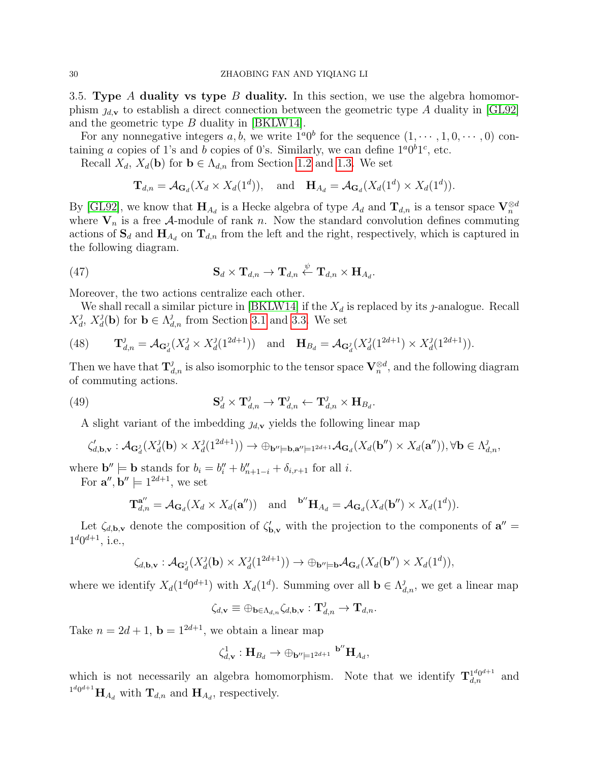3.5. **Type $A$ duality vs type $B$ duality.** In this section, we use the algebra homomorphism $\jmath_{d,\mathbf{v}}$ to establish a direct connection between the geometric type $A$ duality in [GL92] and the geometric type $B$ duality in [BKLW14].

For any nonnegative integers $a, b$, we write $1^a0^b$ for the sequence $(1, \cdots, 1, 0, \cdots, 0)$ containing $a$ copies of 1's and $b$ copies of 0's. Similarly, we can define $1^a0^b1^c$, etc.

Recall $X_d$, $X_d(\mathbf{b})$ for $\mathbf{b} \in \Lambda_{d,n}$ from Section 1.2 and 1.3. We set

$$\mathbf{T}_{d,n} = \mathcal{A}_{\mathbf{G}_d}(X_d \times X_d(1^d)), \quad \text{and} \quad \mathbf{H}_{A_d} = \mathcal{A}_{\mathbf{G}_d}(X_d(1^d) \times X_d(1^d)).$$

By [GL92], we know that $\mathbf{H}_{A_d}$ is a Hecke algebra of type $A_d$ and $\mathbf{T}_{d,n}$ is a tensor space $\mathbf{V}_n^{\otimes d}$ where $\mathbf{V}_n$ is a free $\mathcal{A}$-module of rank $n$. Now the standard convolution defines commuting actions of $\mathbf{S}_d$ and $\mathbf{H}_{A_d}$ on $\mathbf{T}_{d,n}$ from the left and the right, respectively, which is captured in the following diagram.

$$\mathbf{S}_d \times \mathbf{T}_{d,n} \to \mathbf{T}_{d,n} \overset{\psi}{\leftarrow} \mathbf{T}_{d,n} \times \mathbf{H}_{A_d}. \tag{47}$$

Moreover, the two actions centralize each other.

We shall recall a similar picture in [BKLW14] if the $X_d$ is replaced by its $\jmath$-analogue. Recall $X^\jmath_d$, $X^\jmath_d(\mathbf{b})$ for $\mathbf{b} \in \Lambda^\jmath_{d,n}$ from Section 3.1 and 3.3. We set

$$\mathbf{T}^\jmath_{d,n} = \mathcal{A}_{\mathbf{G}^\jmath_d}(X^\jmath_d \times X^\jmath_d(1^{2d+1})) \quad \text{and} \quad \mathbf{H}_{B_d} = \mathcal{A}_{\mathbf{G}^\jmath_d}(X^\jmath_d(1^{2d+1}) \times X^\jmath_d(1^{2d+1})). \tag{48}$$

Then we have that $\mathbf{T}^\jmath_{d,n}$ is also isomorphic to the tensor space $\mathbf{V}_n^{\otimes d}$, and the following diagram of commuting actions.

$$\mathbf{S}^\jmath_d \times \mathbf{T}^\jmath_{d,n} \to \mathbf{T}^\jmath_{d,n} \leftarrow \mathbf{T}^\jmath_{d,n} \times \mathbf{H}_{B_d}. \tag{49}$$

A slight variant of the imbedding $\jmath_{d,\mathbf{v}}$ yields the following linear map

$$\zeta'_{d,\mathbf{b},\mathbf{v}} : \mathcal{A}_{\mathbf{G}^\jmath_d}(X^\jmath_d(\mathbf{b}) \times X^\jmath_d(1^{2d+1})) \to \oplus_{\mathbf{b}'' \models \mathbf{b}, \mathbf{a}'' \models 1^{2d+1}} \mathcal{A}_{\mathbf{G}_d}(X_d(\mathbf{b}'') \times X_d(\mathbf{a}'')), \forall \mathbf{b} \in \Lambda^\jmath_{d,n},$$

where $\mathbf{b}'' \models \mathbf{b}$ stands for $b_i = b''_i + b''_{n+1-i} + \delta_{i,r+1}$ for all $i$.

For $\mathbf{a}'', \mathbf{b}'' \models 1^{2d+1}$, we set

$$\mathbf{T}^{\mathbf{a}''}_{d,n} = \mathcal{A}_{\mathbf{G}_d}(X_d \times X_d(\mathbf{a}'')) \quad \text{and} \quad {}^{\mathbf{b}''}\mathbf{H}_{A_d} = \mathcal{A}_{\mathbf{G}_d}(X_d(\mathbf{b}'') \times X_d(1^d)).$$

Let $\zeta_{d,\mathbf{b},\mathbf{v}}$ denote the composition of $\zeta'_{\mathbf{b},\mathbf{v}}$ with the projection to the components of $\mathbf{a}'' = 1^d0^{d+1}$, i.e.,

$$\zeta_{d,\mathbf{b},\mathbf{v}} : \mathcal{A}_{\mathbf{G}^\jmath_d}(X^\jmath_d(\mathbf{b}) \times X^\jmath_d(1^{2d+1})) \to \oplus_{\mathbf{b}'' \models \mathbf{b}} \mathcal{A}_{\mathbf{G}_d}(X_d(\mathbf{b}'') \times X_d(1^d)),$$

where we identify $X_d(1^d0^{d+1})$ with $X_d(1^d)$. Summing over all $\mathbf{b} \in \Lambda^\jmath_{d,n}$, we get a linear map

$$\zeta_{d,\mathbf{v}} \equiv \oplus_{\mathbf{b} \in \Lambda_{d,n}} \zeta_{d,\mathbf{b},\mathbf{v}} : \mathbf{T}^\jmath_{d,n} \to \mathbf{T}_{d,n}.$$

Take $n = 2d+1$, $\mathbf{b} = 1^{2d+1}$, we obtain a linear map

$$\zeta^1_{d,\mathbf{v}} : \mathbf{H}_{B_d} \to \oplus_{\mathbf{b}'' \models 1^{2d+1}} {}^{\mathbf{b}''}\mathbf{H}_{A_d},$$

which is not necessarily an algebra homomorphism. Note that we identify $\mathbf{T}^{1^d0^{d+1}}_{d,n}$ and ${}^{1^d0^{d+1}}\mathbf{H}_{A_d}$ with $\mathbf{T}_{d,n}$ and $\mathbf{H}_{A_d}$, respectively.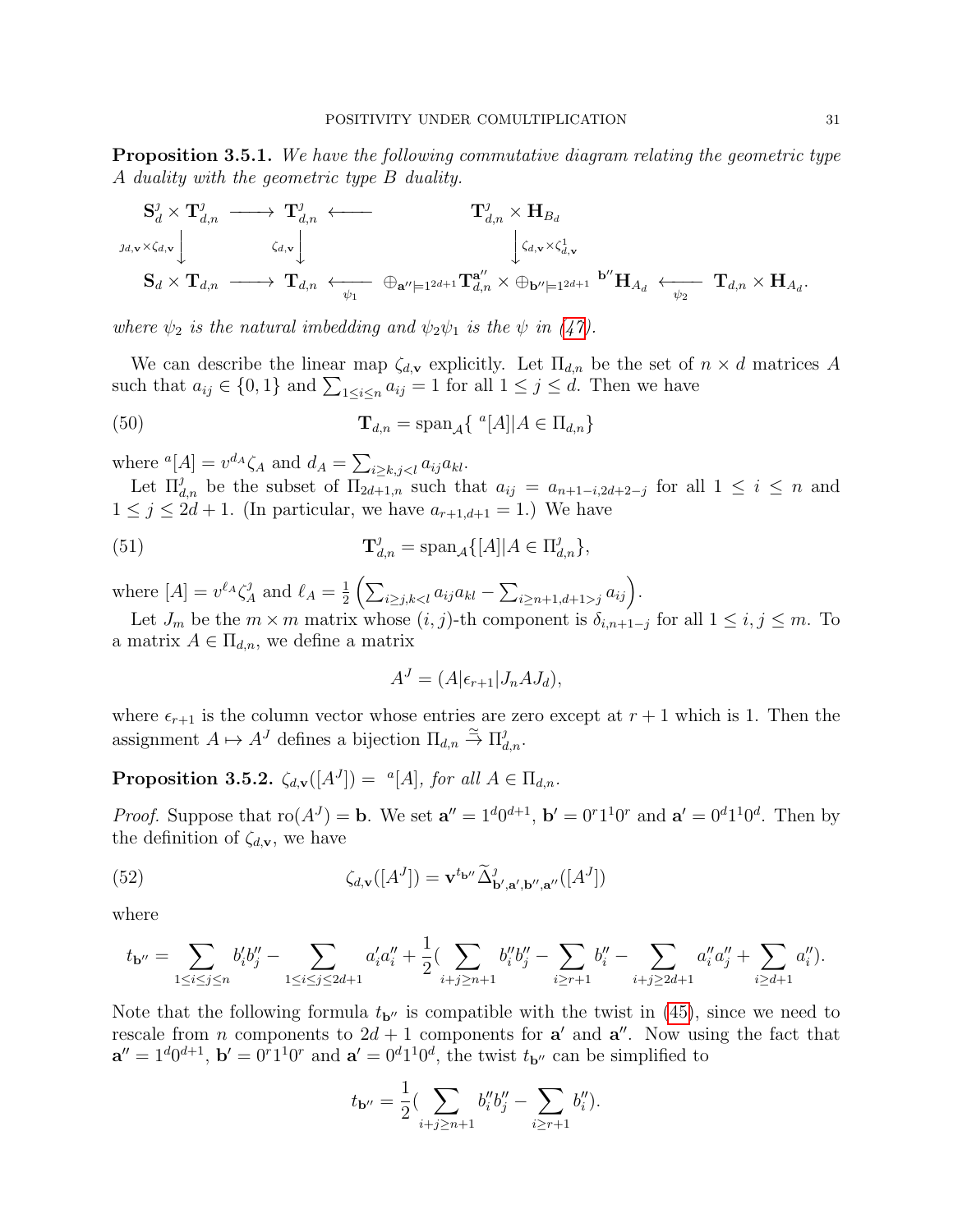**Proposition 3.5.1.** *We have the following commutative diagram relating the geometric type A duality with the geometric type B duality.*

$$
\begin{array}{ccccc}
\mathbf{S}^{\jmath}_d \times \mathbf{T}^{\jmath}_{d,n} & \longrightarrow & \mathbf{T}^{\jmath}_{d,n} & \longleftarrow & \mathbf{T}^{\jmath}_{d,n} \times \mathbf{H}_{B_d} \\
\Big\downarrow {\scriptstyle \jmath_{d,\mathbf{v}} \times \zeta_{d,\mathbf{v}}} & & \Big\downarrow {\scriptstyle \zeta_{d,\mathbf{v}}} & & \Big\downarrow {\scriptstyle \zeta_{d,\mathbf{v}} \times \zeta^1_{d,\mathbf{v}}} \\
\mathbf{S}_d \times \mathbf{T}_{d,n} & \longrightarrow & \mathbf{T}_{d,n} & \xleftarrow[\psi_1]{} \oplus_{\mathbf{a}'' \models 1^{2d+1}} \mathbf{T}^{\mathbf{a}''}_{d,n} \times \oplus_{\mathbf{b}'' \models 1^{2d+1}} {}^{\mathbf{b}''}\mathbf{H}_{A_d} \xleftarrow[\psi_2]{} & \mathbf{T}_{d,n} \times \mathbf{H}_{A_d}.
\end{array}
$$

*where $\psi_2$ is the natural imbedding and $\psi_2\psi_1$ is the $\psi$ in (47).*

We can describe the linear map $\zeta_{d,\mathbf{v}}$ explicitly. Let $\Pi_{d,n}$ be the set of $n \times d$ matrices $A$ such that $a_{ij} \in \{0, 1\}$ and $\sum_{1 \leq i \leq n} a_{ij} = 1$ for all $1 \leq j \leq d$. Then we have

$$
\mathbf{T}_{d,n} = \mathrm{span}_{\mathcal{A}}\{ {}^{a}[A] | A \in \Pi_{d,n}\} \tag{50}
$$

where ${}^{a}[A] = v^{d_A}\zeta_A$ and $d_A = \sum_{i \geq k, j<l} a_{ij}a_{kl}$.

Let $\Pi^{\jmath}_{d,n}$ be the subset of $\Pi_{2d+1,n}$ such that $a_{ij} = a_{n+1-i,2d+2-j}$ for all $1 \leq i \leq n$ and $1 \leq j \leq 2d+1$. (In particular, we have $a_{r+1,d+1} = 1$.) We have

$$
\mathbf{T}^{\jmath}_{d,n} = \mathrm{span}_{\mathcal{A}}\{[A] | A \in \Pi^{\jmath}_{d,n}\}, \tag{51}
$$

where $[A] = v^{\ell_A}\zeta^{\jmath}_A$ and $\ell_A = \frac{1}{2}\left(\sum_{i \geq j, k<l} a_{ij}a_{kl} - \sum_{i \geq n+1, d+1>j} a_{ij}\right)$.

Let $J_m$ be the $m \times m$ matrix whose $(i,j)$-th component is $\delta_{i,n+1-j}$ for all $1 \leq i, j \leq m$. To a matrix $A \in \Pi_{d,n}$, we define a matrix

$$
A^J = (A | \epsilon_{r+1} | J_n A J_d),
$$

where $\epsilon_{r+1}$ is the column vector whose entries are zero except at $r+1$ which is 1. Then the assignment $A \mapsto A^J$ defines a bijection $\Pi_{d,n} \overset{\simeq}{\to} \Pi^{\jmath}_{d,n}$.

**Proposition 3.5.2.** $\zeta_{d,\mathbf{v}}([A^J]) = {}^{a}[A]$, *for all* $A \in \Pi_{d,n}$.

*Proof.* Suppose that $\mathrm{ro}(A^J) = \mathbf{b}$. We set $\mathbf{a}'' = 1^d 0^{d+1}$, $\mathbf{b}' = 0^r 1^1 0^r$ and $\mathbf{a}' = 0^d 1^1 0^d$. Then by the definition of $\zeta_{d,\mathbf{v}}$, we have

$$
\zeta_{d,\mathbf{v}}([A^J]) = \mathbf{v}^{t_{\mathbf{b}''}} \widetilde{\Delta}^{\jmath}_{\mathbf{b}',\mathbf{a}',\mathbf{b}'',\mathbf{a}''}([A^J]) \tag{52}
$$

where

$$
t_{\mathbf{b}''} = \sum_{1 \leq i \leq j \leq n} b'_i b''_j - \sum_{1 \leq i \leq j \leq 2d+1} a'_i a''_i + \frac{1}{2}\left(\sum_{i+j \geq n+1} b''_i b''_j - \sum_{i \geq r+1} b''_i - \sum_{i+j \geq 2d+1} a''_i a''_j + \sum_{i \geq d+1} a''_i\right).
$$

Note that the following formula $t_{\mathbf{b}''}$ is compatible with the twist in (45), since we need to rescale from $n$ components to $2d+1$ components for $\mathbf{a}'$ and $\mathbf{a}''$. Now using the fact that $\mathbf{a}'' = 1^d 0^{d+1}$, $\mathbf{b}' = 0^r 1^1 0^r$ and $\mathbf{a}' = 0^d 1^1 0^d$, the twist $t_{\mathbf{b}''}$ can be simplified to

$$
t_{\mathbf{b}''} = \frac{1}{2}\left(\sum_{i+j \geq n+1} b''_i b''_j - \sum_{i \geq r+1} b''_i\right).
$$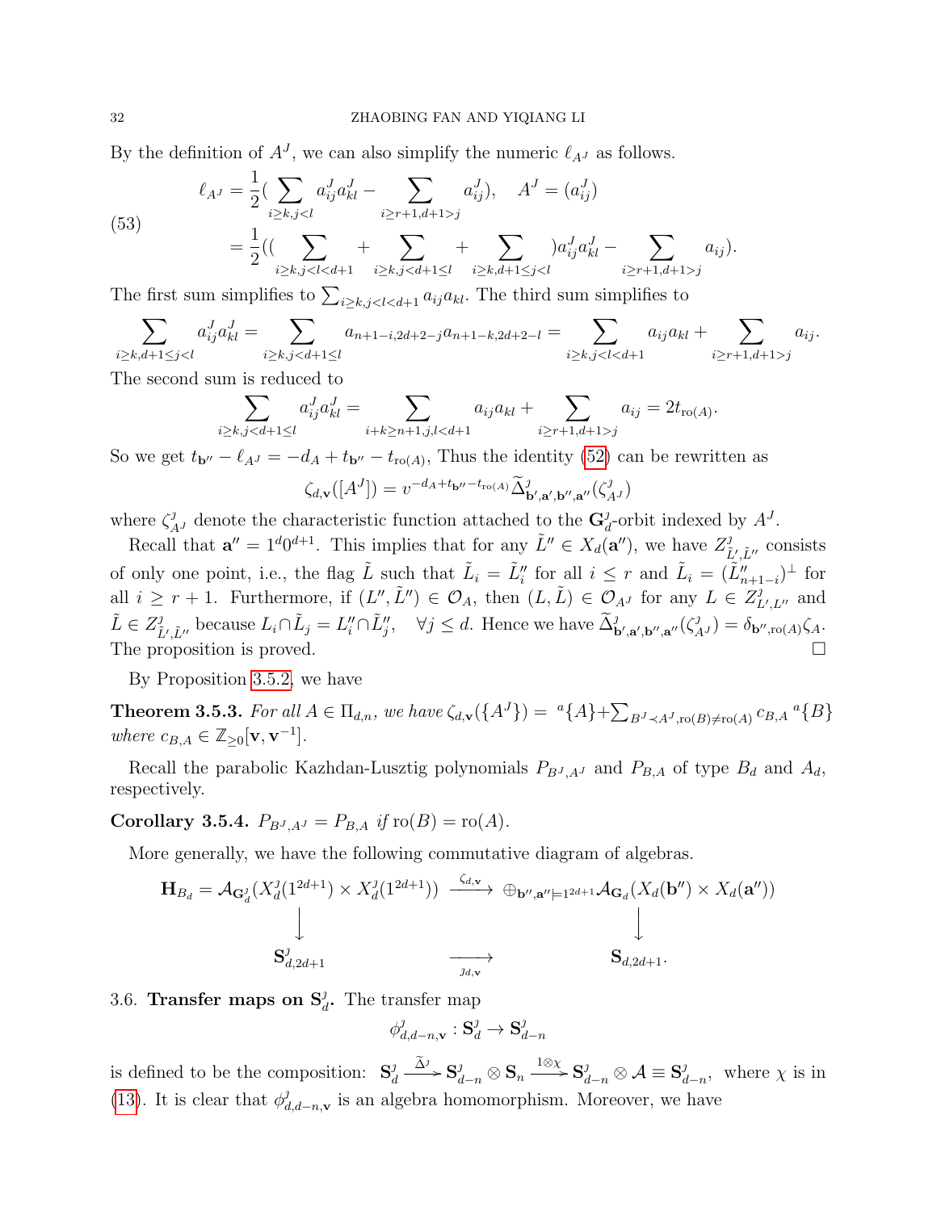By the definition of $A^\jmath$, we can also simplify the numeric $\ell_{A^\jmath}$ as follows.

$$
\begin{aligned}
\ell_{A^\jmath} &= \frac{1}{2}\Big(\sum_{i\geq k, j<l} a^\jmath_{ij}a^\jmath_{kl} - \sum_{i\geq r+1, d+1>j} a^\jmath_{ij}\Big), \quad A^\jmath = (a^\jmath_{ij}) \\
&= \frac{1}{2}\Big(\Big(\sum_{i\geq k, j<l<d+1} + \sum_{i\geq k, j<d+1\leq l} + \sum_{i\geq k, d+1\leq j<l}\Big) a^\jmath_{ij}a^\jmath_{kl} - \sum_{i\geq r+1, d+1>j} a_{ij}\Big).
\end{aligned} \tag{53}
$$

The first sum simplifies to $\sum_{i\geq k, j<l<d+1} a_{ij}a_{kl}$. The third sum simplifies to

$$
\sum_{i\geq k, d+1\leq j<l} a^\jmath_{ij}a^\jmath_{kl} = \sum_{i\geq k, j<d+1\leq l} a_{n+1-i,2d+2-j}a_{n+1-k,2d+2-l} = \sum_{i\geq k, j<l<d+1} a_{ij}a_{kl} + \sum_{i\geq r+1, d+1>j} a_{ij}.
$$

The second sum is reduced to

$$
\sum_{i\geq k, j<d+1\leq l} a^\jmath_{ij}a^\jmath_{kl} = \sum_{i+k\geq n+1, j,l<d+1} a_{ij}a_{kl} + \sum_{i\geq r+1, d+1>j} a_{ij} = 2t_{\mathrm{ro}(A)}.
$$

So we get $t_{\mathbf{b}''} - \ell_{A^\jmath} = -d_A + t_{\mathbf{b}''} - t_{\mathrm{ro}(A)}$, Thus the identity (52) can be rewritten as

$$
\zeta_{d,\mathbf{v}}([A^\jmath]) = v^{-d_A + t_{\mathbf{b}''} - t_{\mathrm{ro}(A)}} \widetilde{\Delta}^\jmath_{\mathbf{b}',\mathbf{a}',\mathbf{b}'',\mathbf{a}''}(\zeta^\jmath_{A^\jmath})
$$

where $\zeta^\jmath_{A^\jmath}$ denote the characteristic function attached to the $\mathbf{G}^\jmath_d$-orbit indexed by $A^\jmath$.

Recall that $\mathbf{a}'' = 1^d 0^{d+1}$. This implies that for any $\tilde{L}'' \in X_d(\mathbf{a}'')$, we have $Z^\jmath_{\tilde{L}',\tilde{L}''}$ consists of only one point, i.e., the flag $\tilde{L}$ such that $\tilde{L}_i = \tilde{L}''_i$ for all $i \leq r$ and $\tilde{L}_i = (\tilde{L}''_{n+1-i})^\perp$ for all $i \geq r+1$. Furthermore, if $(L'', \tilde{L}'') \in \mathcal{O}_A$, then $(L, \tilde{L}) \in \mathcal{O}_{A^\jmath}$ for any $L \in Z^\jmath_{L',L''}$ and $\tilde{L} \in Z^\jmath_{\tilde{L}',\tilde{L}''}$ because $L_i \cap \tilde{L}_j = L''_i \cap \tilde{L}''_j, \quad \forall j \leq d$. Hence we have $\widetilde{\Delta}^\jmath_{\mathbf{b}',\mathbf{a}',\mathbf{b}'',\mathbf{a}''}(\zeta^\jmath_{A^\jmath}) = \delta_{\mathbf{b}'',\mathrm{ro}(A)}\zeta_A$. The proposition is proved. $\square$

By Proposition 3.5.2, we have

**Theorem 3.5.3.** *For all $A \in \Pi_{d,n}$, we have $\zeta_{d,\mathbf{v}}(\{A^\jmath\}) = {}^a\{A\} + \sum_{B^\jmath \prec A^\jmath, \mathrm{ro}(B)\neq \mathrm{ro}(A)} c_{B,A}\, {}^a\{B\}$ where $c_{B,A} \in \mathbb{Z}_{\geq 0}[\mathbf{v}, \mathbf{v}^{-1}]$.*

Recall the parabolic Kazhdan-Lusztig polynomials $P_{B^\jmath,A^\jmath}$ and $P_{B,A}$ of type $B_d$ and $A_d$, respectively.

**Corollary 3.5.4.** $P_{B^\jmath,A^\jmath} = P_{B,A}$ *if* $\mathrm{ro}(B) = \mathrm{ro}(A)$.

More generally, we have the following commutative diagram of algebras.

$$
\begin{array}{ccc}
\mathbf{H}_{B_d} = \mathcal{A}_{\mathbf{G}^\jmath_d}(X^\jmath_d(1^{2d+1}) \times X^\jmath_d(1^{2d+1})) & \xrightarrow{\zeta_{d,\mathbf{v}}} & \oplus_{\mathbf{b}'',\mathbf{a}''\models 1^{2d+1}} \mathcal{A}_{\mathbf{G}_d}(X_d(\mathbf{b}'') \times X_d(\mathbf{a}'')) \\
\downarrow & & \downarrow \\
\mathbf{S}^\jmath_{d,2d+1} & \xrightarrow[\jmath_{d,\mathbf{v}}]{} & \mathbf{S}_{d,2d+1}.
\end{array}
$$

3.6. **Transfer maps on $\mathbf{S}^\jmath_d$.** The transfer map

$$
\phi^\jmath_{d,d-n,\mathbf{v}} : \mathbf{S}^\jmath_d \to \mathbf{S}^\jmath_{d-n}
$$

is defined to be the composition: $\mathbf{S}^\jmath_d \xrightarrow{\widetilde{\Delta}^\jmath} \mathbf{S}^\jmath_{d-n} \otimes \mathbf{S}_n \xrightarrow{1\otimes\chi} \mathbf{S}^\jmath_{d-n} \otimes \mathcal{A} \equiv \mathbf{S}^\jmath_{d-n}$, where $\chi$ is in (13). It is clear that $\phi^\jmath_{d,d-n,\mathbf{v}}$ is an algebra homomorphism. Moreover, we have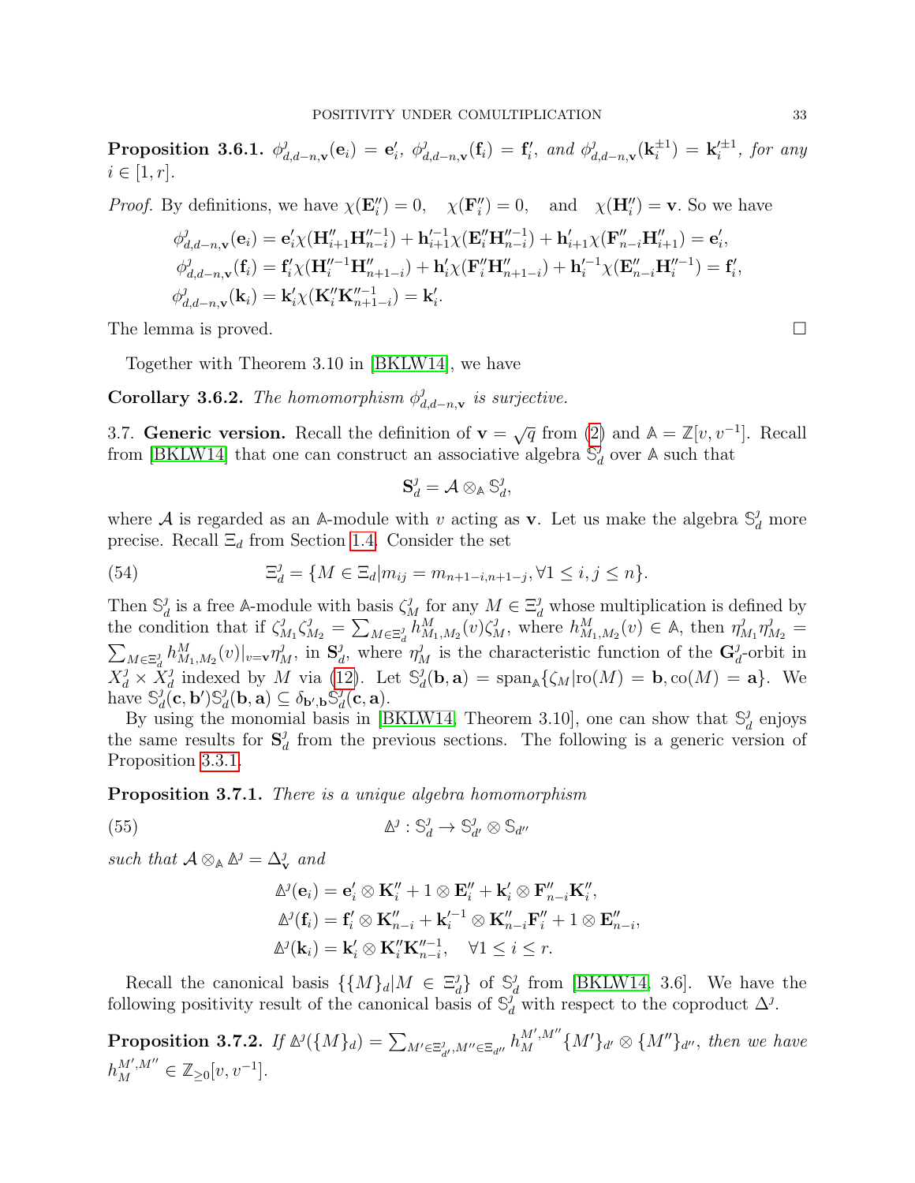**Proposition 3.6.1.** *$\phi^\jmath_{d,d-n,\mathbf{v}}(\mathbf{e}_i) = \mathbf{e}'_i$, $\phi^\jmath_{d,d-n,\mathbf{v}}(\mathbf{f}_i) = \mathbf{f}'_i$, and $\phi^\jmath_{d,d-n,\mathbf{v}}(\mathbf{k}_i^{\pm 1}) = \mathbf{k}'^{\pm 1}_i$, for any $i \in [1, r]$.*

*Proof.* By definitions, we have $\chi(\mathbf{E}''_i) = 0, \quad \chi(\mathbf{F}''_i) = 0, \quad$ and $\quad \chi(\mathbf{H}''_i) = \mathbf{v}$. So we have

$$
\begin{aligned}
\phi^\jmath_{d,d-n,\mathbf{v}}(\mathbf{e}_i) &= \mathbf{e}'_i \chi(\mathbf{H}''_{i+1}\mathbf{H}''^{-1}_{n-i}) + \mathbf{h}'^{-1}_{i+1}\chi(\mathbf{E}''_i\mathbf{H}''^{-1}_{n-i}) + \mathbf{h}'_{i+1}\chi(\mathbf{F}''_{n-i}\mathbf{H}''_{i+1}) = \mathbf{e}'_i,\\
\phi^\jmath_{d,d-n,\mathbf{v}}(\mathbf{f}_i) &= \mathbf{f}'_i \chi(\mathbf{H}''^{-1}_i\mathbf{H}''_{n+1-i}) + \mathbf{h}'_i\chi(\mathbf{F}''_i\mathbf{H}''_{n+1-i}) + \mathbf{h}'^{-1}_i\chi(\mathbf{E}''_{n-i}\mathbf{H}''^{-1}_i) = \mathbf{f}'_i,\\
\phi^\jmath_{d,d-n,\mathbf{v}}(\mathbf{k}_i) &= \mathbf{k}'_i\chi(\mathbf{K}''_i\mathbf{K}''^{-1}_{n+1-i}) = \mathbf{k}'_i.
\end{aligned}
$$

The lemma is proved. $\square$

Together with Theorem 3.10 in [BKLW14], we have

**Corollary 3.6.2.** *The homomorphism $\phi^\jmath_{d,d-n,\mathbf{v}}$ is surjective.*

3.7. **Generic version.** Recall the definition of $\mathbf{v} = \sqrt{q}$ from (2) and $\mathbb{A} = \mathbb{Z}[v, v^{-1}]$. Recall from [BKLW14] that one can construct an associative algebra $\mathbb{S}^\jmath_d$ over $\mathbb{A}$ such that

$$
\mathbf{S}^\jmath_d = \mathcal{A} \otimes_{\mathbb{A}} \mathbb{S}^\jmath_d,
$$

where $\mathcal{A}$ is regarded as an $\mathbb{A}$-module with $v$ acting as $\mathbf{v}$. Let us make the algebra $\mathbb{S}^\jmath_d$ more precise. Recall $\Xi_d$ from Section 1.4. Consider the set

$$
\Xi^\jmath_d = \{M \in \Xi_d | m_{ij} = m_{n+1-i,n+1-j}, \forall 1 \leq i, j \leq n\}. \tag{54}
$$

Then $\mathbb{S}^\jmath_d$ is a free $\mathbb{A}$-module with basis $\zeta^\jmath_M$ for any $M \in \Xi^\jmath_d$ whose multiplication is defined by the condition that if $\zeta^\jmath_{M_1}\zeta^\jmath_{M_2} = \sum_{M \in \Xi^\jmath_d} h^M_{M_1,M_2}(v)\zeta^\jmath_M$, where $h^M_{M_1,M_2}(v) \in \mathbb{A}$, then $\eta^\jmath_{M_1}\eta^\jmath_{M_2} = \sum_{M\in\Xi^\jmath_d} h^M_{M_1,M_2}(v)|_{v=\mathbf{v}}\eta^\jmath_M$, in $\mathbf{S}^\jmath_d$, where $\eta^\jmath_M$ is the characteristic function of the $\mathbf{G}^\jmath_d$-orbit in $X^\jmath_d \times X^\jmath_d$ indexed by $M$ via (12). Let $\mathbb{S}^\jmath_d(\mathbf{b}, \mathbf{a}) = \mathrm{span}_{\mathbb{A}}\{\zeta_M | \mathrm{ro}(M) = \mathbf{b}, \mathrm{co}(M) = \mathbf{a}\}$. We have $\mathbb{S}^\jmath_d(\mathbf{c}, \mathbf{b}')\mathbb{S}^\jmath_d(\mathbf{b}, \mathbf{a}) \subseteq \delta_{\mathbf{b}',\mathbf{b}}\mathbb{S}^\jmath_d(\mathbf{c}, \mathbf{a})$.

By using the monomial basis in [BKLW14, Theorem 3.10], one can show that $\mathbb{S}^\jmath_d$ enjoys the same results for $\mathbf{S}^\jmath_d$ from the previous sections. The following is a generic version of Proposition 3.3.1.

**Proposition 3.7.1.** *There is a unique algebra homomorphism*

$$
\mathbb{\Delta}^\jmath : \mathbb{S}^\jmath_d \to \mathbb{S}^\jmath_{d'} \otimes \mathbb{S}_{d''} \tag{55}
$$

*such that $\mathcal{A} \otimes_{\mathbb{A}} \mathbb{\Delta}^\jmath = \Delta^\jmath_{\mathbf{v}}$ and*

$$
\begin{aligned}
\mathbb{\Delta}^\jmath(\mathbf{e}_i) &= \mathbf{e}'_i \otimes \mathbf{K}''_i + 1 \otimes \mathbf{E}''_i + \mathbf{k}'_i \otimes \mathbf{F}''_{n-i}\mathbf{K}''_i,\\
\mathbb{\Delta}^\jmath(\mathbf{f}_i) &= \mathbf{f}'_i \otimes \mathbf{K}''_{n-i} + \mathbf{k}'^{-1}_i \otimes \mathbf{K}''_{n-i}\mathbf{F}''_i + 1 \otimes \mathbf{E}''_{n-i},\\
\mathbb{\Delta}^\jmath(\mathbf{k}_i) &= \mathbf{k}'_i \otimes \mathbf{K}''_i\mathbf{K}''^{-1}_{n-i}, \quad \forall 1 \leq i \leq r.
\end{aligned}
$$

Recall the canonical basis $\{\{M\}_d | M \in \Xi^\jmath_d\}$ of $\mathbb{S}^\jmath_d$ from [BKLW14, 3.6]. We have the following positivity result of the canonical basis of $\mathbb{S}^\jmath_d$ with respect to the coproduct $\Delta^\jmath$.

**Proposition 3.7.2.** *If $\mathbb{\Delta}^\jmath(\{M\}_d) = \sum_{M'\in\Xi^\jmath_{d'}, M''\in\Xi_{d''}} h^{M',M''}_M \{M'\}_{d'} \otimes \{M''\}_{d''}$, then we have $h^{M',M''}_M \in \mathbb{Z}_{\geq 0}[v, v^{-1}]$.*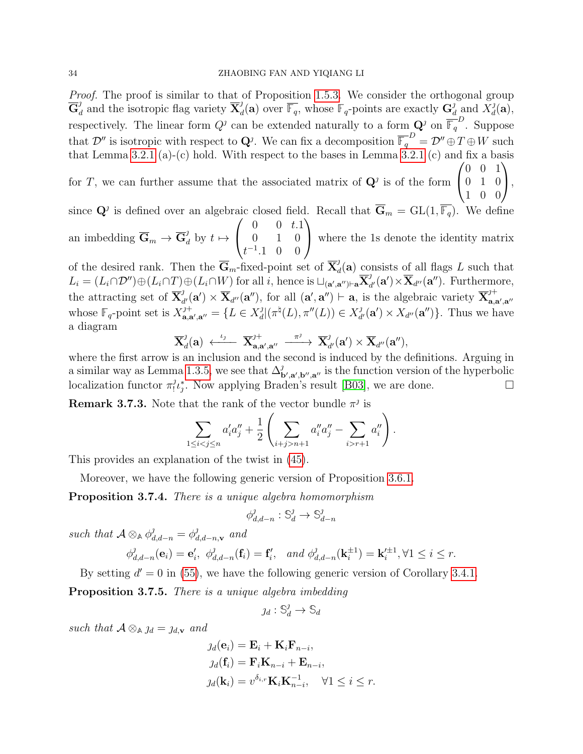*Proof.* The proof is similar to that of Proposition 1.5.3. We consider the orthogonal group $\overline{\mathbf{G}}^\jmath_d$ and the isotropic flag variety $\overline{\mathbf{X}}^\jmath_d(\mathbf{a})$ over $\overline{\mathbb{F}_q}$, whose $\mathbb{F}_q$-points are exactly $\mathbf{G}^\jmath_d$ and $X^\jmath_d(\mathbf{a})$, respectively. The linear form $Q^\jmath$ can be extended naturally to a form $\mathbf{Q}^\jmath$ on $\overline{\mathbb{F}_q}^D$. Suppose that $\mathcal{D}''$ is isotropic with respect to $\mathbf{Q}^\jmath$. We can fix a decomposition $\overline{\mathbb{F}_q}^D = \mathcal{D}'' \oplus T \oplus W$ such that Lemma 3.2.1 (a)-(c) hold. With respect to the bases in Lemma 3.2.1 (c) and fix a basis for $T$, we can further assume that the associated matrix of $\mathbf{Q}^\jmath$ is of the form $\begin{pmatrix} 0 & 0 & 1 \\ 0 & 1 & 0 \\ 1 & 0 & 0 \end{pmatrix}$, since $\mathbf{Q}^\jmath$ is defined over an algebraic closed field. Recall that $\overline{\mathbf{G}}_m = \mathrm{GL}(1, \overline{\mathbb{F}_q})$. We define an imbedding $\overline{\mathbf{G}}_m \to \overline{\mathbf{G}}^\jmath_d$ by $t \mapsto \begin{pmatrix} 0 & 0 & t.1 \\ 0 & 1 & 0 \\ t^{-1}.1 & 0 & 0 \end{pmatrix}$ where the 1s denote the identity matrix of the desired rank. Then the $\overline{\mathbf{G}}_m$-fixed-point set of $\overline{\mathbf{X}}^\jmath_d(\mathbf{a})$ consists of all flags $L$ such that $L_i = (L_i \cap \mathcal{D}'') \oplus (L_i \cap T) \oplus (L_i \cap W)$ for all $i$, hence is $\sqcup_{(\mathbf{a}', \mathbf{a}'') \vdash \mathbf{a}} \overline{\mathbf{X}}^\jmath_{d'}(\mathbf{a}') \times \overline{\mathbf{X}}_{d''}(\mathbf{a}'')$. Furthermore, the attracting set of $\overline{\mathbf{X}}^\jmath_{d'}(\mathbf{a}') \times \overline{\mathbf{X}}_{d''}(\mathbf{a}'')$, for all $(\mathbf{a}', \mathbf{a}'') \vdash \mathbf{a}$, is the algebraic variety $\overline{\mathbf{X}}^{\jmath +}_{\mathbf{a}, \mathbf{a}', \mathbf{a}''}$ whose $\mathbb{F}_q$-point set is $X^{\jmath +}_{\mathbf{a}, \mathbf{a}', \mathbf{a}''} = \{L \in X^\jmath_d | (\pi^\natural(L), \pi''(L)) \in X^\jmath_{d'}(\mathbf{a}') \times X_{d''}(\mathbf{a}'')\}$. Thus we have a diagram

$$\overline{\mathbf{X}}^\jmath_d(\mathbf{a}) \xleftarrow{\iota_\jmath} \overline{\mathbf{X}}^{\jmath +}_{\mathbf{a}, \mathbf{a}', \mathbf{a}''} \xrightarrow{\pi^\jmath} \overline{\mathbf{X}}^\jmath_{d'}(\mathbf{a}') \times \overline{\mathbf{X}}_{d''}(\mathbf{a}''),$$

where the first arrow is an inclusion and the second is induced by the definitions. Arguing in a similar way as Lemma 1.3.5, we see that $\Delta^\jmath_{\mathbf{b}', \mathbf{a}', \mathbf{b}'', \mathbf{a}''}$ is the function version of the hyperbolic localization functor $\pi^\jmath_! \iota^*_\jmath$. Now applying Braden's result [B03], we are done. $\square$

**Remark 3.7.3.** Note that the rank of the vector bundle $\pi^\jmath$ is

$$\sum_{1 \leq i < j \leq n} a'_i a''_j + \frac{1}{2} \left( \sum_{i+j > n+1} a''_i a''_j - \sum_{i > r+1} a''_i \right).$$

This provides an explanation of the twist in (45).

Moreover, we have the following generic version of Proposition 3.6.1.

**Proposition 3.7.4.** *There is a unique algebra homomorphism*

$$\phi^\jmath_{d,d-n} : \mathbb{S}^\jmath_d \to \mathbb{S}^\jmath_{d-n}$$

*such that* $\mathcal{A} \otimes_{\mathbb{A}} \phi^\jmath_{d,d-n} = \phi^\jmath_{d,d-n,\mathbf{v}}$ *and*

$$\phi^\jmath_{d,d-n}(\mathbf{e}_i) = \mathbf{e}'_i, \ \phi^\jmath_{d,d-n}(\mathbf{f}_i) = \mathbf{f}'_i, \quad \text{and } \phi^\jmath_{d,d-n}(\mathbf{k}_i^{\pm 1}) = \mathbf{k}'^{\pm 1}_i, \forall 1 \leq i \leq r.$$

By setting $d' = 0$ in (55), we have the following generic version of Corollary 3.4.1.

**Proposition 3.7.5.** *There is a unique algebra imbedding*

$$\jmath_d : \mathbb{S}^\jmath_d \to \mathbb{S}_d$$

*such that* $\mathcal{A} \otimes_{\mathbb{A}} \jmath_d = \jmath_{d,\mathbf{v}}$ *and*

$$\begin{aligned}
\jmath_d(\mathbf{e}_i) &= \mathbf{E}_i + \mathbf{K}_i \mathbf{F}_{n-i}, \\
\jmath_d(\mathbf{f}_i) &= \mathbf{F}_i \mathbf{K}_{n-i} + \mathbf{E}_{n-i}, \\
\jmath_d(\mathbf{k}_i) &= v^{\delta_{i,r}} \mathbf{K}_i \mathbf{K}^{-1}_{n-i}, \quad \forall 1 \leq i \leq r.
\end{aligned}$$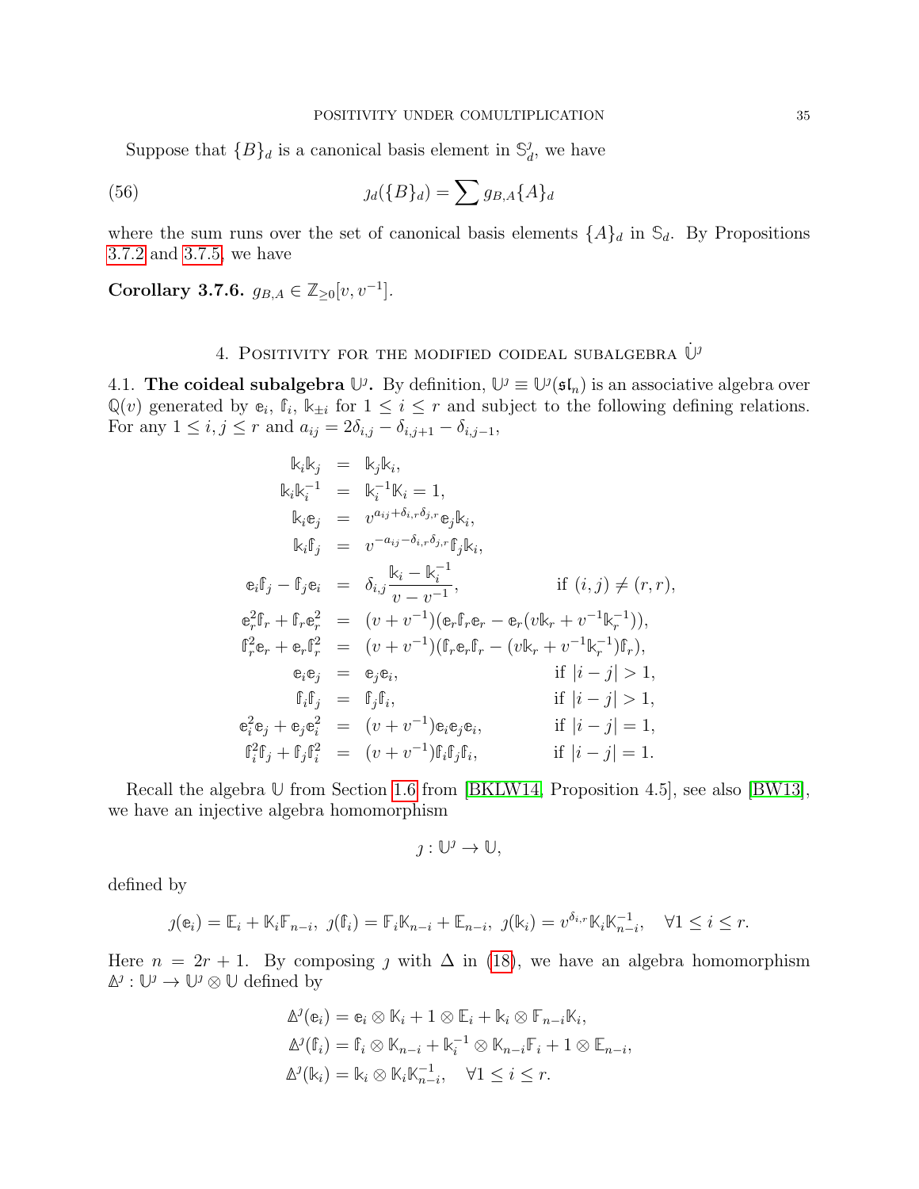Suppose that $\{B\}_d$ is a canonical basis element in $\mathbb{S}^\jmath_d$, we have

$$\jmath_d(\{B\}_d) = \sum g_{B,A}\{A\}_d \tag{56}$$

where the sum runs over the set of canonical basis elements $\{A\}_d$ in $\mathbb{S}_d$. By Propositions 3.7.2 and 3.7.5, we have

**Corollary 3.7.6.** $g_{B,A} \in \mathbb{Z}_{\geq 0}[v, v^{-1}]$.

## 4. Positivity for the modified coideal subalgebra $\dot{\mathbb{U}}^\jmath$

4.1. **The coideal subalgebra $\mathbb{U}^\jmath$.** By definition, $\mathbb{U}^\jmath \equiv \mathbb{U}^\jmath(\mathfrak{sl}_n)$ is an associative algebra over $\mathbb{Q}(v)$ generated by $\mathbb{e}_i$, $\mathbb{f}_i$, $\mathbb{k}_{\pm i}$ for $1 \leq i \leq r$ and subject to the following defining relations. For any $1 \leq i, j \leq r$ and $a_{ij} = 2\delta_{i,j} - \delta_{i,j+1} - \delta_{i,j-1}$,

$$
\begin{aligned}
\mathbb{k}_i\mathbb{k}_j &= \mathbb{k}_j\mathbb{k}_i, \\
\mathbb{k}_i\mathbb{k}_i^{-1} &= \mathbb{k}_i^{-1}\mathbb{k}_i = 1, \\
\mathbb{k}_i\mathbb{e}_j &= v^{a_{ij}+\delta_{i,r}\delta_{j,r}}\mathbb{e}_j\mathbb{k}_i, \\
\mathbb{k}_i\mathbb{f}_j &= v^{-a_{ij}-\delta_{i,r}\delta_{j,r}}\mathbb{f}_j\mathbb{k}_i, \\
\mathbb{e}_i\mathbb{f}_j - \mathbb{f}_j\mathbb{e}_i &= \delta_{i,j}\frac{\mathbb{k}_i - \mathbb{k}_i^{-1}}{v - v^{-1}}, && \text{if } (i,j) \neq (r,r), \\
\mathbb{e}_r^2\mathbb{f}_r + \mathbb{f}_r\mathbb{e}_r^2 &= (v+v^{-1})(\mathbb{e}_r\mathbb{f}_r\mathbb{e}_r - \mathbb{e}_r(v\mathbb{k}_r + v^{-1}\mathbb{k}_r^{-1})), \\
\mathbb{f}_r^2\mathbb{e}_r + \mathbb{e}_r\mathbb{f}_r^2 &= (v+v^{-1})(\mathbb{f}_r\mathbb{e}_r\mathbb{f}_r - (v\mathbb{k}_r + v^{-1}\mathbb{k}_r^{-1})\mathbb{f}_r), \\
\mathbb{e}_i\mathbb{e}_j &= \mathbb{e}_j\mathbb{e}_i, && \text{if } |i-j| > 1, \\
\mathbb{f}_i\mathbb{f}_j &= \mathbb{f}_j\mathbb{f}_i, && \text{if } |i-j| > 1, \\
\mathbb{e}_i^2\mathbb{e}_j + \mathbb{e}_j\mathbb{e}_i^2 &= (v+v^{-1})\mathbb{e}_i\mathbb{e}_j\mathbb{e}_i, && \text{if } |i-j| = 1, \\
\mathbb{f}_i^2\mathbb{f}_j + \mathbb{f}_j\mathbb{f}_i^2 &= (v+v^{-1})\mathbb{f}_i\mathbb{f}_j\mathbb{f}_i, && \text{if } |i-j| = 1.
\end{aligned}
$$

Recall the algebra $\mathbb{U}$ from Section 1.6 from [BKLW14, Proposition 4.5], see also [BW13], we have an injective algebra homomorphism

$$\jmath : \mathbb{U}^\jmath \to \mathbb{U},$$

defined by

$$\jmath(\mathbb{e}_i) = \mathbb{E}_i + \mathbb{K}_i\mathbb{F}_{n-i},\ \jmath(\mathbb{f}_i) = \mathbb{F}_i\mathbb{K}_{n-i} + \mathbb{E}_{n-i},\ \jmath(\mathbb{k}_i) = v^{\delta_{i,r}}\mathbb{K}_i\mathbb{K}_{n-i}^{-1}, \quad \forall 1 \leq i \leq r.$$

Here $n = 2r+1$. By composing $\jmath$ with $\Delta$ in (18), we have an algebra homomorphism $\Delta^\jmath : \mathbb{U}^\jmath \to \mathbb{U}^\jmath \otimes \mathbb{U}$ defined by

$$
\begin{aligned}
\Delta^\jmath(\mathbb{e}_i) &= \mathbb{e}_i \otimes \mathbb{K}_i + 1 \otimes \mathbb{E}_i + \mathbb{k}_i \otimes \mathbb{F}_{n-i}\mathbb{K}_i, \\
\Delta^\jmath(\mathbb{f}_i) &= \mathbb{f}_i \otimes \mathbb{K}_{n-i} + \mathbb{k}_i^{-1} \otimes \mathbb{K}_{n-i}\mathbb{F}_i + 1 \otimes \mathbb{E}_{n-i}, \\
\Delta^\jmath(\mathbb{k}_i) &= \mathbb{k}_i \otimes \mathbb{K}_i\mathbb{K}_{n-i}^{-1}, \quad \forall 1 \leq i \leq r.
\end{aligned}
$$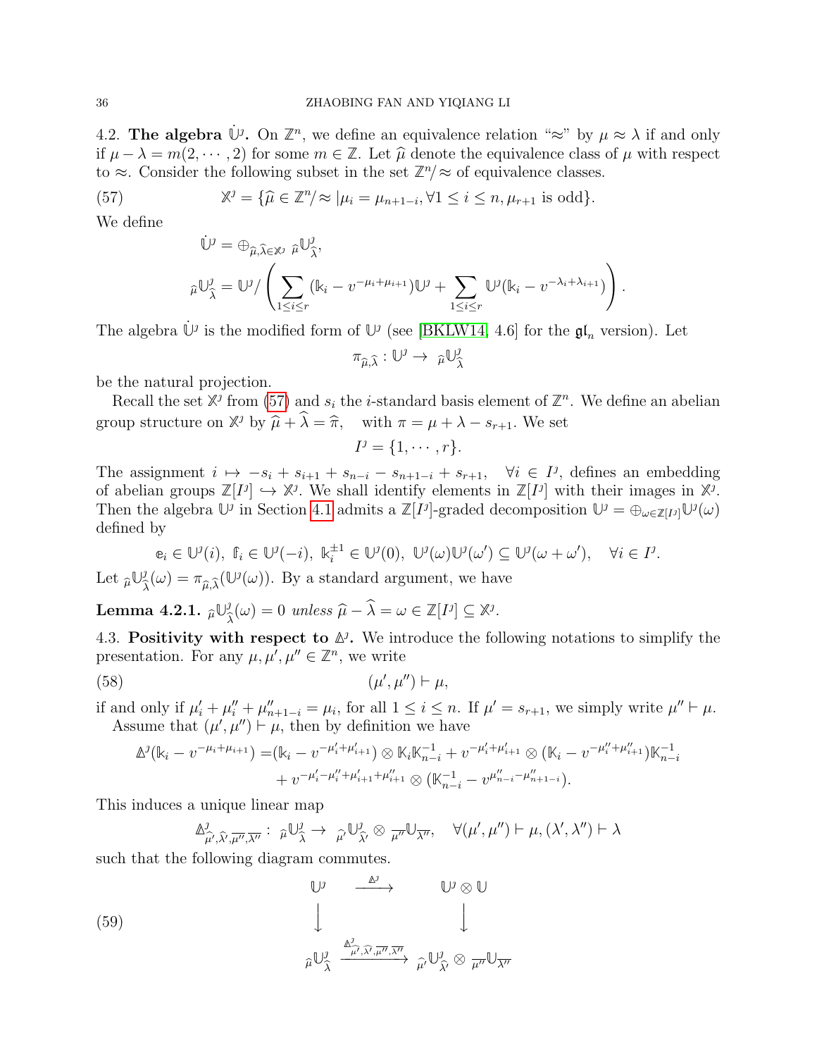4.2. **The algebra $\dot{\mathbb{U}}^\jmath$.** On $\mathbb{Z}^n$, we define an equivalence relation "$\approx$" by $\mu \approx \lambda$ if and only if $\mu - \lambda = m(2, \cdots, 2)$ for some $m \in \mathbb{Z}$. Let $\widehat{\mu}$ denote the equivalence class of $\mu$ with respect to $\approx$. Consider the following subset in the set $\mathbb{Z}^n/\approx$ of equivalence classes.

$$\mathbb{X}^\jmath = \{\widehat{\mu} \in \mathbb{Z}^n/\approx | \mu_i = \mu_{n+1-i}, \forall 1 \leq i \leq n, \mu_{r+1} \text{ is odd}\}. \tag{57}$$

We define

$$\dot{\mathbb{U}}^\jmath = \oplus_{\widehat{\mu}, \widehat{\lambda} \in \mathbb{X}^\jmath} \ {}_{\widehat{\mu}}\mathbb{U}^\jmath_{\widehat{\lambda}},$$

$${}_{\widehat{\mu}}\mathbb{U}^\jmath_{\widehat{\lambda}} = \mathbb{U}^\jmath / \left( \sum_{1 \leq i \leq r} (\mathbb{k}_i - v^{-\mu_i + \mu_{i+1}}) \mathbb{U}^\jmath + \sum_{1 \leq i \leq r} \mathbb{U}^\jmath (\mathbb{k}_i - v^{-\lambda_i + \lambda_{i+1}}) \right).$$

The algebra $\dot{\mathbb{U}}^\jmath$ is the modified form of $\mathbb{U}^\jmath$ (see [BKLW14, 4.6] for the $\mathfrak{gl}_n$ version). Let

$$\pi_{\widehat{\mu}, \widehat{\lambda}} : \mathbb{U}^\jmath \to \ {}_{\widehat{\mu}}\mathbb{U}^\jmath_{\widehat{\lambda}}$$

be the natural projection.

Recall the set $\mathbb{X}^\jmath$ from (57) and $s_i$ the $i$-standard basis element of $\mathbb{Z}^n$. We define an abelian group structure on $\mathbb{X}^\jmath$ by $\widehat{\mu} + \widehat{\lambda} = \widehat{\pi}$, with $\pi = \mu + \lambda - s_{r+1}$. We set

$$I^\jmath = \{1, \cdots, r\}.$$

The assignment $i \mapsto -s_i + s_{i+1} + s_{n-i} - s_{n+1-i} + s_{r+1}$, $\forall i \in I^\jmath$, defines an embedding of abelian groups $\mathbb{Z}[I^\jmath] \hookrightarrow \mathbb{X}^\jmath$. We shall identify elements in $\mathbb{Z}[I^\jmath]$ with their images in $\mathbb{X}^\jmath$. Then the algebra $\mathbb{U}^\jmath$ in Section 4.1 admits a $\mathbb{Z}[I^\jmath]$-graded decomposition $\mathbb{U}^\jmath = \oplus_{\omega \in \mathbb{Z}[I^\jmath]} \mathbb{U}^\jmath(\omega)$ defined by

$$\mathbb{e}_i \in \mathbb{U}^\jmath(i), \ \mathbb{f}_i \in \mathbb{U}^\jmath(-i), \ \mathbb{k}_i^{\pm 1} \in \mathbb{U}^\jmath(0), \ \mathbb{U}^\jmath(\omega)\mathbb{U}^\jmath(\omega') \subseteq \mathbb{U}^\jmath(\omega + \omega'), \quad \forall i \in I^\jmath.$$

Let ${}_{\widehat{\mu}}\mathbb{U}^\jmath_{\widehat{\lambda}}(\omega) = \pi_{\widehat{\mu}, \widehat{\lambda}}(\mathbb{U}^\jmath(\omega))$. By a standard argument, we have

**Lemma 4.2.1.** *${}_{\widehat{\mu}}\mathbb{U}^\jmath_{\widehat{\lambda}}(\omega) = 0$ unless $\widehat{\mu} - \widehat{\lambda} = \omega \in \mathbb{Z}[I^\jmath] \subseteq \mathbb{X}^\jmath$.*

4.3. **Positivity with respect to $\Delta^\jmath$.** We introduce the following notations to simplify the presentation. For any $\mu, \mu', \mu'' \in \mathbb{Z}^n$, we write

$$(\mu', \mu'') \vdash \mu, \tag{58}$$

if and only if $\mu'_i + \mu''_i + \mu''_{n+1-i} = \mu_i$, for all $1 \leq i \leq n$. If $\mu' = s_{r+1}$, we simply write $\mu'' \vdash \mu$.

Assume that $(\mu', \mu'') \vdash \mu$, then by definition we have

$$\begin{aligned}\Delta^\jmath(\mathbb{k}_i - v^{-\mu_i + \mu_{i+1}}) =& (\mathbb{k}_i - v^{-\mu'_i + \mu'_{i+1}}) \otimes \mathbb{K}_i \mathbb{K}_{n-i}^{-1} + v^{-\mu'_i + \mu'_{i+1}} \otimes (\mathbb{K}_i - v^{-\mu''_i + \mu''_{i+1}}) \mathbb{K}_{n-i}^{-1} \\ &+ v^{-\mu'_i - \mu''_i + \mu'_{i+1} + \mu''_{i+1}} \otimes (\mathbb{K}_{n-i}^{-1} - v^{\mu''_{n-i} - \mu''_{n+1-i}}).\end{aligned}$$

This induces a unique linear map

$$\Delta^\jmath_{\widehat{\mu'}, \widehat{\lambda'}, \overline{\mu''}, \overline{\lambda''}} : \ {}_{\widehat{\mu}}\mathbb{U}^\jmath_{\widehat{\lambda}} \to \ {}_{\widehat{\mu'}}\mathbb{U}^\jmath_{\widehat{\lambda'}} \otimes \ {}_{\overline{\mu''}}\mathbb{U}_{\overline{\lambda''}}, \quad \forall (\mu', \mu'') \vdash \mu, (\lambda', \lambda'') \vdash \lambda$$

such that the following diagram commutes.

$$\begin{array}{ccc} \mathbb{U}^\jmath & \xrightarrow{\Delta^\jmath} & \mathbb{U}^\jmath \otimes \mathbb{U} \\ \big\downarrow & & \big\downarrow \\ {}_{\widehat{\mu}}\mathbb{U}^\jmath_{\widehat{\lambda}} & \xrightarrow{\Delta^\jmath_{\widehat{\mu'}, \widehat{\lambda'}, \overline{\mu''}, \overline{\lambda''}}} & {}_{\widehat{\mu'}}\mathbb{U}^\jmath_{\widehat{\lambda'}} \otimes \ {}_{\overline{\mu''}}\mathbb{U}_{\overline{\lambda''}} \end{array} \tag{59}$$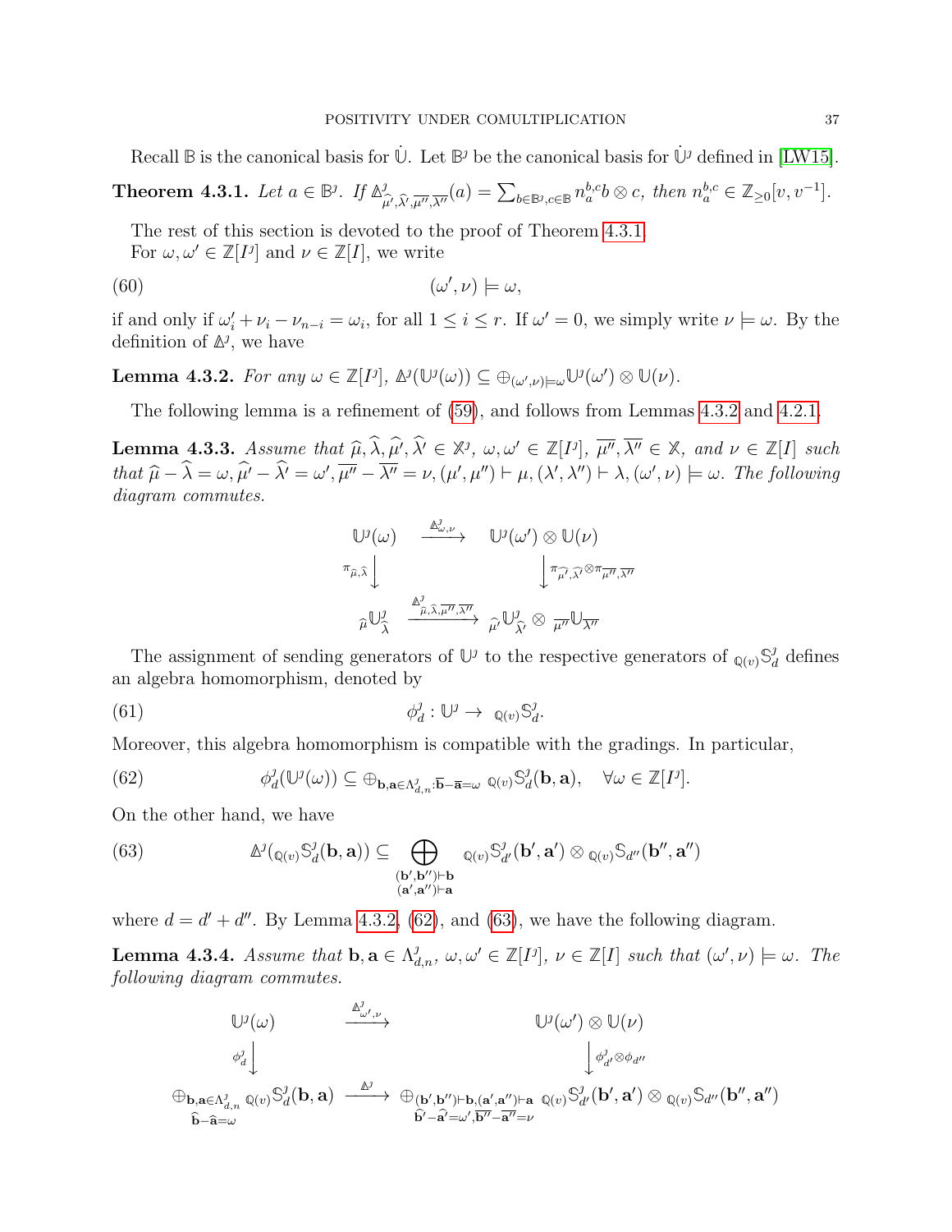Recall $\mathbb{B}$ is the canonical basis for $\dot{\mathbb{U}}$. Let $\mathbb{B}^\jmath$ be the canonical basis for $\dot{\mathbb{U}}^\jmath$ defined in [LW15].

**Theorem 4.3.1.** *Let $a \in \mathbb{B}^\jmath$. If $\Delta^\jmath_{\widehat{\mu'},\widehat{\lambda'},\overline{\mu''},\overline{\lambda''}}(a) = \sum_{b\in\mathbb{B}^\jmath, c\in\mathbb{B}} n_a^{b,c} b \otimes c$, then $n_a^{b,c} \in \mathbb{Z}_{\geq 0}[v, v^{-1}]$.*

The rest of this section is devoted to the proof of Theorem 4.3.1.

For $\omega, \omega' \in \mathbb{Z}[I^\jmath]$ and $\nu \in \mathbb{Z}[I]$, we write

$$(\omega', \nu) \models \omega, \tag{60}$$

if and only if $\omega'_i + \nu_i - \nu_{n-i} = \omega_i$, for all $1 \leq i \leq r$. If $\omega' = 0$, we simply write $\nu \models \omega$. By the definition of $\Delta^\jmath$, we have

**Lemma 4.3.2.** *For any $\omega \in \mathbb{Z}[I^\jmath]$, $\Delta^\jmath(\mathbb{U}^\jmath(\omega)) \subseteq \oplus_{(\omega',\nu)\models\omega} \mathbb{U}^\jmath(\omega') \otimes \mathbb{U}(\nu)$.*

The following lemma is a refinement of (59), and follows from Lemmas 4.3.2 and 4.2.1.

**Lemma 4.3.3.** *Assume that $\widehat{\mu}, \widehat{\lambda}, \widehat{\mu'}, \widehat{\lambda'} \in \mathbb{X}^\jmath$, $\omega, \omega' \in \mathbb{Z}[I^\jmath]$, $\overline{\mu''}, \overline{\lambda''} \in \mathbb{X}$, and $\nu \in \mathbb{Z}[I]$ such that $\widehat{\mu} - \widehat{\lambda} = \omega$, $\widehat{\mu'} - \widehat{\lambda'} = \omega'$, $\overline{\mu''} - \overline{\lambda''} = \nu$, $(\mu', \mu'') \vdash \mu$, $(\lambda', \lambda'') \vdash \lambda$, $(\omega', \nu) \models \omega$. The following diagram commutes.*

$$\begin{array}{ccc}
\mathbb{U}^\jmath(\omega) & \xrightarrow{\Delta^\jmath_{\omega,\nu}} & \mathbb{U}^\jmath(\omega') \otimes \mathbb{U}(\nu) \\
{\scriptstyle \pi_{\widehat{\mu},\widehat{\lambda}}}\downarrow & & \downarrow{\scriptstyle \pi_{\widehat{\mu'},\widehat{\lambda'}} \otimes \pi_{\overline{\mu''},\overline{\lambda''}}} \\
{}_{\widehat{\mu}}\mathbb{U}^\jmath_{\widehat{\lambda}} & \xrightarrow{\Delta^\jmath_{\widehat{\mu},\widehat{\lambda},\overline{\mu''},\overline{\lambda''}}} & {}_{\widehat{\mu'}}\mathbb{U}^\jmath_{\widehat{\lambda'}} \otimes {}_{\overline{\mu''}}\mathbb{U}_{\overline{\lambda''}}
\end{array}$$

The assignment of sending generators of $\mathbb{U}^\jmath$ to the respective generators of ${}_{\mathbb{Q}(v)}\mathbb{S}^\jmath_d$ defines an algebra homomorphism, denoted by

$$\phi^\jmath_d : \mathbb{U}^\jmath \to {}_{\mathbb{Q}(v)}\mathbb{S}^\jmath_d. \tag{61}$$

Moreover, this algebra homomorphism is compatible with the gradings. In particular,

$$\phi^\jmath_d(\mathbb{U}^\jmath(\omega)) \subseteq \oplus_{\mathbf{b},\mathbf{a}\in\Lambda^\jmath_{d,n}:\widehat{\mathbf{b}}-\widehat{\mathbf{a}}=\omega}\ {}_{\mathbb{Q}(v)}\mathbb{S}^\jmath_d(\mathbf{b},\mathbf{a}), \quad \forall \omega \in \mathbb{Z}[I^\jmath]. \tag{62}$$

On the other hand, we have

$$\Delta^\jmath({}_{\mathbb{Q}(v)}\mathbb{S}^\jmath_d(\mathbf{b},\mathbf{a})) \subseteq \bigoplus_{\substack{(\mathbf{b}',\mathbf{b}'')\vdash\mathbf{b} \\ (\mathbf{a}',\mathbf{a}'')\vdash\mathbf{a}}} {}_{\mathbb{Q}(v)}\mathbb{S}^\jmath_{d'}(\mathbf{b}',\mathbf{a}') \otimes {}_{\mathbb{Q}(v)}\mathbb{S}_{d''}(\mathbf{b}'',\mathbf{a}'') \tag{63}$$

where $d = d' + d''$. By Lemma 4.3.2, (62), and (63), we have the following diagram.

**Lemma 4.3.4.** *Assume that $\mathbf{b}, \mathbf{a} \in \Lambda^\jmath_{d,n}$, $\omega, \omega' \in \mathbb{Z}[I^\jmath]$, $\nu \in \mathbb{Z}[I]$ such that $(\omega', \nu) \models \omega$. The following diagram commutes.*

$$\begin{array}{ccc}
\mathbb{U}^\jmath(\omega) & \xrightarrow{\Delta^\jmath_{\omega',\nu}} & \mathbb{U}^\jmath(\omega') \otimes \mathbb{U}(\nu) \\
{\scriptstyle \phi^\jmath_d}\downarrow & & \downarrow{\scriptstyle \phi^\jmath_{d'} \otimes \phi_{d''}} \\
\oplus_{\substack{\mathbf{b},\mathbf{a}\in\Lambda^\jmath_{d,n} \\ \widehat{\mathbf{b}}-\widehat{\mathbf{a}}=\omega}} {}_{\mathbb{Q}(v)}\mathbb{S}^\jmath_d(\mathbf{b},\mathbf{a}) & \xrightarrow{\Delta^\jmath} & \oplus_{\substack{(\mathbf{b}',\mathbf{b}'')\vdash\mathbf{b},(\mathbf{a}',\mathbf{a}'')\vdash\mathbf{a} \\ \widehat{\mathbf{b}'}-\widehat{\mathbf{a}'}=\omega',\overline{\mathbf{b}''}-\overline{\mathbf{a}''}=\nu}} {}_{\mathbb{Q}(v)}\mathbb{S}^\jmath_{d'}(\mathbf{b}',\mathbf{a}') \otimes {}_{\mathbb{Q}(v)}\mathbb{S}_{d''}(\mathbf{b}'',\mathbf{a}'')
\end{array}$$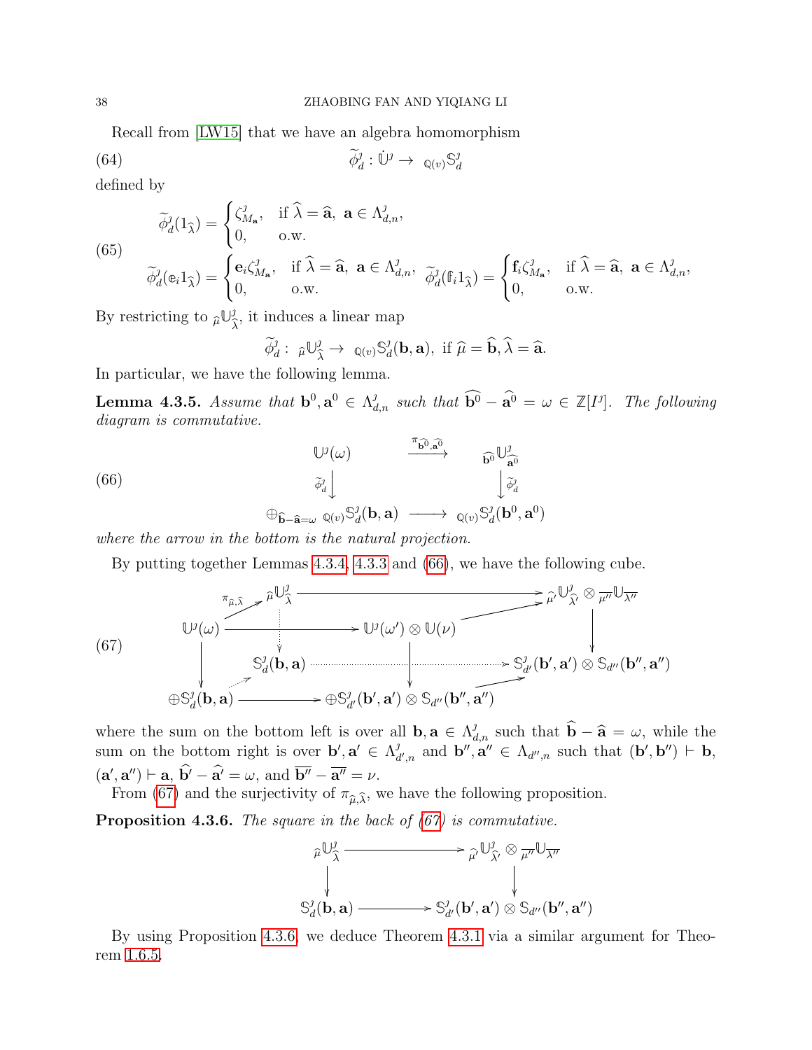Recall from [LW15] that we have an algebra homomorphism

$$\widetilde{\phi}^{\jmath}_d : \dot{\mathbb{U}}^{\jmath} \to {}_{\mathbb{Q}(v)}\mathbb{S}^{\jmath}_d \tag{64}$$

defined by

$$\widetilde{\phi}^{\jmath}_d(1_{\widehat{\lambda}}) = \begin{cases} \zeta^{\jmath}_{M_{\mathbf{a}}}, & \text{if } \widehat{\lambda} = \widehat{\mathbf{a}},\ \mathbf{a} \in \Lambda^{\jmath}_{d,n}, \\ 0, & \text{o.w.} \end{cases}$$

$$\widetilde{\phi}^{\jmath}_d(\mathbb{e}_i 1_{\widehat{\lambda}}) = \begin{cases} \mathbf{e}_i \zeta^{\jmath}_{M_{\mathbf{a}}}, & \text{if } \widehat{\lambda} = \widehat{\mathbf{a}},\ \mathbf{a} \in \Lambda^{\jmath}_{d,n}, \\ 0, & \text{o.w.} \end{cases} \quad \widetilde{\phi}^{\jmath}_d(\mathbb{f}_i 1_{\widehat{\lambda}}) = \begin{cases} \mathbf{f}_i \zeta^{\jmath}_{M_{\mathbf{a}}}, & \text{if } \widehat{\lambda} = \widehat{\mathbf{a}},\ \mathbf{a} \in \Lambda^{\jmath}_{d,n}, \\ 0, & \text{o.w.} \end{cases} \tag{65}$$

By restricting to ${}_{\widehat{\mu}}\mathbb{U}^{\jmath}_{\widehat{\lambda}}$, it induces a linear map

$$\widetilde{\phi}^{\jmath}_d :\ {}_{\widehat{\mu}}\mathbb{U}^{\jmath}_{\widehat{\lambda}} \to {}_{\mathbb{Q}(v)}\mathbb{S}^{\jmath}_d(\mathbf{b}, \mathbf{a}), \text{ if } \widehat{\mu} = \widehat{\mathbf{b}}, \widehat{\lambda} = \widehat{\mathbf{a}}.$$

In particular, we have the following lemma.

**Lemma 4.3.5.** *Assume that $\mathbf{b}^0, \mathbf{a}^0 \in \Lambda^{\jmath}_{d,n}$ such that $\widehat{\mathbf{b}^0} - \widehat{\mathbf{a}^0} = \omega \in \mathbb{Z}[I^{\jmath}]$. The following diagram is commutative.*

$$\begin{array}{ccc} \mathbb{U}^{\jmath}(\omega) & \xrightarrow{\pi_{\widehat{\mathbf{b}^0}, \widehat{\mathbf{a}^0}}} & {}_{\widehat{\mathbf{b}^0}}\mathbb{U}^{\jmath}_{\widehat{\mathbf{a}^0}} \\ \Big\downarrow \widetilde{\phi}^{\jmath}_d & & \Big\downarrow \widetilde{\phi}^{\jmath}_d \\ \oplus_{\widehat{\mathbf{b}} - \widehat{\mathbf{a}} = \omega}\ {}_{\mathbb{Q}(v)}\mathbb{S}^{\jmath}_d(\mathbf{b}, \mathbf{a}) & \longrightarrow & {}_{\mathbb{Q}(v)}\mathbb{S}^{\jmath}_d(\mathbf{b}^0, \mathbf{a}^0) \end{array} \tag{66}$$

*where the arrow in the bottom is the natural projection.*

By putting together Lemmas 4.3.4, 4.3.3 and (66), we have the following cube.

$$\begin{array}{ccccc} & {}_{\widehat{\mu}}\mathbb{U}^{\jmath}_{\widehat{\lambda}} & \longrightarrow & & {}_{\widehat{\mu}'}\mathbb{U}^{\jmath}_{\widehat{\lambda}'} \otimes {}_{\overline{\mu''}}\mathbb{U}_{\overline{\lambda''}} \\ \mathbb{U}^{\jmath}(\omega) \xrightarrow{\pi_{\widehat{\mu},\widehat{\lambda}}} & \vdots & \mathbb{U}^{\jmath}(\omega') \otimes \mathbb{U}(\nu) & \nearrow & \Big\downarrow \\ \Big\downarrow & \mathbb{S}^{\jmath}_d(\mathbf{b}, \mathbf{a}) & \cdots\cdots\cdots & \cdots\cdots\cdots & \mathbb{S}^{\jmath}_{d'}(\mathbf{b}', \mathbf{a}') \otimes \mathbb{S}_{d''}(\mathbf{b}'', \mathbf{a}'') \\ \oplus \mathbb{S}^{\jmath}_d(\mathbf{b}, \mathbf{a}) & \longrightarrow & \oplus \mathbb{S}^{\jmath}_{d'}(\mathbf{b}', \mathbf{a}') \otimes \mathbb{S}_{d''}(\mathbf{b}'', \mathbf{a}'') & \nearrow & \end{array} \tag{67}$$

where the sum on the bottom left is over all $\mathbf{b}, \mathbf{a} \in \Lambda^{\jmath}_{d,n}$ such that $\widehat{\mathbf{b}} - \widehat{\mathbf{a}} = \omega$, while the sum on the bottom right is over $\mathbf{b}', \mathbf{a}' \in \Lambda^{\jmath}_{d',n}$ and $\mathbf{b}'', \mathbf{a}'' \in \Lambda_{d'',n}$ such that $(\mathbf{b}', \mathbf{b}'') \vdash \mathbf{b}$, $(\mathbf{a}', \mathbf{a}'') \vdash \mathbf{a}$, $\widehat{\mathbf{b}'} - \widehat{\mathbf{a}'} = \omega$, and $\overline{\mathbf{b}''} - \overline{\mathbf{a}''} = \nu$.

From (67) and the surjectivity of $\pi_{\widehat{\mu}, \widehat{\lambda}}$, we have the following proposition.

**Proposition 4.3.6.** *The square in the back of (67) is commutative.*

$$\begin{array}{ccc} {}_{\widehat{\mu}}\mathbb{U}^{\jmath}_{\widehat{\lambda}} & \longrightarrow & {}_{\widehat{\mu}'}\mathbb{U}^{\jmath}_{\widehat{\lambda}'} \otimes {}_{\overline{\mu''}}\mathbb{U}_{\overline{\lambda''}} \\ \Big\downarrow & & \Big\downarrow \\ \mathbb{S}^{\jmath}_d(\mathbf{b}, \mathbf{a}) & \longrightarrow & \mathbb{S}^{\jmath}_{d'}(\mathbf{b}', \mathbf{a}') \otimes \mathbb{S}_{d''}(\mathbf{b}'', \mathbf{a}'') \end{array}$$

By using Proposition 4.3.6, we deduce Theorem 4.3.1 via a similar argument for Theorem 1.6.5.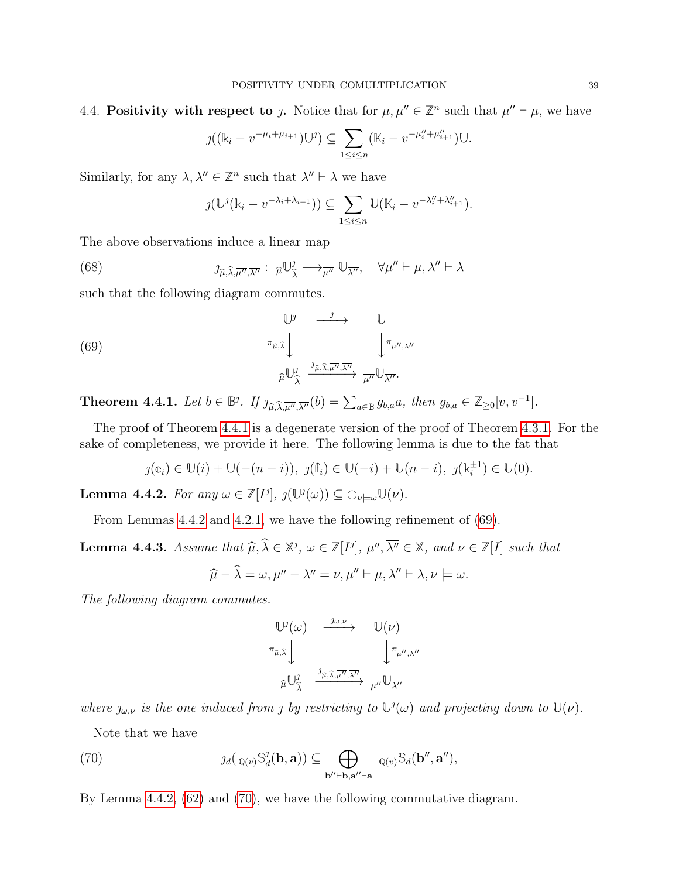4.4. **Positivity with respect to $\jmath$.** Notice that for $\mu, \mu'' \in \mathbb{Z}^n$ such that $\mu'' \vdash \mu$, we have

$$\jmath((\mathbb{k}_i - v^{-\mu_i+\mu_{i+1}})\mathbb{U}^\jmath) \subseteq \sum_{1\le i\le n} (\mathbb{K}_i - v^{-\mu''_i+\mu''_{i+1}})\mathbb{U}.$$

Similarly, for any $\lambda, \lambda'' \in \mathbb{Z}^n$ such that $\lambda'' \vdash \lambda$ we have

$$\jmath(\mathbb{U}^\jmath(\mathbb{k}_i - v^{-\lambda_i+\lambda_{i+1}})) \subseteq \sum_{1\le i\le n} \mathbb{U}(\mathbb{K}_i - v^{-\lambda''_i+\lambda''_{i+1}}).$$

The above observations induce a linear map

$$\jmath_{\widehat{\mu},\widehat{\lambda},\overline{\mu''},\overline{\lambda''}} : \ {}_{\widehat{\mu}}\mathbb{U}^\jmath_{\widehat{\lambda}} \longrightarrow {}_{\overline{\mu''}}\mathbb{U}_{\overline{\lambda''}}, \quad \forall \mu'' \vdash \mu, \lambda'' \vdash \lambda \tag{68}$$

such that the following diagram commutes.

$$\begin{array}{ccc} \mathbb{U}^\jmath & \xrightarrow{\ \jmath\ } & \mathbb{U} \\ {\scriptstyle \pi_{\widehat{\mu},\widehat{\lambda}}}\big\downarrow & & \big\downarrow{\scriptstyle \pi_{\overline{\mu''},\overline{\lambda''}}} \\ {}_{\widehat{\mu}}\mathbb{U}^\jmath_{\widehat{\lambda}} & \xrightarrow{\jmath_{\widehat{\mu},\widehat{\lambda},\overline{\mu''},\overline{\lambda''}}} & {}_{\overline{\mu''}}\mathbb{U}_{\overline{\lambda''}}. \end{array} \tag{69}$$

**Theorem 4.4.1.** *Let $b \in \mathbb{B}^\jmath$. If $\jmath_{\widehat{\mu},\widehat{\lambda},\overline{\mu''},\overline{\lambda''}}(b) = \sum_{a\in\mathbb{B}} g_{b,a} a$, then $g_{b,a} \in \mathbb{Z}_{\ge 0}[v, v^{-1}]$.*

The proof of Theorem 4.4.1 is a degenerate version of the proof of Theorem 4.3.1. For the sake of completeness, we provide it here. The following lemma is due to the fat that

$$\jmath(\mathbb{e}_i) \in \mathbb{U}(i) + \mathbb{U}(-(n-i)),\ \jmath(\mathbb{f}_i) \in \mathbb{U}(-i) + \mathbb{U}(n-i),\ \jmath(\mathbb{k}_i^{\pm 1}) \in \mathbb{U}(0).$$

**Lemma 4.4.2.** *For any $\omega \in \mathbb{Z}[I^\jmath]$, $\jmath(\mathbb{U}^\jmath(\omega)) \subseteq \oplus_{\nu \models \omega} \mathbb{U}(\nu)$.*

From Lemmas 4.4.2 and 4.2.1, we have the following refinement of (69).

**Lemma 4.4.3.** *Assume that $\widehat{\mu}, \widehat{\lambda} \in \mathbb{X}^\jmath$, $\omega \in \mathbb{Z}[I^\jmath]$, $\overline{\mu''}, \overline{\lambda''} \in \mathbb{X}$, and $\nu \in \mathbb{Z}[I]$ such that*

$$\widehat{\mu} - \widehat{\lambda} = \omega, \overline{\mu''} - \overline{\lambda''} = \nu, \mu'' \vdash \mu, \lambda'' \vdash \lambda, \nu \models \omega.$$

*The following diagram commutes.*

$$\begin{array}{ccc} \mathbb{U}^\jmath(\omega) & \xrightarrow{\ \jmath_{\omega,\nu}\ } & \mathbb{U}(\nu) \\ {\scriptstyle \pi_{\widehat{\mu},\widehat{\lambda}}}\big\downarrow & & \big\downarrow{\scriptstyle \pi_{\overline{\mu''},\overline{\lambda''}}} \\ {}_{\widehat{\mu}}\mathbb{U}^\jmath_{\widehat{\lambda}} & \xrightarrow{\jmath_{\widehat{\mu},\widehat{\lambda},\overline{\mu''},\overline{\lambda''}}} & {}_{\overline{\mu''}}\mathbb{U}_{\overline{\lambda''}} \end{array}$$

*where $\jmath_{\omega,\nu}$ is the one induced from $\jmath$ by restricting to $\mathbb{U}^\jmath(\omega)$ and projecting down to $\mathbb{U}(\nu)$.*

Note that we have

$$\jmath_d\big({}_{\mathbb{Q}(v)}\mathbb{S}^\jmath_d(\mathbf{b}, \mathbf{a})\big) \subseteq \bigoplus_{\mathbf{b}''\vdash\mathbf{b}, \mathbf{a}''\vdash\mathbf{a}} {}_{\mathbb{Q}(v)}\mathbb{S}_d(\mathbf{b}'', \mathbf{a}''), \tag{70}$$

By Lemma 4.4.2, (62) and (70), we have the following commutative diagram.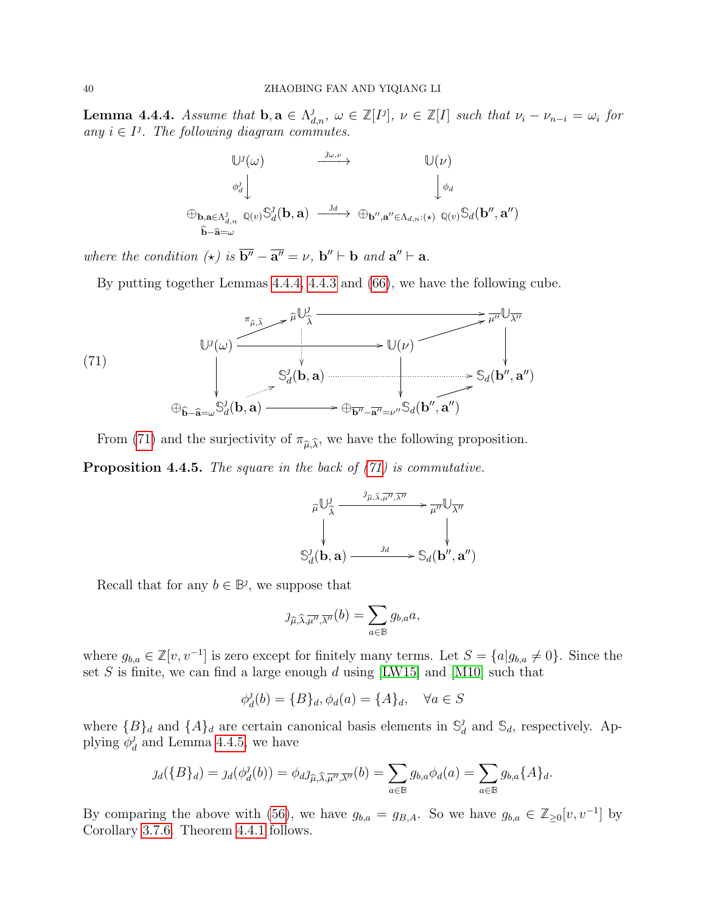**Lemma 4.4.4.** *Assume that $\mathbf{b}, \mathbf{a} \in \Lambda^{\jmath}_{d,n}$, $\omega \in \mathbb{Z}[I^{\jmath}]$, $\nu \in \mathbb{Z}[I]$ such that $\nu_i - \nu_{n-i} = \omega_i$ for any $i \in I^{\jmath}$. The following diagram commutes.*

$$
\begin{array}{ccc}
\mathbb{U}^{\jmath}(\omega) & \xrightarrow{\jmath_{\omega,\nu}} & \mathbb{U}(\nu) \\
\Big\downarrow{\scriptstyle \phi^{\jmath}_d} & & \Big\downarrow{\scriptstyle \phi_d} \\
\oplus_{\substack{\mathbf{b},\mathbf{a} \in \Lambda^{\jmath}_{d,n} \\ \widehat{\mathbf{b}} - \widehat{\mathbf{a}} = \omega}} \mathbb{Q}(v)\mathbb{S}^{\jmath}_d(\mathbf{b}, \mathbf{a}) & \xrightarrow{\jmath_d} & \oplus_{\mathbf{b}'', \mathbf{a}'' \in \Lambda_{d,n}:(\star)} \mathbb{Q}(v)\mathbb{S}_d(\mathbf{b}'', \mathbf{a}'')
\end{array}
$$

*where the condition $(\star)$ is $\overline{\mathbf{b}''} - \overline{\mathbf{a}''} = \nu$, $\mathbf{b}'' \vdash \mathbf{b}$ and $\mathbf{a}'' \vdash \mathbf{a}$.*

By putting together Lemmas 4.4.4, 4.4.3 and (66), we have the following cube.

$$
(71) \qquad
\begin{array}{ccccc}
 & {}_{\widehat{\mu}}\mathbb{U}^{\jmath}_{\widehat{\lambda}} & \longrightarrow & & {}_{\overline{\mu''}}\mathbb{U}_{\overline{\lambda''}} \\
\mathbb{U}^{\jmath}(\omega) \xrightarrow{\pi_{\widehat{\mu},\widehat{\lambda}}} & \vdots & \longrightarrow \mathbb{U}(\nu) & \nearrow & \downarrow \\
\downarrow & \mathbb{S}^{\jmath}_d(\mathbf{b}, \mathbf{a}) & \cdots\cdots\cdots & \cdots\cdots\to & \mathbb{S}_d(\mathbf{b}'', \mathbf{a}'') \\
\oplus_{\widehat{\mathbf{b}} - \widehat{\mathbf{a}} = \omega} \mathbb{S}^{\jmath}_d(\mathbf{b}, \mathbf{a}) & \longrightarrow & \oplus_{\overline{\mathbf{b}''} - \overline{\mathbf{a}''} = \nu''} \mathbb{S}_d(\mathbf{b}'', \mathbf{a}'') & \nearrow &
\end{array}
$$

From (71) and the surjectivity of $\pi_{\widehat{\mu},\widehat{\lambda}}$, we have the following proposition.

**Proposition 4.4.5.** *The square in the back of (71) is commutative.*

$$
\begin{array}{ccc}
{}_{\widehat{\mu}}\mathbb{U}^{\jmath}_{\widehat{\lambda}} & \xrightarrow{\jmath_{\widehat{\mu},\widehat{\lambda},\overline{\mu''},\overline{\lambda''}}} & {}_{\overline{\mu''}}\mathbb{U}_{\overline{\lambda''}} \\
\Big\downarrow & & \Big\downarrow \\
\mathbb{S}^{\jmath}_d(\mathbf{b}, \mathbf{a}) & \xrightarrow{\jmath_d} & \mathbb{S}_d(\mathbf{b}'', \mathbf{a}'')
\end{array}
$$

Recall that for any $b \in \mathbb{B}^{\jmath}$, we suppose that

$$
\jmath_{\widehat{\mu},\widehat{\lambda},\overline{\mu''},\overline{\lambda''}}(b) = \sum_{a \in \mathbb{B}} g_{b,a} a,
$$

where $g_{b,a} \in \mathbb{Z}[v, v^{-1}]$ is zero except for finitely many terms. Let $S = \{a | g_{b,a} \neq 0\}$. Since the set $S$ is finite, we can find a large enough $d$ using [LW15] and [M10] such that

$$
\phi^{\jmath}_d(b) = \{B\}_d, \phi_d(a) = \{A\}_d, \quad \forall a \in S
$$

where $\{B\}_d$ and $\{A\}_d$ are certain canonical basis elements in $\mathbb{S}^{\jmath}_d$ and $\mathbb{S}_d$, respectively. Applying $\phi^{\jmath}_d$ and Lemma 4.4.5, we have

$$
\jmath_d(\{B\}_d) = \jmath_d(\phi^{\jmath}_d(b)) = \phi_d \jmath_{\widehat{\mu},\widehat{\lambda},\overline{\mu''},\overline{\lambda''}}(b) = \sum_{a \in \mathbb{B}} g_{b,a} \phi_d(a) = \sum_{a \in \mathbb{B}} g_{b,a} \{A\}_d.
$$

By comparing the above with (56), we have $g_{b,a} = g_{B,A}$. So we have $g_{b,a} \in \mathbb{Z}_{\geq 0}[v, v^{-1}]$ by Corollary 3.7.6. Theorem 4.4.1 follows.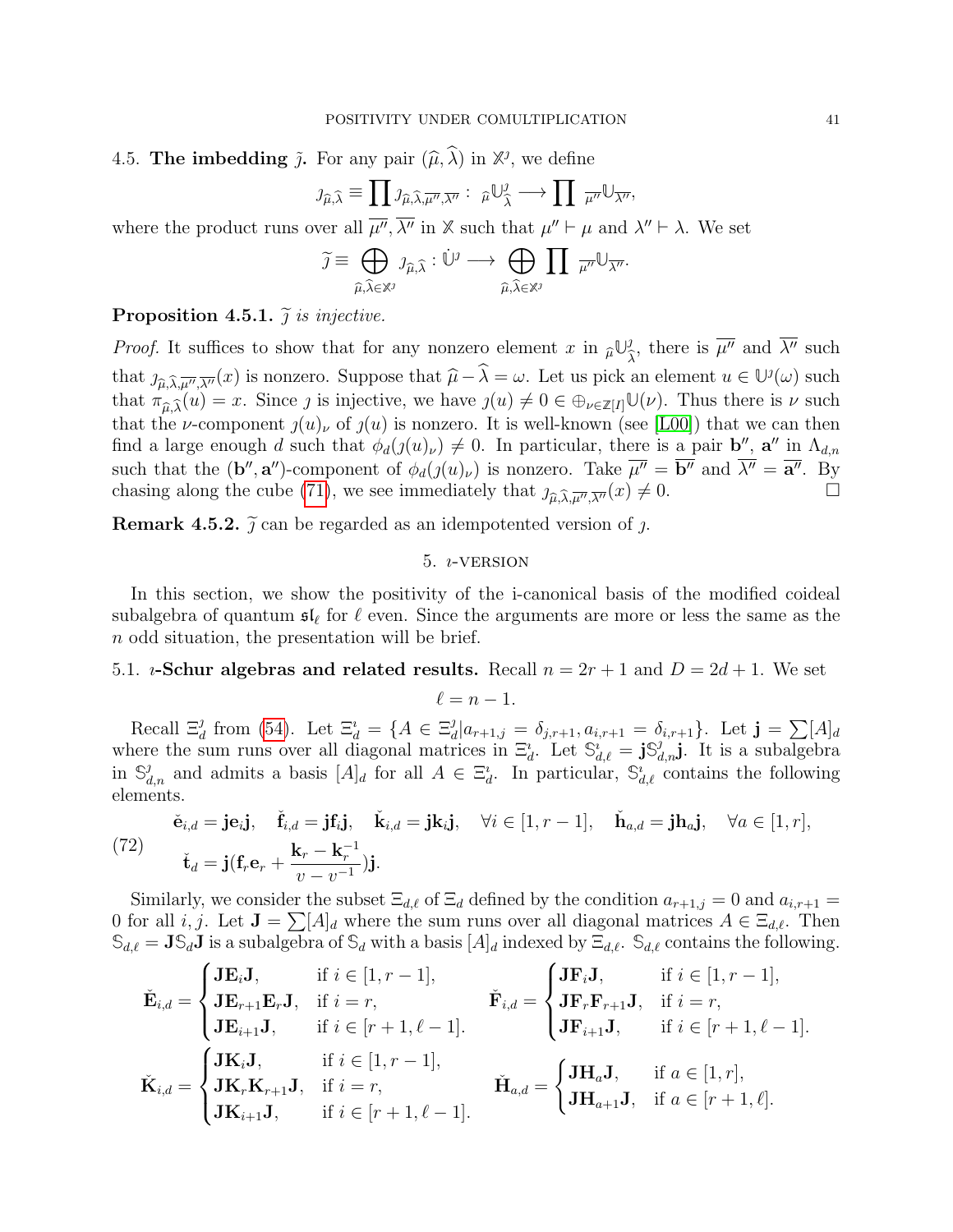4.5. **The imbedding $\tilde{\jmath}$.** For any pair $(\widehat{\mu}, \widehat{\lambda})$ in $\mathbb{X}^{\jmath}$, we define

$$\jmath_{\widehat{\mu},\widehat{\lambda}} \equiv \prod \jmath_{\widehat{\mu},\widehat{\lambda},\overline{\mu''},\overline{\lambda''}} : \ {}_{\widehat{\mu}}\mathbb{U}^{\jmath}_{\widehat{\lambda}} \longrightarrow \prod \ {}_{\overline{\mu''}}\mathbb{U}_{\overline{\lambda''}},$$

where the product runs over all $\overline{\mu''}, \overline{\lambda''}$ in $\mathbb{X}$ such that $\mu'' \vdash \mu$ and $\lambda'' \vdash \lambda$. We set

$$\tilde{\jmath} \equiv \bigoplus_{\widehat{\mu},\widehat{\lambda} \in \mathbb{X}^{\jmath}} \jmath_{\widehat{\mu},\widehat{\lambda}} : \dot{\mathbb{U}}^{\jmath} \longrightarrow \bigoplus_{\widehat{\mu},\widehat{\lambda} \in \mathbb{X}^{\jmath}} \prod \ {}_{\overline{\mu''}}\mathbb{U}_{\overline{\lambda''}}.$$

**Proposition 4.5.1.** *$\tilde{\jmath}$ is injective.*

*Proof.* It suffices to show that for any nonzero element $x$ in ${}_{\widehat{\mu}}\mathbb{U}^{\jmath}_{\widehat{\lambda}}$, there is $\overline{\mu''}$ and $\overline{\lambda''}$ such that $\jmath_{\widehat{\mu},\widehat{\lambda},\overline{\mu''},\overline{\lambda''}}(x)$ is nonzero. Suppose that $\widehat{\mu} - \widehat{\lambda} = \omega$. Let us pick an element $u \in \mathbb{U}^{\jmath}(\omega)$ such that $\pi_{\widehat{\mu},\widehat{\lambda}}(u) = x$. Since $\jmath$ is injective, we have $\jmath(u) \neq 0 \in \oplus_{\nu \in \mathbb{Z}[I]} \mathbb{U}(\nu)$. Thus there is $\nu$ such that the $\nu$-component $\jmath(u)_\nu$ of $\jmath(u)$ is nonzero. It is well-known (see [L00]) that we can then find a large enough $d$ such that $\phi_d(\jmath(u)_\nu) \neq 0$. In particular, there is a pair $\mathbf{b}''$, $\mathbf{a}''$ in $\Lambda_{d,n}$ such that the $(\mathbf{b}'', \mathbf{a}'')$-component of $\phi_d(\jmath(u)_\nu)$ is nonzero. Take $\overline{\mu''} = \overline{\mathbf{b}''}$ and $\overline{\lambda''} = \overline{\mathbf{a}''}$. By chasing along the cube (71), we see immediately that $\jmath_{\widehat{\mu},\widehat{\lambda},\overline{\mu''},\overline{\lambda''}}(x) \neq 0$. $\square$

**Remark 4.5.2.** $\tilde{\jmath}$ can be regarded as an idempotented version of $\jmath$.

## 5. $\imath$-version

In this section, we show the positivity of the i-canonical basis of the modified coideal subalgebra of quantum $\mathfrak{sl}_\ell$ for $\ell$ even. Since the arguments are more or less the same as the $n$ odd situation, the presentation will be brief.

### 5.1. $\imath$-Schur algebras and related results.

Recall $n = 2r + 1$ and $D = 2d + 1$. We set

$$\ell = n - 1.$$

Recall $\Xi^{\jmath}_d$ from (54). Let $\Xi^{\imath}_d = \{A \in \Xi^{\jmath}_d | a_{r+1,j} = \delta_{j,r+1}, a_{i,r+1} = \delta_{i,r+1}\}$. Let $\mathbf{j} = \sum [A]_d$ where the sum runs over all diagonal matrices in $\Xi^{\imath}_d$. Let $\mathbb{S}^{\imath}_{d,\ell} = \mathbf{j}\mathbb{S}^{\jmath}_{d,n}\mathbf{j}$. It is a subalgebra in $\mathbb{S}^{\jmath}_{d,n}$ and admits a basis $[A]_d$ for all $A \in \Xi^{\imath}_d$. In particular, $\mathbb{S}^{\imath}_{d,\ell}$ contains the following elements.

$$\begin{aligned} &\check{\mathbf{e}}_{i,d} = \mathbf{j}\mathbf{e}_i\mathbf{j}, \quad \check{\mathbf{f}}_{i,d} = \mathbf{j}\mathbf{f}_i\mathbf{j}, \quad \check{\mathbf{k}}_{i,d} = \mathbf{j}\mathbf{k}_i\mathbf{j}, \quad \forall i \in [1, r-1], \quad \check{\mathbf{h}}_{a,d} = \mathbf{j}\mathbf{h}_a\mathbf{j}, \quad \forall a \in [1, r], \\ &\check{\mathbf{t}}_d = \mathbf{j}(\mathbf{f}_r\mathbf{e}_r + \frac{\mathbf{k}_r - \mathbf{k}_r^{-1}}{v - v^{-1}})\mathbf{j}. \end{aligned} \tag{72}$$

Similarly, we consider the subset $\Xi_{d,\ell}$ of $\Xi_d$ defined by the condition $a_{r+1,j} = 0$ and $a_{i,r+1} = 0$ for all $i, j$. Let $\mathbf{J} = \sum [A]_d$ where the sum runs over all diagonal matrices $A \in \Xi_{d,\ell}$. Then $\mathbb{S}_{d,\ell} = \mathbf{J}\mathbb{S}_d\mathbf{J}$ is a subalgebra of $\mathbb{S}_d$ with a basis $[A]_d$ indexed by $\Xi_{d,\ell}$. $\mathbb{S}_{d,\ell}$ contains the following.

$$\check{\mathbf{E}}_{i,d} = \begin{cases} \mathbf{J}\mathbf{E}_i\mathbf{J}, & \text{if } i \in [1, r-1], \\ \mathbf{J}\mathbf{E}_{r+1}\mathbf{E}_r\mathbf{J}, & \text{if } i = r, \\ \mathbf{J}\mathbf{E}_{i+1}\mathbf{J}, & \text{if } i \in [r+1, \ell-1]. \end{cases} \qquad \check{\mathbf{F}}_{i,d} = \begin{cases} \mathbf{J}\mathbf{F}_i\mathbf{J}, & \text{if } i \in [1, r-1], \\ \mathbf{J}\mathbf{F}_r\mathbf{F}_{r+1}\mathbf{J}, & \text{if } i = r, \\ \mathbf{J}\mathbf{F}_{i+1}\mathbf{J}, & \text{if } i \in [r+1, \ell-1]. \end{cases}$$

$$\check{\mathbf{K}}_{i,d} = \begin{cases} \mathbf{J}\mathbf{K}_i\mathbf{J}, & \text{if } i \in [1, r-1], \\ \mathbf{J}\mathbf{K}_r\mathbf{K}_{r+1}\mathbf{J}, & \text{if } i = r, \\ \mathbf{J}\mathbf{K}_{i+1}\mathbf{J}, & \text{if } i \in [r+1, \ell-1]. \end{cases} \qquad \check{\mathbf{H}}_{a,d} = \begin{cases} \mathbf{J}\mathbf{H}_a\mathbf{J}, & \text{if } a \in [1, r], \\ \mathbf{J}\mathbf{H}_{a+1}\mathbf{J}, & \text{if } a \in [r+1, \ell]. \end{cases}$$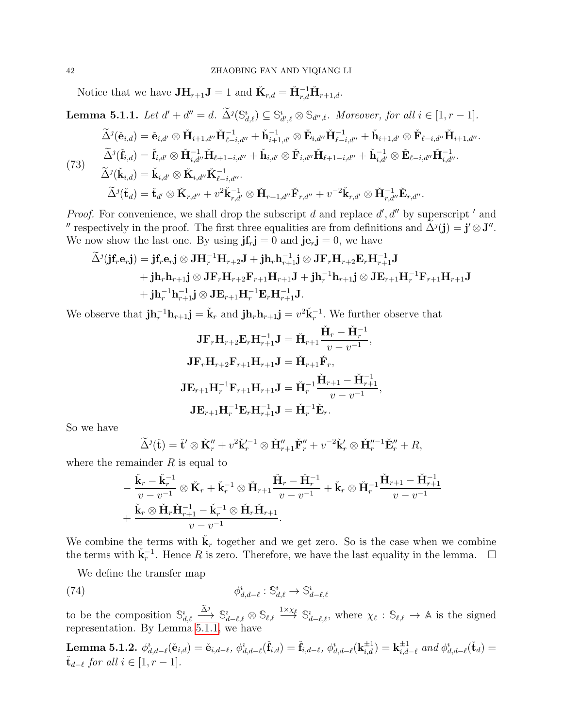Notice that we have $\mathbf{J}\mathbf{H}_{r+1}\mathbf{J} = 1$ and $\check{\mathbf{K}}_{r,d} = \check{\mathbf{H}}_{r,d}^{-1}\check{\mathbf{H}}_{r+1,d}$.

**Lemma 5.1.1.** *Let $d' + d'' = d$. $\widetilde{\Delta}^{\jmath}(\mathbb{S}^{\imath}_{d,\ell}) \subseteq \mathbb{S}^{\imath}_{d',\ell} \otimes \mathbb{S}_{d'',\ell}$. Moreover, for all $i \in [1, r-1]$.*

$$
\begin{aligned}
\widetilde{\Delta}^{\jmath}(\check{\mathbf{e}}_{i,d}) &= \check{\mathbf{e}}_{i,d'} \otimes \check{\mathbf{H}}_{i+1,d''}\check{\mathbf{H}}^{-1}_{\ell-i,d''} + \check{\mathbf{h}}^{-1}_{i+1,d'} \otimes \check{\mathbf{E}}_{i,d''}\check{\mathbf{H}}^{-1}_{\ell-i,d''} + \check{\mathbf{h}}_{i+1,d'} \otimes \check{\mathbf{F}}_{\ell-i,d''}\check{\mathbf{H}}_{i+1,d''}.\\
\widetilde{\Delta}^{\jmath}(\check{\mathbf{f}}_{i,d}) &= \check{\mathbf{f}}_{i,d'} \otimes \check{\mathbf{H}}^{-1}_{i,d''}\check{\mathbf{H}}_{\ell+1-i,d''} + \check{\mathbf{h}}_{i,d'} \otimes \check{\mathbf{F}}_{i,d''}\check{\mathbf{H}}_{\ell+1-i,d''} + \check{\mathbf{h}}^{-1}_{i,d'} \otimes \check{\mathbf{E}}_{\ell-i,d''}\check{\mathbf{H}}^{-1}_{i,d''}.\\
\widetilde{\Delta}^{\jmath}(\check{\mathbf{k}}_{i,d}) &= \check{\mathbf{k}}_{i,d'} \otimes \check{\mathbf{K}}_{i,d''}\check{\mathbf{K}}^{-1}_{\ell-i,d''}.\\
\widetilde{\Delta}^{\jmath}(\check{\mathbf{t}}_{d}) &= \check{\mathbf{t}}_{d'} \otimes \check{\mathbf{K}}_{r,d''} + v^2\check{\mathbf{k}}^{-1}_{r,d'} \otimes \check{\mathbf{H}}_{r+1,d''}\check{\mathbf{F}}_{r,d''} + v^{-2}\check{\mathbf{k}}_{r,d'} \otimes \check{\mathbf{H}}^{-1}_{r,d''}\check{\mathbf{E}}_{r,d''}.
\end{aligned}
\tag{73}
$$

*Proof.* For convenience, we shall drop the subscript $d$ and replace $d', d''$ by superscript $'$ and $''$ respectively in the proof. The first three equalities are from definitions and $\widetilde{\Delta}^{\jmath}(\mathbf{j}) = \mathbf{j}' \otimes \mathbf{J}''$. We now show the last one. By using $\mathbf{j}\mathbf{f}_r\mathbf{j} = 0$ and $\mathbf{j}\mathbf{e}_r\mathbf{j} = 0$, we have

$$
\begin{aligned}
\widetilde{\Delta}^{\jmath}(\mathbf{j}\mathbf{f}_r\mathbf{e}_r\mathbf{j}) &= \mathbf{j}\mathbf{f}_r\mathbf{e}_r\mathbf{j} \otimes \mathbf{J}\mathbf{H}_r^{-1}\mathbf{H}_{r+2}\mathbf{J} + \mathbf{j}\mathbf{h}_r\mathbf{h}_{r+1}^{-1}\mathbf{j} \otimes \mathbf{J}\mathbf{F}_r\mathbf{H}_{r+2}\mathbf{E}_r\mathbf{H}_{r+1}^{-1}\mathbf{J}\\
&+ \mathbf{j}\mathbf{h}_r\mathbf{h}_{r+1}\mathbf{j} \otimes \mathbf{J}\mathbf{F}_r\mathbf{H}_{r+2}\mathbf{F}_{r+1}\mathbf{H}_{r+1}\mathbf{J} + \mathbf{j}\mathbf{h}_r^{-1}\mathbf{h}_{r+1}\mathbf{j} \otimes \mathbf{J}\mathbf{E}_{r+1}\mathbf{H}_r^{-1}\mathbf{F}_{r+1}\mathbf{H}_{r+1}\mathbf{J}\\
&+ \mathbf{j}\mathbf{h}_r^{-1}\mathbf{h}_{r+1}^{-1}\mathbf{j} \otimes \mathbf{J}\mathbf{E}_{r+1}\mathbf{H}_r^{-1}\mathbf{E}_r\mathbf{H}_{r+1}^{-1}\mathbf{J}.
\end{aligned}
$$

We observe that $\mathbf{j}\mathbf{h}_r^{-1}\mathbf{h}_{r+1}\mathbf{j} = \check{\mathbf{k}}_r$ and $\mathbf{j}\mathbf{h}_r\mathbf{h}_{r+1}\mathbf{j} = v^2\check{\mathbf{k}}_r^{-1}$. We further observe that

$$
\begin{aligned}
\mathbf{J}\mathbf{F}_r\mathbf{H}_{r+2}\mathbf{E}_r\mathbf{H}_{r+1}^{-1}\mathbf{J} &= \check{\mathbf{H}}_{r+1}\frac{\check{\mathbf{H}}_r - \check{\mathbf{H}}_r^{-1}}{v - v^{-1}},\\
\mathbf{J}\mathbf{F}_r\mathbf{H}_{r+2}\mathbf{F}_{r+1}\mathbf{H}_{r+1}\mathbf{J} &= \check{\mathbf{H}}_{r+1}\check{\mathbf{F}}_r,\\
\mathbf{J}\mathbf{E}_{r+1}\mathbf{H}_r^{-1}\mathbf{F}_{r+1}\mathbf{H}_{r+1}\mathbf{J} &= \check{\mathbf{H}}_r^{-1}\frac{\check{\mathbf{H}}_{r+1} - \check{\mathbf{H}}_{r+1}^{-1}}{v - v^{-1}},\\
\mathbf{J}\mathbf{E}_{r+1}\mathbf{H}_r^{-1}\mathbf{E}_r\mathbf{H}_{r+1}^{-1}\mathbf{J} &= \check{\mathbf{H}}_r^{-1}\check{\mathbf{E}}_r.
\end{aligned}
$$

So we have

$$
\widetilde{\Delta}^{\jmath}(\check{\mathbf{t}}) = \check{\mathbf{t}}' \otimes \check{\mathbf{K}}''_r + v^2\check{\mathbf{k}}'^{-1}_r \otimes \check{\mathbf{H}}''_{r+1}\check{\mathbf{F}}''_r + v^{-2}\check{\mathbf{k}}'_r \otimes \check{\mathbf{H}}''^{-1}_r\check{\mathbf{E}}''_r + R,
$$

where the remainder $R$ is equal to

$$
\begin{aligned}
&-\frac{\check{\mathbf{k}}_r - \check{\mathbf{k}}_r^{-1}}{v - v^{-1}} \otimes \check{\mathbf{K}}_r + \check{\mathbf{k}}_r^{-1} \otimes \check{\mathbf{H}}_{r+1}\frac{\check{\mathbf{H}}_r - \check{\mathbf{H}}_r^{-1}}{v - v^{-1}} + \check{\mathbf{k}}_r \otimes \check{\mathbf{H}}_r^{-1}\frac{\check{\mathbf{H}}_{r+1} - \check{\mathbf{H}}_{r+1}^{-1}}{v - v^{-1}}\\
&+ \frac{\check{\mathbf{k}}_r \otimes \check{\mathbf{H}}_r\check{\mathbf{H}}_{r+1}^{-1} - \check{\mathbf{k}}_r^{-1} \otimes \check{\mathbf{H}}_r\check{\mathbf{H}}_{r+1}}{v - v^{-1}}.
\end{aligned}
$$

We combine the terms with $\check{\mathbf{k}}_r$ together and we get zero. So is the case when we combine the terms with $\check{\mathbf{k}}_r^{-1}$. Hence $R$ is zero. Therefore, we have the last equality in the lemma. $\square$

We define the transfer map

$$
\phi^{\imath}_{d,d-\ell} : \mathbb{S}^{\imath}_{d,\ell} \to \mathbb{S}^{\imath}_{d-\ell,\ell}
\tag{74}
$$

to be the composition $\mathbb{S}^{\imath}_{d,\ell} \xrightarrow{\widetilde{\Delta}^{\jmath}} \mathbb{S}^{\imath}_{d-\ell,\ell} \otimes \mathbb{S}_{\ell,\ell} \xrightarrow{1\times\chi_\ell} \mathbb{S}^{\imath}_{d-\ell,\ell}$, where $\chi_\ell : \mathbb{S}_{\ell,\ell} \to \mathbb{A}$ is the signed representation. By Lemma 5.1.1, we have

**Lemma 5.1.2.** *$\phi^{\imath}_{d,d-\ell}(\check{\mathbf{e}}_{i,d}) = \check{\mathbf{e}}_{i,d-\ell}$, $\phi^{\imath}_{d,d-\ell}(\check{\mathbf{f}}_{i,d}) = \check{\mathbf{f}}_{i,d-\ell}$, $\phi^{\imath}_{d,d-\ell}(\mathbf{k}^{\pm 1}_{i,d}) = \mathbf{k}^{\pm 1}_{i,d-\ell}$ and $\phi^{\imath}_{d,d-\ell}(\check{\mathbf{t}}_d) = \check{\mathbf{t}}_{d-\ell}$ for all $i \in [1, r-1]$.*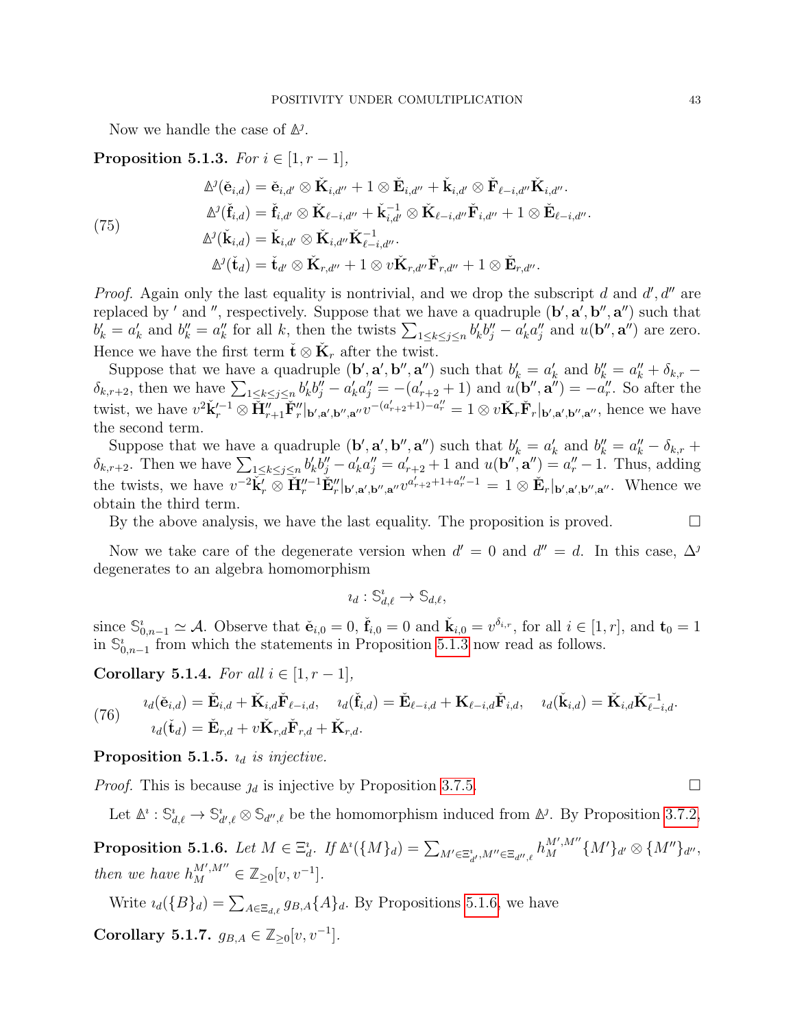Now we handle the case of $\Delta^\jmath$.

**Proposition 5.1.3.** *For $i \in [1, r-1]$,*

$$
\begin{aligned}
\Delta^\jmath(\check{\mathbf{e}}_{i,d}) &= \check{\mathbf{e}}_{i,d'} \otimes \check{\mathbf{K}}_{i,d''} + 1 \otimes \check{\mathbf{E}}_{i,d''} + \check{\mathbf{k}}_{i,d'} \otimes \check{\mathbf{F}}_{\ell-i,d''}\check{\mathbf{K}}_{i,d''}.\\
\Delta^\jmath(\check{\mathbf{f}}_{i,d}) &= \check{\mathbf{f}}_{i,d'} \otimes \check{\mathbf{K}}_{\ell-i,d''} + \check{\mathbf{k}}_{i,d'}^{-1} \otimes \check{\mathbf{K}}_{\ell-i,d''}\check{\mathbf{F}}_{i,d''} + 1 \otimes \check{\mathbf{E}}_{\ell-i,d''}.\\
\Delta^\jmath(\check{\mathbf{k}}_{i,d}) &= \check{\mathbf{k}}_{i,d'} \otimes \check{\mathbf{K}}_{i,d''}\check{\mathbf{K}}_{\ell-i,d''}^{-1}.\\
\Delta^\jmath(\check{\mathbf{t}}_{d}) &= \check{\mathbf{t}}_{d'} \otimes \check{\mathbf{K}}_{r,d''} + 1 \otimes v\check{\mathbf{K}}_{r,d''}\check{\mathbf{F}}_{r,d''} + 1 \otimes \check{\mathbf{E}}_{r,d''}.
\end{aligned}
\tag{75}
$$

*Proof.* Again only the last equality is nontrivial, and we drop the subscript $d$ and $d', d''$ are replaced by $'$ and $''$, respectively. Suppose that we have a quadruple $(\mathbf{b}', \mathbf{a}', \mathbf{b}'', \mathbf{a}'')$ such that $b'_k = a'_k$ and $b''_k = a''_k$ for all $k$, then the twists $\sum_{1\le k\le j\le n} b'_k b''_j - a'_k a''_j$ and $u(\mathbf{b}'', \mathbf{a}'')$ are zero. Hence we have the first term $\check{\mathbf{t}} \otimes \check{\mathbf{K}}_r$ after the twist.

Suppose that we have a quadruple $(\mathbf{b}', \mathbf{a}', \mathbf{b}'', \mathbf{a}'')$ such that $b'_k = a'_k$ and $b''_k = a''_k + \delta_{k,r} - \delta_{k,r+2}$, then we have $\sum_{1\le k\le j\le n} b'_k b''_j - a'_k a''_j = -(a'_{r+2}+1)$ and $u(\mathbf{b}'', \mathbf{a}'') = -a''_r$. So after the twist, we have $v^2\check{\mathbf{k}}_r'^{-1} \otimes \check{\mathbf{H}}''_{r+1}\check{\mathbf{F}}''_r|_{\mathbf{b}',\mathbf{a}',\mathbf{b}'',\mathbf{a}''} v^{-(a'_{r+2}+1)-a''_r} = 1 \otimes v\check{\mathbf{K}}_r\check{\mathbf{F}}_r|_{\mathbf{b}',\mathbf{a}',\mathbf{b}'',\mathbf{a}''}$, hence we have the second term.

Suppose that we have a quadruple $(\mathbf{b}', \mathbf{a}', \mathbf{b}'', \mathbf{a}'')$ such that $b'_k = a'_k$ and $b''_k = a''_k - \delta_{k,r} + \delta_{k,r+2}$. Then we have $\sum_{1\le k\le j\le n} b'_k b''_j - a'_k a''_j = a'_{r+2}+1$ and $u(\mathbf{b}'', \mathbf{a}'') = a''_r - 1$. Thus, adding the twists, we have $v^{-2}\check{\mathbf{k}}'_r \otimes \check{\mathbf{H}}_r''^{-1}\check{\mathbf{E}}''_r|_{\mathbf{b}',\mathbf{a}',\mathbf{b}'',\mathbf{a}''} v^{a'_{r+2}+1+a''_r-1} = 1 \otimes \check{\mathbf{E}}_r|_{\mathbf{b}',\mathbf{a}',\mathbf{b}'',\mathbf{a}''}$. Whence we obtain the third term.

By the above analysis, we have the last equality. The proposition is proved. $\square$

Now we take care of the degenerate version when $d' = 0$ and $d'' = d$. In this case, $\Delta^\jmath$ degenerates to an algebra homomorphism

$$\imath_d : \mathbb{S}^\imath_{d,\ell} \to \mathbb{S}_{d,\ell},$$

since $\mathbb{S}^\imath_{0,n-1} \simeq \mathcal{A}$. Observe that $\check{\mathbf{e}}_{i,0} = 0$, $\check{\mathbf{f}}_{i,0} = 0$ and $\check{\mathbf{k}}_{i,0} = v^{\delta_{i,r}}$, for all $i \in [1, r]$, and $\mathbf{t}_0 = 1$ in $\mathbb{S}^\imath_{0,n-1}$ from which the statements in Proposition 5.1.3 now read as follows.

**Corollary 5.1.4.** *For all $i \in [1, r-1]$,*

$$
\begin{aligned}
&\imath_d(\check{\mathbf{e}}_{i,d}) = \check{\mathbf{E}}_{i,d} + \check{\mathbf{K}}_{i,d}\check{\mathbf{F}}_{\ell-i,d}, \quad \imath_d(\check{\mathbf{f}}_{i,d}) = \check{\mathbf{E}}_{\ell-i,d} + \mathbf{K}_{\ell-i,d}\check{\mathbf{F}}_{i,d}, \quad \imath_d(\check{\mathbf{k}}_{i,d}) = \check{\mathbf{K}}_{i,d}\check{\mathbf{K}}_{\ell-i,d}^{-1}.\\
&\imath_d(\check{\mathbf{t}}_d) = \check{\mathbf{E}}_{r,d} + v\check{\mathbf{K}}_{r,d}\check{\mathbf{F}}_{r,d} + \check{\mathbf{K}}_{r,d}.
\end{aligned}
\tag{76}
$$

**Proposition 5.1.5.** *$\imath_d$ is injective.*

*Proof.* This is because $\jmath_d$ is injective by Proposition 3.7.5. $\square$

Let $\Delta^\imath : \mathbb{S}^\imath_{d,\ell} \to \mathbb{S}^\imath_{d',\ell} \otimes \mathbb{S}_{d'',\ell}$ be the homomorphism induced from $\Delta^\jmath$. By Proposition 3.7.2,

**Proposition 5.1.6.** *Let $M \in \Xi^\imath_d$. If $\Delta^\imath(\{M\}_d) = \sum_{M'\in\Xi^\imath_{d'}, M''\in\Xi_{d'',\ell}} h_M^{M',M''}\{M'\}_{d'} \otimes \{M''\}_{d''}$, then we have $h_M^{M',M''} \in \mathbb{Z}_{\ge 0}[v, v^{-1}]$.*

Write $\imath_d(\{B\}_d) = \sum_{A\in\Xi_{d,\ell}} g_{B,A}\{A\}_d$. By Propositions 5.1.6, we have

**Corollary 5.1.7.** *$g_{B,A} \in \mathbb{Z}_{\ge 0}[v, v^{-1}]$.*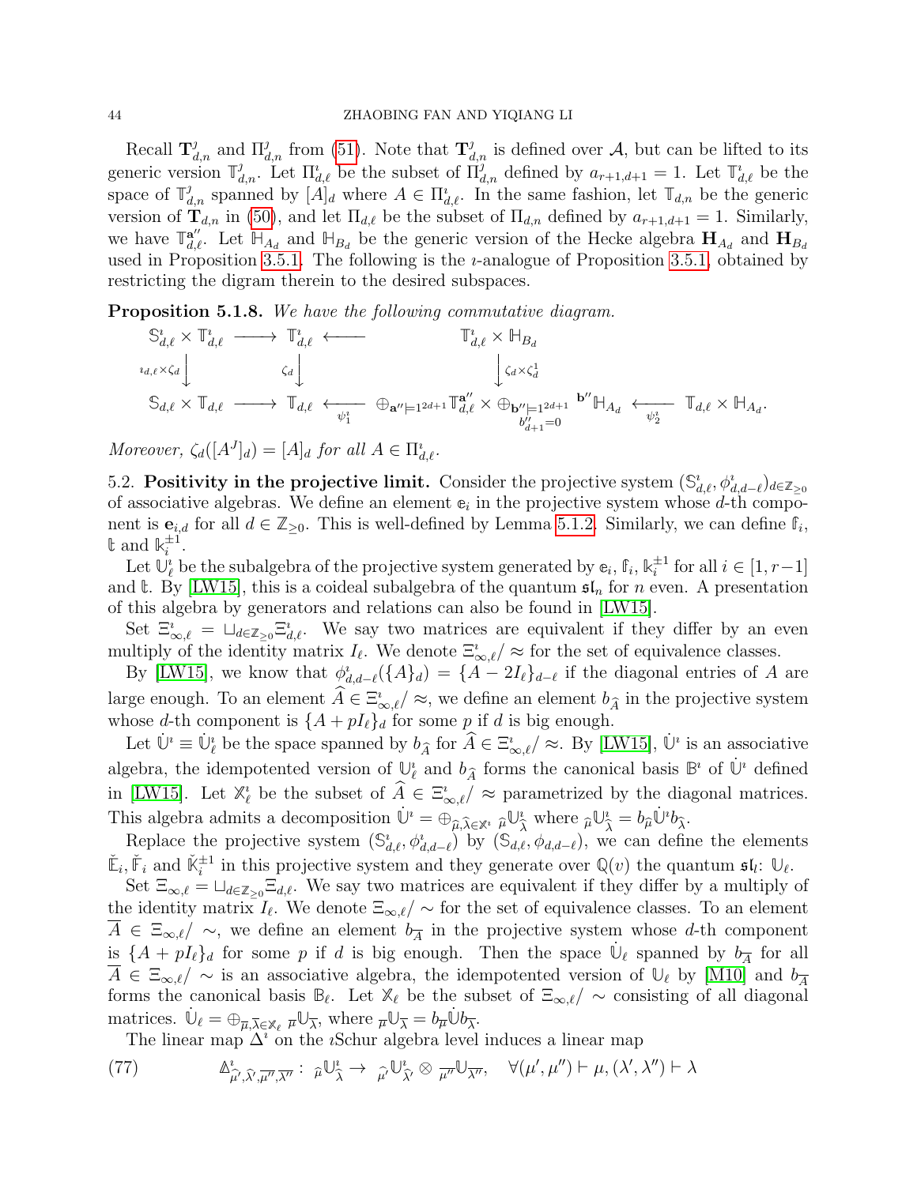Recall $\mathbf{T}^{\jmath}_{d,n}$ and $\Pi^{\jmath}_{d,n}$ from (51). Note that $\mathbf{T}^{\jmath}_{d,n}$ is defined over $\mathcal{A}$, but can be lifted to its generic version $\mathbb{T}^{\jmath}_{d,n}$. Let $\Pi^{\imath}_{d,\ell}$ be the subset of $\Pi^{\jmath}_{d,n}$ defined by $a_{r+1,d+1} = 1$. Let $\mathbb{T}^{\imath}_{d,\ell}$ be the space of $\mathbb{T}^{\jmath}_{d,n}$ spanned by $[A]_d$ where $A \in \Pi^{\imath}_{d,\ell}$. In the same fashion, let $\mathbb{T}_{d,n}$ be the generic version of $\mathbf{T}_{d,n}$ in (50), and let $\Pi_{d,\ell}$ be the subset of $\Pi_{d,n}$ defined by $a_{r+1,d+1} = 1$. Similarly, we have $\mathbb{T}^{\mathbf{a}''}_{d,\ell}$. Let $\mathbb{H}_{A_d}$ and $\mathbb{H}_{B_d}$ be the generic version of the Hecke algebra $\mathbf{H}_{A_d}$ and $\mathbf{H}_{B_d}$ used in Proposition 3.5.1. The following is the $\imath$-analogue of Proposition 3.5.1, obtained by restricting the digram therein to the desired subspaces.

**Proposition 5.1.8.** *We have the following commutative diagram.*

$$
\begin{array}{ccccccc}
\mathbb{S}^{\imath}_{d,\ell} \times \mathbb{T}^{\imath}_{d,\ell} & \longrightarrow & \mathbb{T}^{\imath}_{d,\ell} & \longleftarrow & \mathbb{T}^{\imath}_{d,\ell} \times \mathbb{H}_{B_d} & & \\
\downarrow{\scriptstyle \imath_{d,\ell}\times\zeta_d} & & \downarrow{\scriptstyle \zeta_d} & & \downarrow{\scriptstyle \zeta_d\times\zeta^{1}_d} & & \\
\mathbb{S}_{d,\ell} \times \mathbb{T}_{d,\ell} & \longrightarrow & \mathbb{T}_{d,\ell} & \xleftarrow[\psi^{\imath}_1]{} & \oplus_{\mathbf{a}''\models 1^{2d+1}} \mathbb{T}^{\mathbf{a}''}_{d,\ell} \times \oplus_{\substack{\mathbf{b}''\models 1^{2d+1}\\ b''_{d+1}=0}} {}^{\mathbf{b}''}\mathbb{H}_{A_d} & \xleftarrow[\psi^{\imath}_2]{} & \mathbb{T}_{d,\ell} \times \mathbb{H}_{A_d}.
\end{array}
$$

*Moreover, $\zeta_d([A^{\jmath}]_d) = [A]_d$ for all $A \in \Pi^{\imath}_{d,\ell}$.*

5.2. **Positivity in the projective limit.** Consider the projective system $(\mathbb{S}^{\imath}_{d,\ell}, \phi^{\imath}_{d,d-\ell})_{d\in\mathbb{Z}_{\geq 0}}$ of associative algebras. We define an element $\mathbb{e}_i$ in the projective system whose $d$-th component is $\mathbf{e}_{i,d}$ for all $d \in \mathbb{Z}_{\geq 0}$. This is well-defined by Lemma 5.1.2. Similarly, we can define $\mathbb{f}_i$, $\mathbb{t}$ and $\mathbb{k}^{\pm 1}_i$.

Let $\mathbb{U}^{\imath}_\ell$ be the subalgebra of the projective system generated by $\mathbb{e}_i, \mathbb{f}_i, \mathbb{k}^{\pm 1}_i$ for all $i \in [1, r-1]$ and $\mathbb{t}$. By [LW15], this is a coideal subalgebra of the quantum $\mathfrak{sl}_n$ for $n$ even. A presentation of this algebra by generators and relations can also be found in [LW15].

Set $\Xi^{\imath}_{\infty,\ell} = \sqcup_{d\in\mathbb{Z}_{\geq 0}} \Xi^{\imath}_{d,\ell}$. We say two matrices are equivalent if they differ by an even multiply of the identity matrix $I_\ell$. We denote $\Xi^{\imath}_{\infty,\ell}/\approx$ for the set of equivalence classes.

By [LW15], we know that $\phi^{\imath}_{d,d-\ell}(\{A\}_d) = \{A - 2I_\ell\}_{d-\ell}$ if the diagonal entries of $A$ are large enough. To an element $\widehat{A} \in \Xi^{\imath}_{\infty,\ell}/\approx$, we define an element $b_{\widehat{A}}$ in the projective system whose $d$-th component is $\{A + pI_\ell\}_d$ for some $p$ if $d$ is big enough.

Let $\dot{\mathbb{U}}^{\imath} \equiv \dot{\mathbb{U}}^{\imath}_\ell$ be the space spanned by $b_{\widehat{A}}$ for $\widehat{A} \in \Xi^{\imath}_{\infty,\ell}/\approx$. By [LW15], $\dot{\mathbb{U}}^{\imath}$ is an associative algebra, the idempotented version of $\mathbb{U}^{\imath}_\ell$ and $b_{\widehat{A}}$ forms the canonical basis $\mathbb{B}^{\imath}$ of $\dot{\mathbb{U}}^{\imath}$ defined in [LW15]. Let $\mathbb{X}^{\imath}_\ell$ be the subset of $\widehat{A} \in \Xi^{\imath}_{\infty,\ell}/\approx$ parametrized by the diagonal matrices. This algebra admits a decomposition $\dot{\mathbb{U}}^{\imath} = \oplus_{\widehat{\mu},\widehat{\lambda}\in\mathbb{X}^{\imath}} {}_{\widehat{\mu}}\mathbb{U}^{\imath}_{\widehat{\lambda}}$ where ${}_{\widehat{\mu}}\mathbb{U}^{\imath}_{\widehat{\lambda}} = b_{\widehat{\mu}}\dot{\mathbb{U}}^{\imath} b_{\widehat{\lambda}}$.

Replace the projective system $(\mathbb{S}^{\imath}_{d,\ell}, \phi^{\imath}_{d,d-\ell})$ by $(\mathbb{S}_{d,\ell}, \phi_{d,d-\ell})$, we can define the elements $\check{\mathbb{E}}_i, \check{\mathbb{F}}_i$ and $\check{\mathbb{K}}^{\pm 1}_i$ in this projective system and they generate over $\mathbb{Q}(v)$ the quantum $\mathfrak{sl}_l$: $\mathbb{U}_\ell$.

Set $\Xi_{\infty,\ell} = \sqcup_{d\in\mathbb{Z}_{\geq 0}} \Xi_{d,\ell}$. We say two matrices are equivalent if they differ by a multiply of the identity matrix $I_\ell$. We denote $\Xi_{\infty,\ell}/\sim$ for the set of equivalence classes. To an element $\overline{A} \in \Xi_{\infty,\ell}/\sim$, we define an element $b_{\overline{A}}$ in the projective system whose $d$-th component is $\{A + pI_\ell\}_d$ for some $p$ if $d$ is big enough. Then the space $\dot{\mathbb{U}}_\ell$ spanned by $b_{\overline{A}}$ for all $\overline{A} \in \Xi_{\infty,\ell}/\sim$ is an associative algebra, the idempotented version of $\mathbb{U}_\ell$ by [M10] and $b_{\overline{A}}$ forms the canonical basis $\mathbb{B}_\ell$. Let $\mathbb{X}_\ell$ be the subset of $\Xi_{\infty,\ell}/\sim$ consisting of all diagonal matrices. $\dot{\mathbb{U}}_\ell = \oplus_{\overline{\mu},\overline{\lambda}\in\mathbb{X}_\ell} {}_{\overline{\mu}}\mathbb{U}_{\overline{\lambda}}$, where ${}_{\overline{\mu}}\mathbb{U}_{\overline{\lambda}} = b_{\overline{\mu}}\dot{\mathbb{U}} b_{\overline{\lambda}}$.

The linear map $\Delta^{\imath}$ on the $\imath$Schur algebra level induces a linear map

$$
\mathbb{\Delta}^{\imath}_{\widehat{\mu'},\widehat{\lambda'},\overline{\mu''},\overline{\lambda''}} : \ {}_{\widehat{\mu}}\mathbb{U}^{\imath}_{\widehat{\lambda}} \to \ {}_{\widehat{\mu'}}\mathbb{U}^{\imath}_{\widehat{\lambda'}} \otimes {}_{\overline{\mu''}}\mathbb{U}_{\overline{\lambda''}}, \quad \forall (\mu', \mu'') \vdash \mu, (\lambda', \lambda'') \vdash \lambda \tag{77}
$$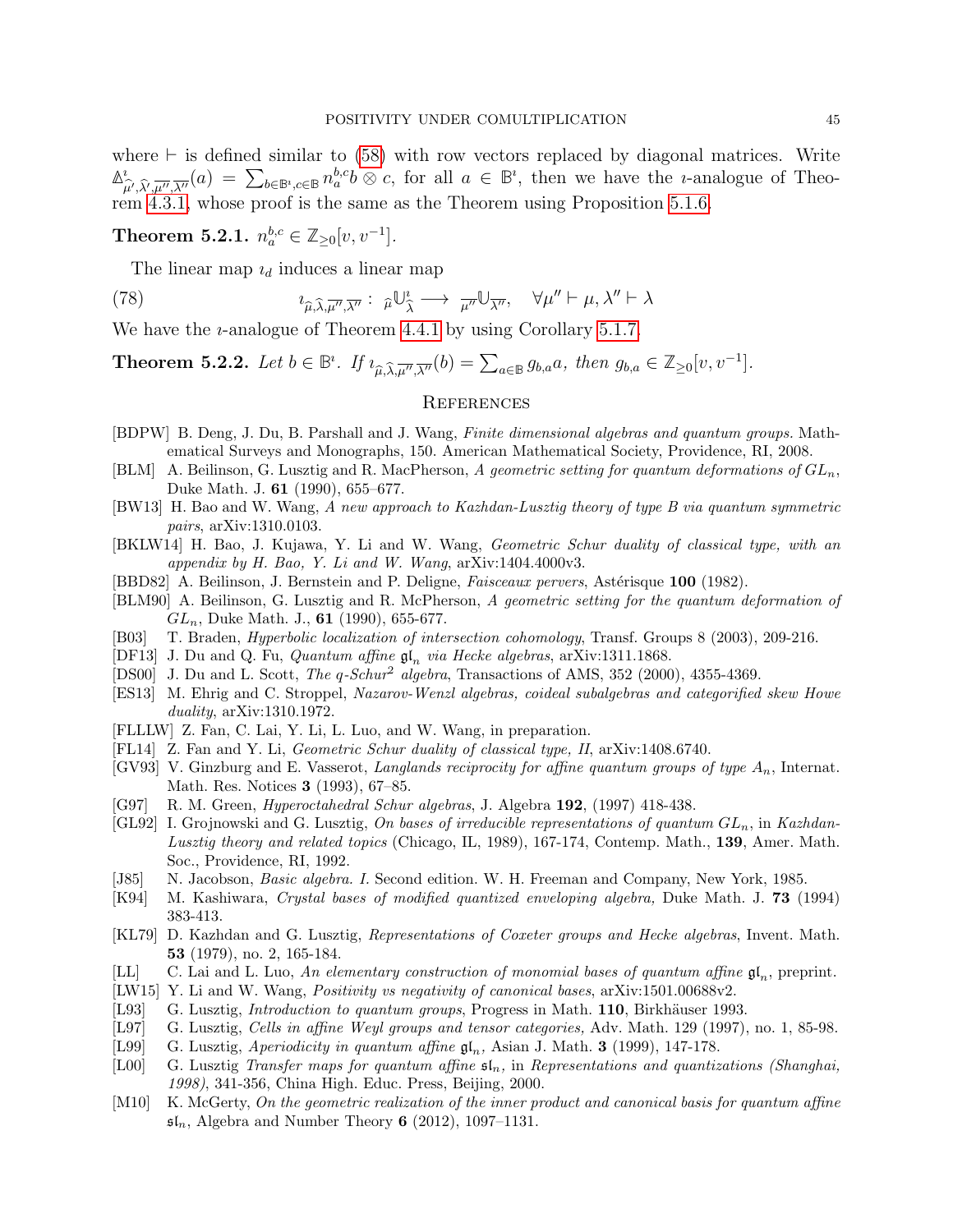where $\vdash$ is defined similar to (58) with row vectors replaced by diagonal matrices. Write $\Delta^{\imath}_{\widehat{\mu'},\widehat{\lambda'},\overline{\mu''},\overline{\lambda''}}(a) = \sum_{b\in\mathbb{B}^{\imath},c\in\mathbb{B}} n_a^{b,c} b\otimes c$, for all $a\in\mathbb{B}^{\imath}$, then we have the $\imath$-analogue of Theorem 4.3.1, whose proof is the same as the Theorem using Proposition 5.1.6.

**Theorem 5.2.1.** $n_a^{b,c}\in\mathbb{Z}_{\geq 0}[v,v^{-1}]$.

The linear map $\imath_d$ induces a linear map

$$\imath_{\widehat{\mu},\widehat{\lambda},\overline{\mu''},\overline{\lambda''}}: \ {}_{\widehat{\mu}}\mathbb{U}^{\imath}_{\widehat{\lambda}} \longrightarrow {}_{\overline{\mu''}}\mathbb{U}_{\overline{\lambda''}}, \quad \forall \mu''\vdash\mu, \lambda''\vdash\lambda \tag{78}$$

We have the $\imath$-analogue of Theorem 4.4.1 by using Corollary 5.1.7.

**Theorem 5.2.2.** *Let $b\in\mathbb{B}^{\imath}$. If $\imath_{\widehat{\mu},\widehat{\lambda},\overline{\mu''},\overline{\lambda''}}(b)=\sum_{a\in\mathbb{B}} g_{b,a}a$, then $g_{b,a}\in\mathbb{Z}_{\geq 0}[v,v^{-1}]$.*

## References

- [BDPW] B. Deng, J. Du, B. Parshall and J. Wang, *Finite dimensional algebras and quantum groups.* Mathematical Surveys and Monographs, 150. American Mathematical Society, Providence, RI, 2008.
- [BLM] A. Beilinson, G. Lusztig and R. MacPherson, *A geometric setting for quantum deformations of $GL_n$*, Duke Math. J. **61** (1990), 655–677.
- [BW13] H. Bao and W. Wang, *A new approach to Kazhdan-Lusztig theory of type B via quantum symmetric pairs*, arXiv:1310.0103.
- [BKLW14] H. Bao, J. Kujawa, Y. Li and W. Wang, *Geometric Schur duality of classical type, with an appendix by H. Bao, Y. Li and W. Wang*, arXiv:1404.4000v3.
- [BBD82] A. Beilinson, J. Bernstein and P. Deligne, *Faisceaux pervers*, Astérisque **100** (1982).
- [BLM90] A. Beilinson, G. Lusztig and R. McPherson, *A geometric setting for the quantum deformation of $GL_n$*, Duke Math. J., **61** (1990), 655-677.
- [B03] T. Braden, *Hyperbolic localization of intersection cohomology*, Transf. Groups 8 (2003), 209-216.
- [DF13] J. Du and Q. Fu, *Quantum affine $\mathfrak{gl}_n$ via Hecke algebras*, arXiv:1311.1868.
- [DS00] J. Du and L. Scott, *The q-Schur$^2$ algebra*, Transactions of AMS, 352 (2000), 4355-4369.
- [ES13] M. Ehrig and C. Stroppel, *Nazarov-Wenzl algebras, coideal subalgebras and categorified skew Howe duality*, arXiv:1310.1972.
- [FLLLW] Z. Fan, C. Lai, Y. Li, L. Luo, and W. Wang, in preparation.
- [FL14] Z. Fan and Y. Li, *Geometric Schur duality of classical type, II*, arXiv:1408.6740.
- [GV93] V. Ginzburg and E. Vasserot, *Langlands reciprocity for affine quantum groups of type $A_n$*, Internat. Math. Res. Notices **3** (1993), 67–85.
- [G97] R. M. Green, *Hyperoctahedral Schur algebras*, J. Algebra **192**, (1997) 418-438.
- [GL92] I. Grojnowski and G. Lusztig, *On bases of irreducible representations of quantum $GL_n$*, in *Kazhdan-Lusztig theory and related topics* (Chicago, IL, 1989), 167-174, Contemp. Math., **139**, Amer. Math. Soc., Providence, RI, 1992.
- [J85] N. Jacobson, *Basic algebra. I.* Second edition. W. H. Freeman and Company, New York, 1985.
- [K94] M. Kashiwara, *Crystal bases of modified quantized enveloping algebra,* Duke Math. J. **73** (1994) 383-413.
- [KL79] D. Kazhdan and G. Lusztig, *Representations of Coxeter groups and Hecke algebras*, Invent. Math. **53** (1979), no. 2, 165-184.
- [LL] C. Lai and L. Luo, *An elementary construction of monomial bases of quantum affine $\mathfrak{gl}_n$*, preprint.
- [LW15] Y. Li and W. Wang, *Positivity vs negativity of canonical bases*, arXiv:1501.00688v2.
- [L93] G. Lusztig, *Introduction to quantum groups*, Progress in Math. **110**, Birkhäuser 1993.
- [L97] G. Lusztig, *Cells in affine Weyl groups and tensor categories,* Adv. Math. 129 (1997), no. 1, 85-98.
- [L99] G. Lusztig, *Aperiodicity in quantum affine $\mathfrak{gl}_n$,* Asian J. Math. **3** (1999), 147-178.
- [L00] G. Lusztig *Transfer maps for quantum affine $\mathfrak{sl}_n$*, in *Representations and quantizations (Shanghai, 1998)*, 341-356, China High. Educ. Press, Beijing, 2000.
- [M10] K. McGerty, *On the geometric realization of the inner product and canonical basis for quantum affine $\mathfrak{sl}_n$*, Algebra and Number Theory **6** (2012), 1097–1131.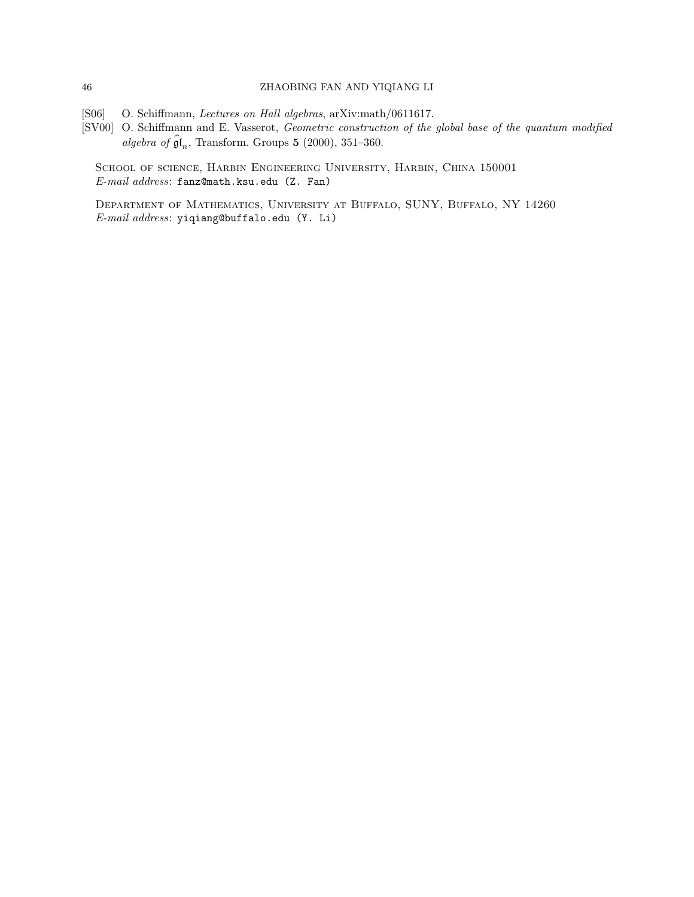[S06] O. Schiffmann, *Lectures on Hall algebras*, arXiv:math/0611617.

[SV00] O. Schiffmann and E. Vasserot, *Geometric construction of the global base of the quantum modified algebra of* $\widehat{\mathfrak{gl}}_n$, Transform. Groups **5** (2000), 351–360.

School of science, Harbin Engineering University, Harbin, China 150001
*E-mail address*: fanz@math.ksu.edu (Z. Fan)

Department of Mathematics, University at Buffalo, SUNY, Buffalo, NY 14260
*E-mail address*: yiqiang@buffalo.edu (Y. Li)